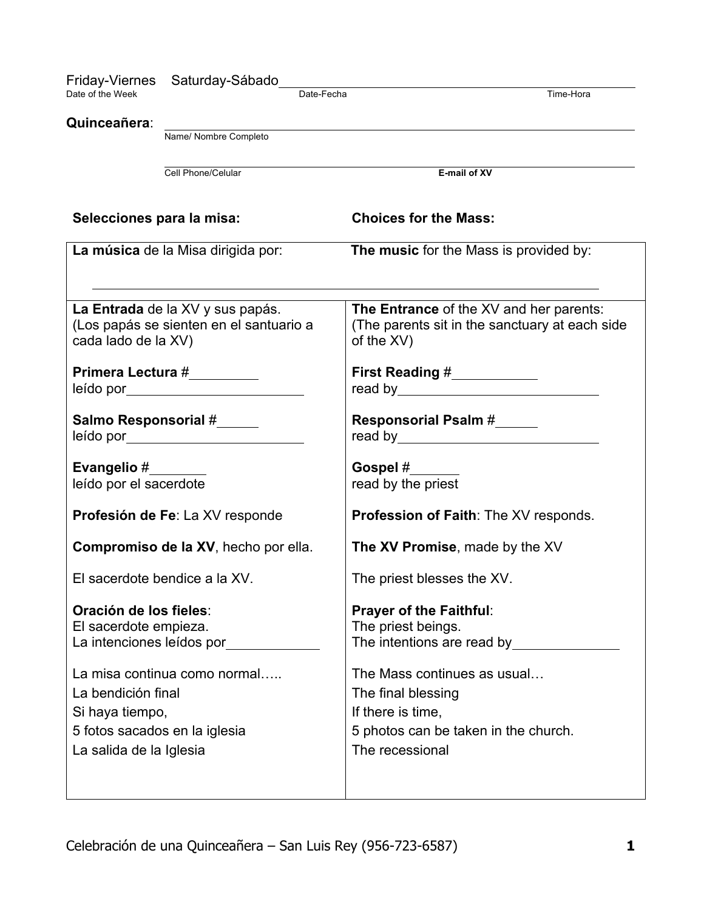Friday-Viernes Saturday-Sábado\_\_\_\_\_\_\_\_\_\_\_\_\_\_\_\_\_\_\_\_\_\_\_\_\_\_\_\_\_\_\_\_\_\_\_\_\_\_\_\_\_\_\_\_

Date of the Week Date-Fecha Time-Hora

**Quinceañera**: \_\_\_\_\_\_\_\_\_\_\_\_\_\_\_\_\_\_\_\_\_\_\_\_\_\_\_\_\_\_\_\_\_\_\_\_\_\_\_\_\_\_\_\_\_\_\_\_\_\_\_\_

Name/ Nombre Completo

\_\_\_\_\_\_\_\_\_\_\_\_\_\_\_\_\_\_\_\_\_\_\_\_\_\_\_\_\_\_\_\_\_\_\_\_\_\_\_\_\_\_\_\_\_\_\_\_\_\_\_\_

Cell Phone/Celular **E-mail of XV**

| **Selecciones para la misa:** | **Choices for the Mass:** |
|---|---|
| **La música** de la Misa dirigida por: \_\_\_\_\_\_\_\_\_\_\_\_\_\_\_\_\_\_\_\_\_\_\_\_ | **The music** for the Mass is provided by: \_\_\_\_\_\_\_\_\_\_\_\_\_\_\_\_\_\_\_\_\_\_\_\_ |
| **La Entrada** de la XV y sus papás. (Los papás se sienten en el santuario a cada lado de la XV) | **The Entrance** of the XV and her parents: (The parents sit in the sanctuary at each side of the XV) |
| **Primera Lectura** #\_\_\_\_\_\_\_\_\_ leído por\_\_\_\_\_\_\_\_\_\_\_\_\_\_\_\_\_\_\_\_\_\_\_ | **First Reading** #\_\_\_\_\_\_\_\_\_\_\_ read by\_\_\_\_\_\_\_\_\_\_\_\_\_\_\_\_\_\_\_\_\_\_\_\_\_\_ |
| **Salmo Responsorial** #\_\_\_\_\_ leído por\_\_\_\_\_\_\_\_\_\_\_\_\_\_\_\_\_\_\_\_\_\_\_ | **Responsorial Psalm** #\_\_\_\_\_ read by\_\_\_\_\_\_\_\_\_\_\_\_\_\_\_\_\_\_\_\_\_\_\_\_\_\_ |
| **Evangelio** #\_\_\_\_\_\_\_ leído por el sacerdote | **Gospel** #\_\_\_\_\_\_ read by the priest |
| **Profesión de Fe**: La XV responde | **Profession of Faith**: The XV responds. |
| **Compromiso de la XV**, hecho por ella. | **The XV Promise**, made by the XV |
| El sacerdote bendice a la XV. | The priest blesses the XV. |
| **Oración de los fieles**: El sacerdote empieza. La intenciones leídos por\_\_\_\_\_\_\_\_\_\_\_\_\_ | **Prayer of the Faithful**: The priest beings. The intentions are read by\_\_\_\_\_\_\_\_\_\_\_\_\_\_ |
| La misa continua como normal….. La bendición final Si haya tiempo, 5 fotos sacados en la iglesia La salida de la Iglesia | The Mass continues as usual… The final blessing If there is time, 5 photos can be taken in the church. The recessional |

Celebración de una Quinceañera – San Luis Rey (956-723-6587)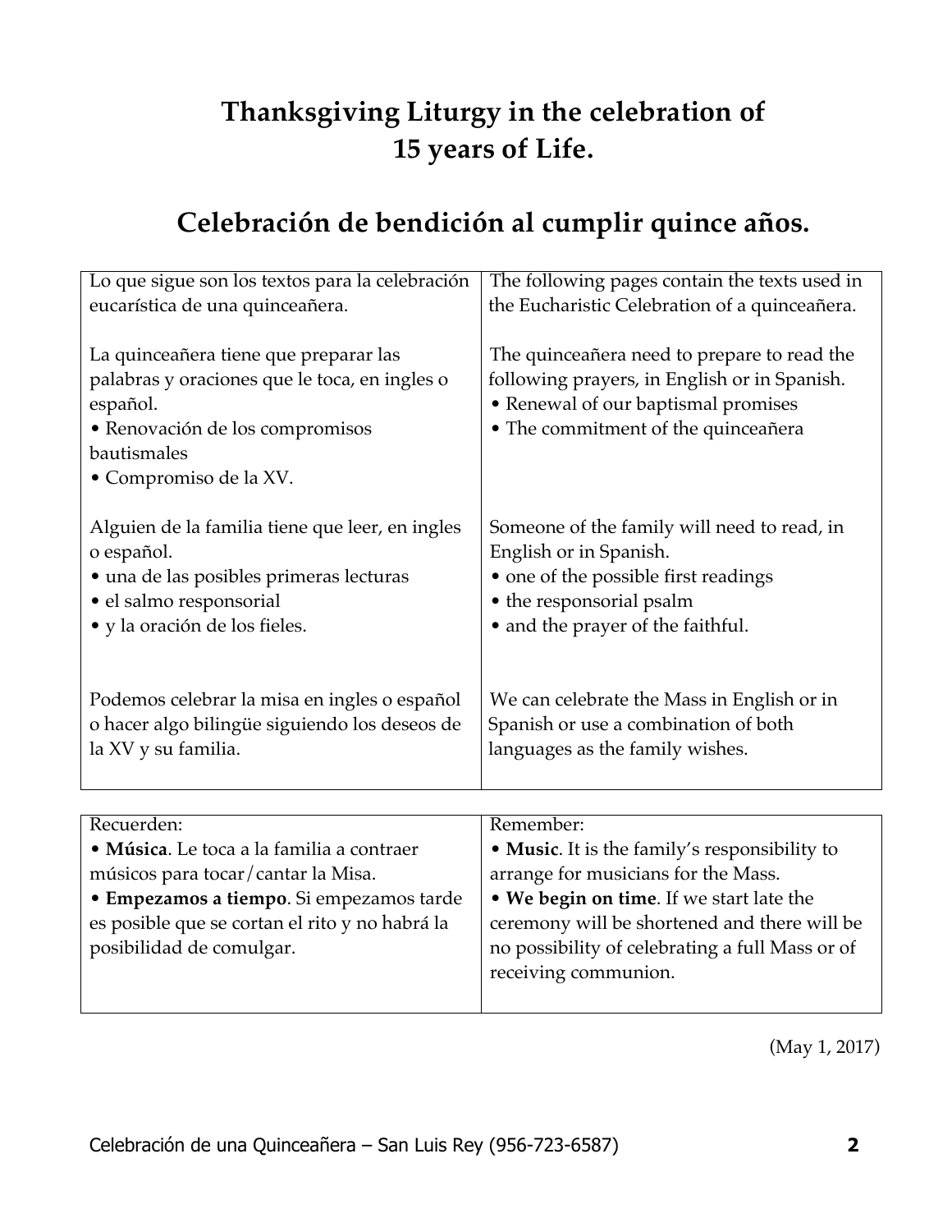# Thanksgiving Liturgy in the celebration of 15 years of Life.

# Celebración de bendición al cumplir quince años.

| Lo que sigue son los textos para la celebración eucarística de una quinceañera.<br><br>La quinceañera tiene que preparar las palabras y oraciones que le toca, en ingles o español.<br>• Renovación de los compromisos bautismales<br>• Compromiso de la XV.<br><br>Alguien de la familia tiene que leer, en ingles o español.<br>• una de las posibles primeras lecturas<br>• el salmo responsorial<br>• y la oración de los fieles.<br><br>Podemos celebrar la misa en ingles o español o hacer algo bilingüe siguiendo los deseos de la XV y su familia. | The following pages contain the texts used in the Eucharistic Celebration of a quinceañera.<br><br>The quinceañera need to prepare to read the following prayers, in English or in Spanish.<br>• Renewal of our baptismal promises<br>• The commitment of the quinceañera<br><br>Someone of the family will need to read, in English or in Spanish.<br>• one of the possible first readings<br>• the responsorial psalm<br>• and the prayer of the faithful.<br><br>We can celebrate the Mass in English or in Spanish or use a combination of both languages as the family wishes. |
|---|---|

| Recuerden:<br>• **Música**. Le toca a la familia a contraer músicos para tocar/cantar la Misa.<br>• **Empezamos a tiempo**. Si empezamos tarde es posible que se cortan el rito y no habrá la posibilidad de comulgar. | Remember:<br>• **Music**. It is the family's responsibility to arrange for musicians for the Mass.<br>• **We begin on time**. If we start late the ceremony will be shortened and there will be no possibility of celebrating a full Mass or of receiving communion. |
|---|---|

(May 1, 2017)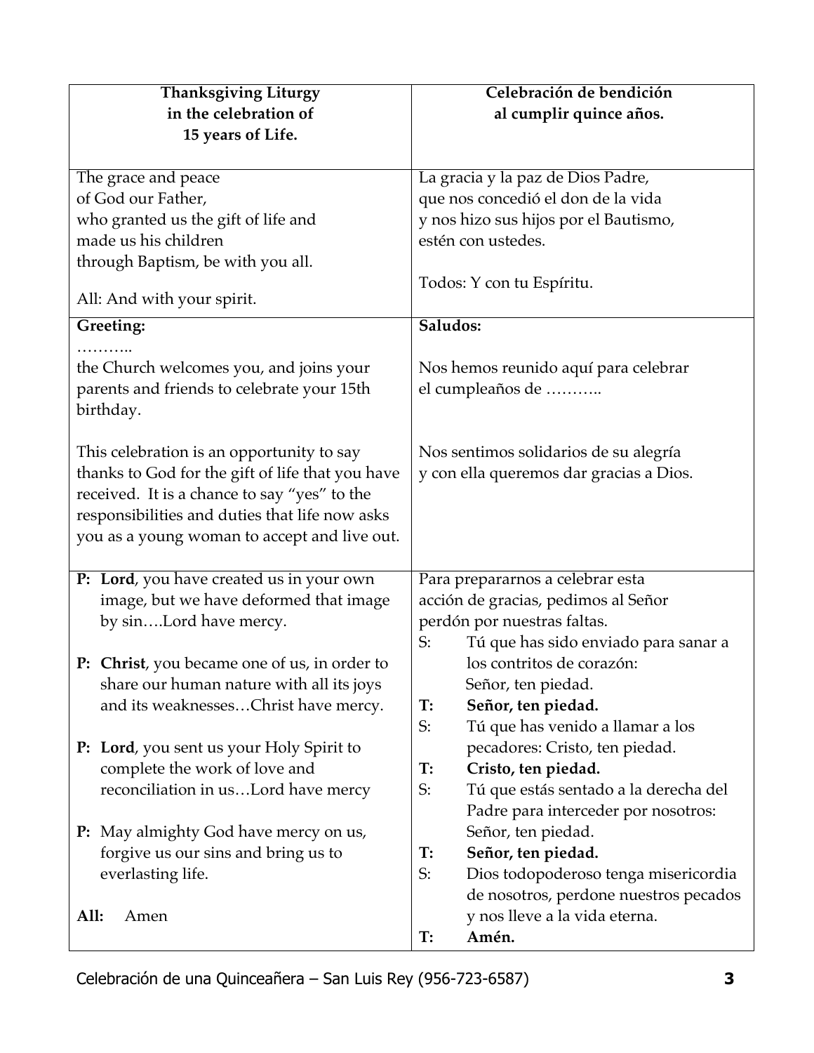| **Thanksgiving Liturgy in the celebration of 15 years of Life.** | **Celebración de bendición al cumplir quince años.** |
|---|---|
| The grace and peace of God our Father, who granted us the gift of life and made us his children through Baptism, be with you all.<br><br>All: And with your spirit. | La gracia y la paz de Dios Padre, que nos concedió el don de la vida y nos hizo sus hijos por el Bautismo, estén con ustedes.<br><br>Todos: Y con tu Espíritu. |
| **Greeting:**<br>………..<br>the Church welcomes you, and joins your parents and friends to celebrate your 15th birthday.<br><br>This celebration is an opportunity to say thanks to God for the gift of life that you have received. It is a chance to say "yes" to the responsibilities and duties that life now asks you as a young woman to accept and live out. | **Saludos:**<br><br>Nos hemos reunido aquí para celebrar el cumpleaños de ………..<br><br>Nos sentimos solidarios de su alegría y con ella queremos dar gracias a Dios. |
| **P: Lord**, you have created us in your own image, but we have deformed that image by sin….Lord have mercy.<br><br>**P: Christ**, you became one of us, in order to share our human nature with all its joys and its weaknesses…Christ have mercy.<br><br>**P: Lord**, you sent us your Holy Spirit to complete the work of love and reconciliation in us…Lord have mercy<br><br>**P:** May almighty God have mercy on us, forgive us our sins and bring us to everlasting life.<br><br>**All:** Amen | Para prepararnos a celebrar esta acción de gracias, pedimos al Señor perdón por nuestras faltas.<br>S: Tú que has sido enviado para sanar a los contritos de corazón: Señor, ten piedad.<br>**T: Señor, ten piedad.**<br>S: Tú que has venido a llamar a los pecadores: Cristo, ten piedad.<br>**T: Cristo, ten piedad.**<br>S: Tú que estás sentado a la derecha del Padre para interceder por nosotros: Señor, ten piedad.<br>**T: Señor, ten piedad.**<br>S: Dios todopoderoso tenga misericordia de nosotros, perdone nuestros pecados y nos lleve a la vida eterna.<br>**T: Amén.** |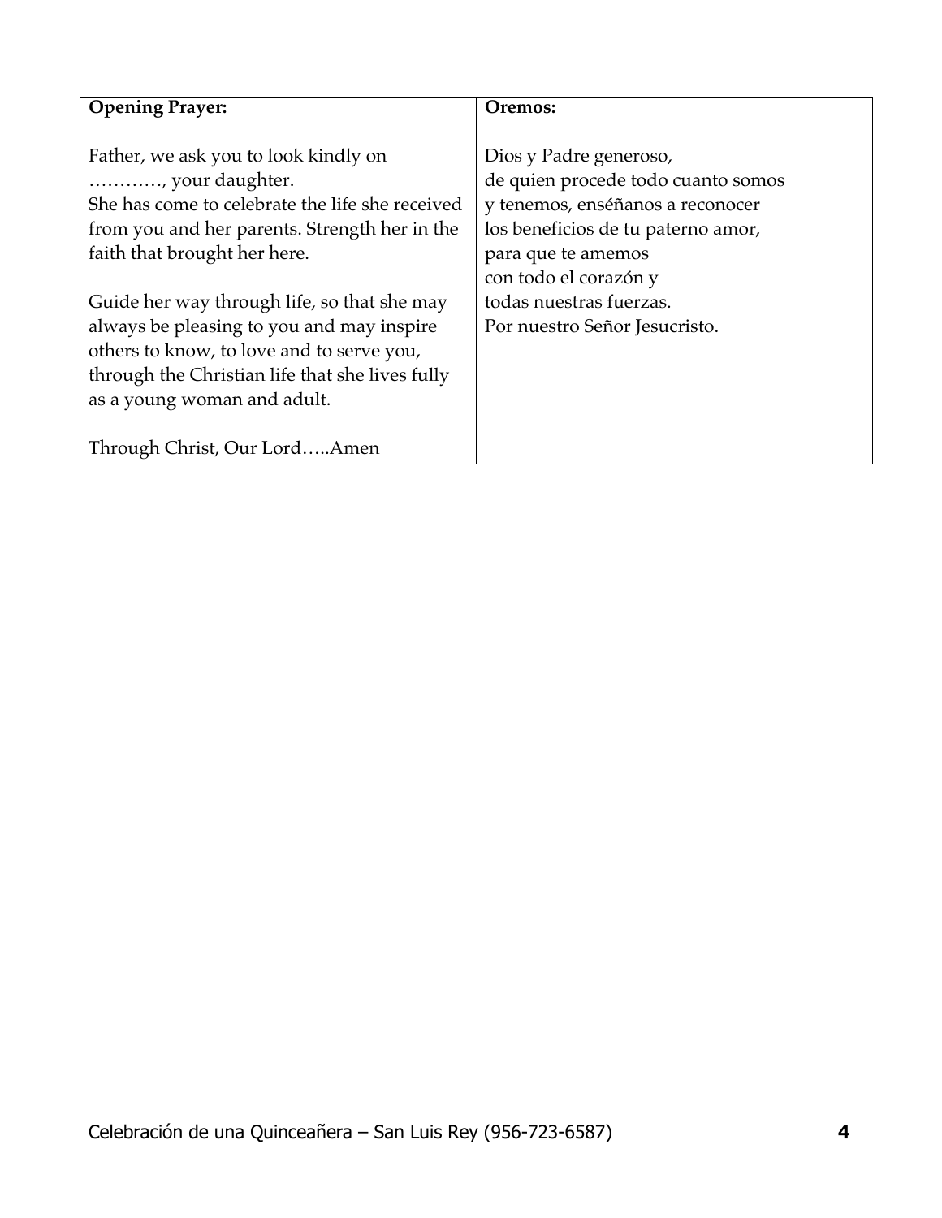| **Opening Prayer:** | **Oremos:** |
| --- | --- |
| Father, we ask you to look kindly on …………, your daughter.<br>She has come to celebrate the life she received from you and her parents. Strength her in the faith that brought her here.<br><br>Guide her way through life, so that she may always be pleasing to you and may inspire others to know, to love and to serve you, through the Christian life that she lives fully as a young woman and adult.<br><br>Through Christ, Our Lord…..Amen | Dios y Padre generoso,<br>de quien procede todo cuanto somos<br>y tenemos, enséñanos a reconocer<br>los beneficios de tu paterno amor,<br>para que te amemos<br>con todo el corazón y<br>todas nuestras fuerzas.<br>Por nuestro Señor Jesucristo. |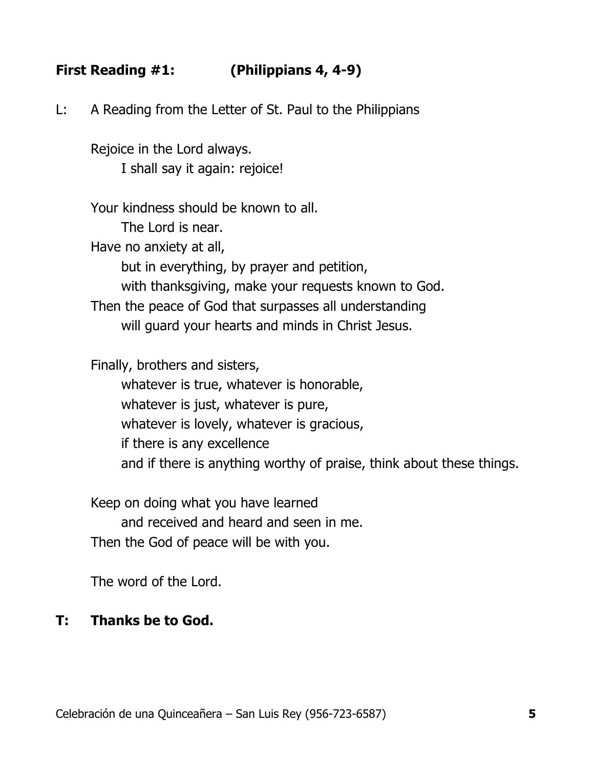**First Reading #1: (Philippians 4, 4-9)**

L: A Reading from the Letter of St. Paul to the Philippians

Rejoice in the Lord always.
  I shall say it again: rejoice!

Your kindness should be known to all.
  The Lord is near.
Have no anxiety at all,
  but in everything, by prayer and petition,
  with thanksgiving, make your requests known to God.
Then the peace of God that surpasses all understanding
  will guard your hearts and minds in Christ Jesus.

Finally, brothers and sisters,
  whatever is true, whatever is honorable,
  whatever is just, whatever is pure,
  whatever is lovely, whatever is gracious,
  if there is any excellence
  and if there is anything worthy of praise, think about these things.

Keep on doing what you have learned
  and received and heard and seen in me.
Then the God of peace will be with you.

The word of the Lord.

**T: Thanks be to God.**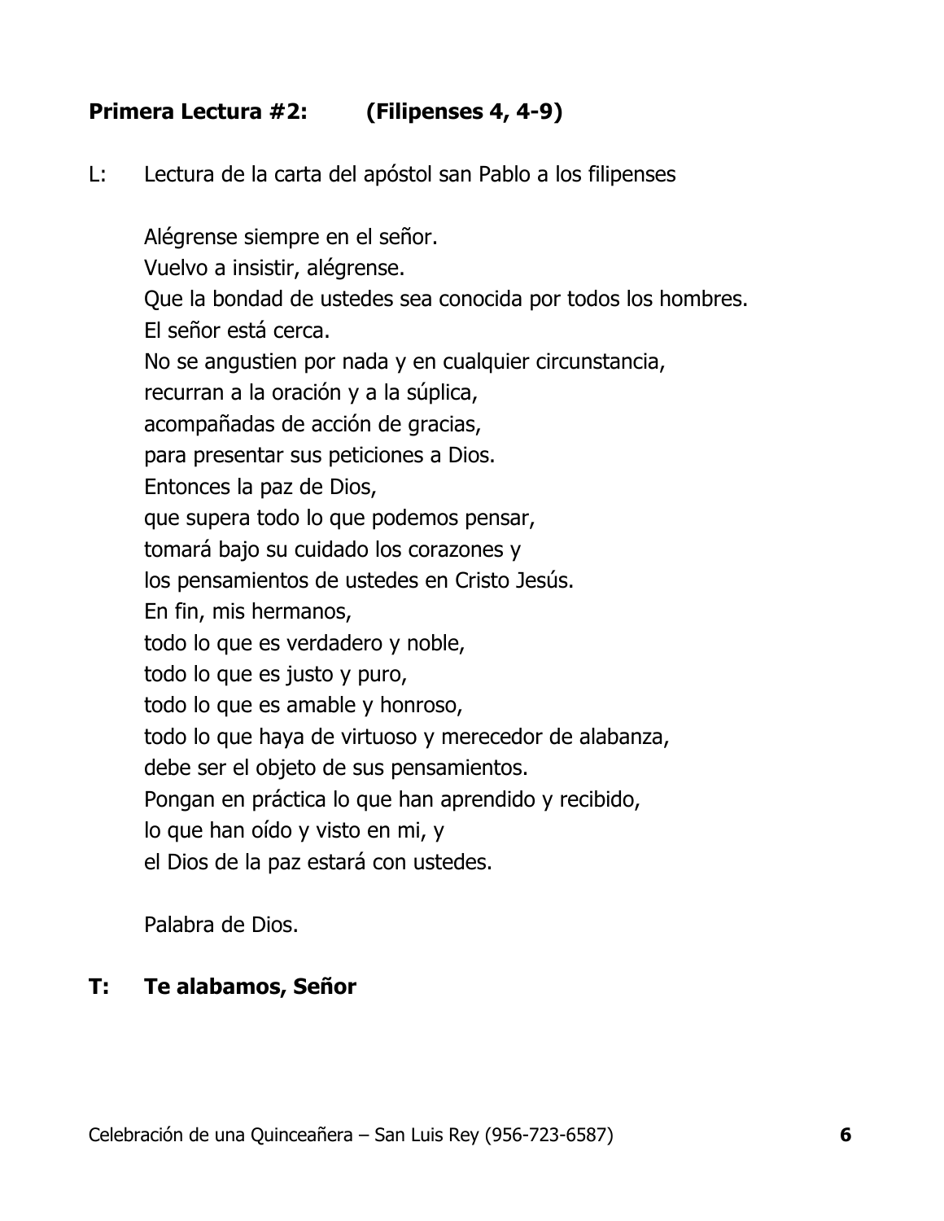**Primera Lectura #2: (Filipenses 4, 4-9)**

L: Lectura de la carta del apóstol san Pablo a los filipenses

Alégrense siempre en el señor.
Vuelvo a insistir, alégrense.
Que la bondad de ustedes sea conocida por todos los hombres.
El señor está cerca.
No se angustien por nada y en cualquier circunstancia,
recurran a la oración y a la súplica,
acompañadas de acción de gracias,
para presentar sus peticiones a Dios.
Entonces la paz de Dios,
que supera todo lo que podemos pensar,
tomará bajo su cuidado los corazones y
los pensamientos de ustedes en Cristo Jesús.
En fin, mis hermanos,
todo lo que es verdadero y noble,
todo lo que es justo y puro,
todo lo que es amable y honroso,
todo lo que haya de virtuoso y merecedor de alabanza,
debe ser el objeto de sus pensamientos.
Pongan en práctica lo que han aprendido y recibido,
lo que han oído y visto en mi, y
el Dios de la paz estará con ustedes.

Palabra de Dios.

**T: Te alabamos, Señor**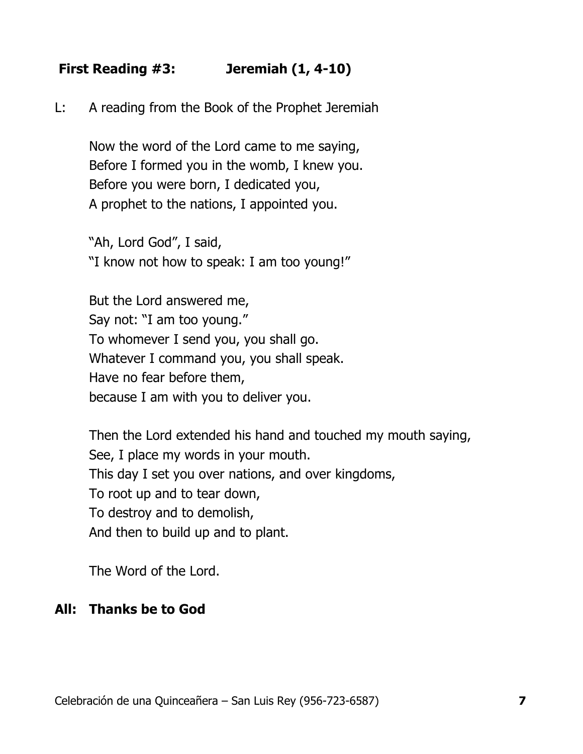**First Reading #3: Jeremiah (1, 4-10)**

L: A reading from the Book of the Prophet Jeremiah

Now the word of the Lord came to me saying,
Before I formed you in the womb, I knew you.
Before you were born, I dedicated you,
A prophet to the nations, I appointed you.

"Ah, Lord God", I said,
"I know not how to speak: I am too young!"

But the Lord answered me,
Say not: "I am too young."
To whomever I send you, you shall go.
Whatever I command you, you shall speak.
Have no fear before them,
because I am with you to deliver you.

Then the Lord extended his hand and touched my mouth saying,
See, I place my words in your mouth.
This day I set you over nations, and over kingdoms,
To root up and to tear down,
To destroy and to demolish,
And then to build up and to plant.

The Word of the Lord.

**All: Thanks be to God**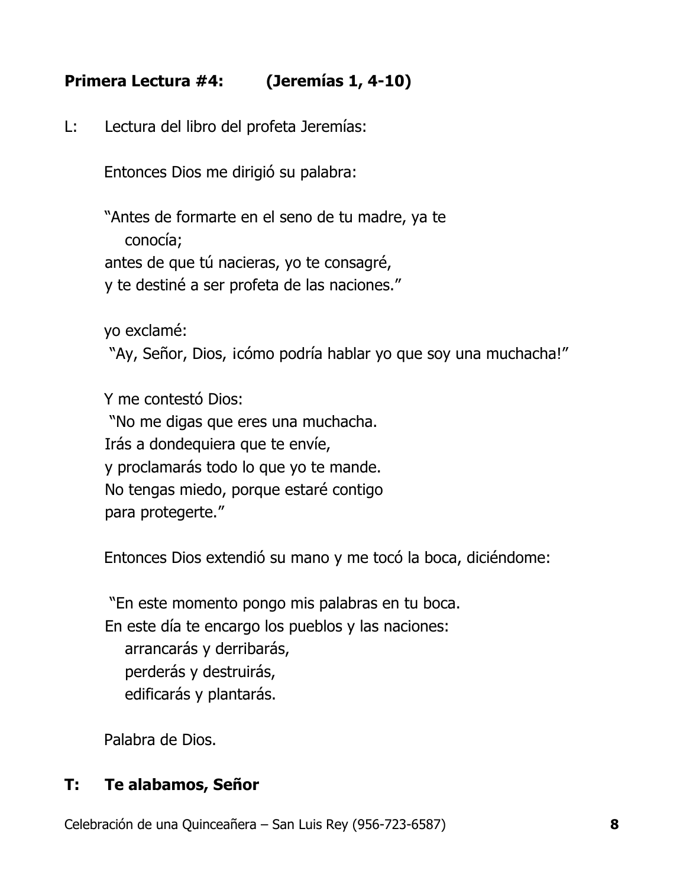**Primera Lectura #4: (Jeremías 1, 4-10)**

L: Lectura del libro del profeta Jeremías:

Entonces Dios me dirigió su palabra:

"Antes de formarte en el seno de tu madre, ya te
conocía;
antes de que tú nacieras, yo te consagré,
y te destiné a ser profeta de las naciones."

yo exclamé:
"Ay, Señor, Dios, ¡cómo podría hablar yo que soy una muchacha!"

Y me contestó Dios:
"No me digas que eres una muchacha.
Irás a dondequiera que te envíe,
y proclamarás todo lo que yo te mande.
No tengas miedo, porque estaré contigo
para protegerte."

Entonces Dios extendió su mano y me tocó la boca, diciéndome:

"En este momento pongo mis palabras en tu boca.
En este día te encargo los pueblos y las naciones:
arrancarás y derribarás,
perderás y destruirás,
edificarás y plantarás.

Palabra de Dios.

**T: Te alabamos, Señor**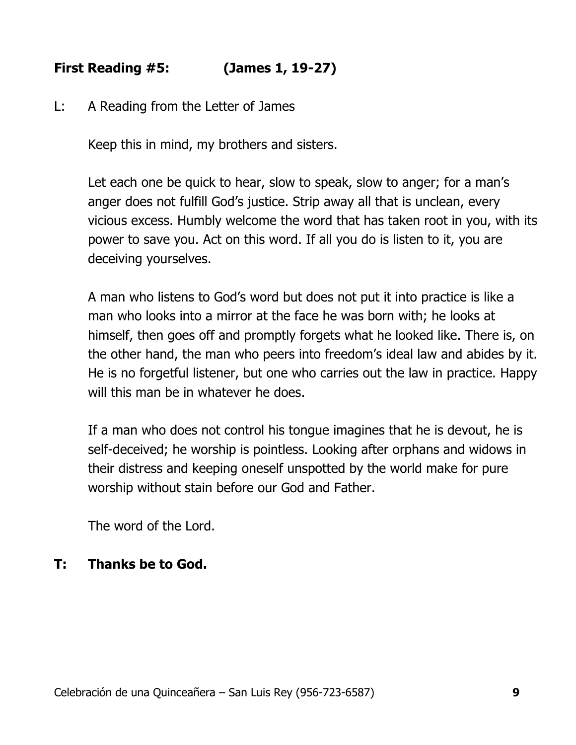**First Reading #5: (James 1, 19-27)**

L: A Reading from the Letter of James

Keep this in mind, my brothers and sisters.

Let each one be quick to hear, slow to speak, slow to anger; for a man's anger does not fulfill God's justice. Strip away all that is unclean, every vicious excess. Humbly welcome the word that has taken root in you, with its power to save you. Act on this word. If all you do is listen to it, you are deceiving yourselves.

A man who listens to God's word but does not put it into practice is like a man who looks into a mirror at the face he was born with; he looks at himself, then goes off and promptly forgets what he looked like. There is, on the other hand, the man who peers into freedom's ideal law and abides by it. He is no forgetful listener, but one who carries out the law in practice. Happy will this man be in whatever he does.

If a man who does not control his tongue imagines that he is devout, he is self-deceived; he worship is pointless. Looking after orphans and widows in their distress and keeping oneself unspotted by the world make for pure worship without stain before our God and Father.

The word of the Lord.

**T: Thanks be to God.**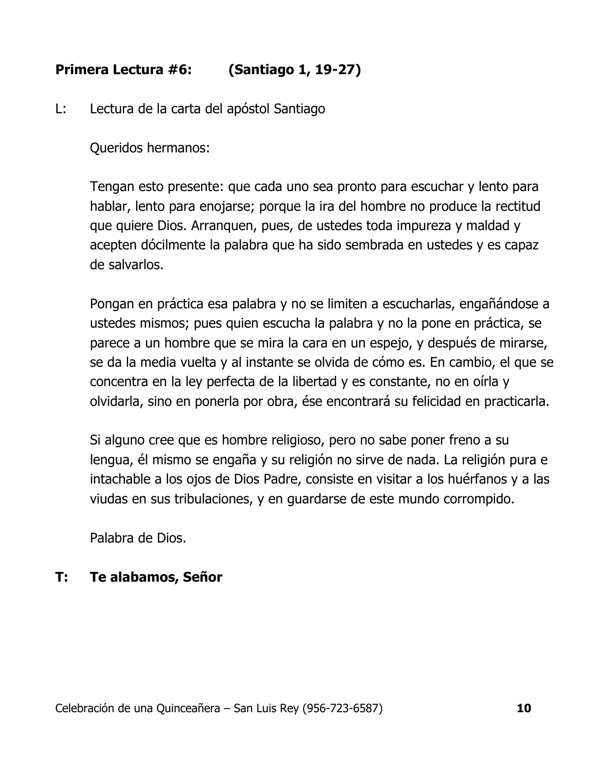**Primera Lectura #6: (Santiago 1, 19-27)**

L: Lectura de la carta del apóstol Santiago

Queridos hermanos:

Tengan esto presente: que cada uno sea pronto para escuchar y lento para hablar, lento para enojarse; porque la ira del hombre no produce la rectitud que quiere Dios. Arranquen, pues, de ustedes toda impureza y maldad y acepten dócilmente la palabra que ha sido sembrada en ustedes y es capaz de salvarlos.

Pongan en práctica esa palabra y no se limiten a escucharlas, engañándose a ustedes mismos; pues quien escucha la palabra y no la pone en práctica, se parece a un hombre que se mira la cara en un espejo, y después de mirarse, se da la media vuelta y al instante se olvida de cómo es. En cambio, el que se concentra en la ley perfecta de la libertad y es constante, no en oírla y olvidarla, sino en ponerla por obra, ése encontrará su felicidad en practicarla.

Si alguno cree que es hombre religioso, pero no sabe poner freno a su lengua, él mismo se engaña y su religión no sirve de nada. La religión pura e intachable a los ojos de Dios Padre, consiste en visitar a los huérfanos y a las viudas en sus tribulaciones, y en guardarse de este mundo corrompido.

Palabra de Dios.

**T: Te alabamos, Señor**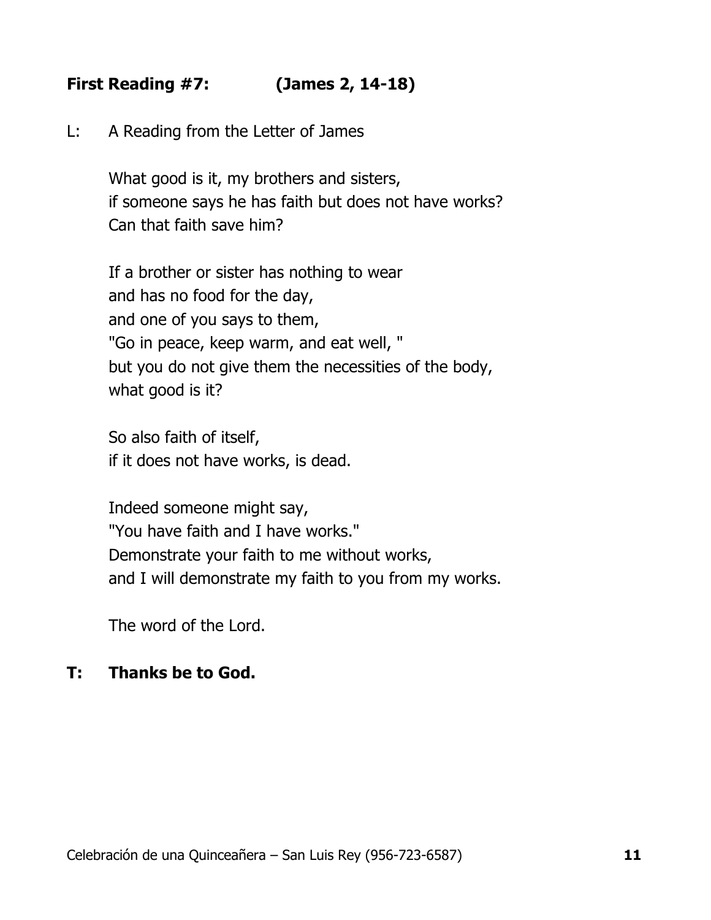**First Reading #7: (James 2, 14-18)**

L: A Reading from the Letter of James

What good is it, my brothers and sisters,
if someone says he has faith but does not have works?
Can that faith save him?

If a brother or sister has nothing to wear
and has no food for the day,
and one of you says to them,
"Go in peace, keep warm, and eat well, "
but you do not give them the necessities of the body,
what good is it?

So also faith of itself,
if it does not have works, is dead.

Indeed someone might say,
"You have faith and I have works."
Demonstrate your faith to me without works,
and I will demonstrate my faith to you from my works.

The word of the Lord.

**T: Thanks be to God.**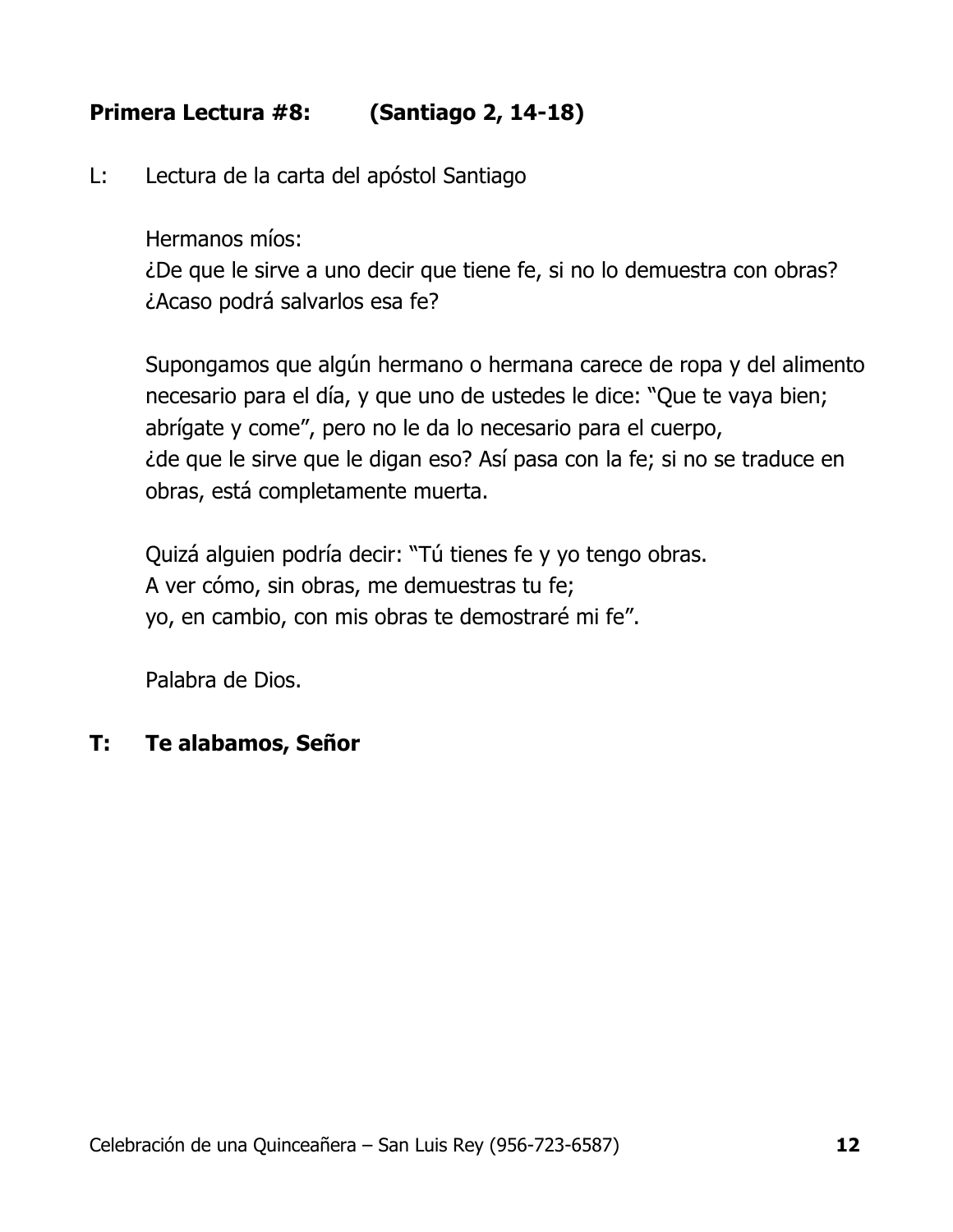**Primera Lectura #8: (Santiago 2, 14-18)**

L: Lectura de la carta del apóstol Santiago

Hermanos míos:
¿De que le sirve a uno decir que tiene fe, si no lo demuestra con obras?
¿Acaso podrá salvarlos esa fe?

Supongamos que algún hermano o hermana carece de ropa y del alimento necesario para el día, y que uno de ustedes le dice: "Que te vaya bien; abrígate y come", pero no le da lo necesario para el cuerpo,
¿de que le sirve que le digan eso? Así pasa con la fe; si no se traduce en obras, está completamente muerta.

Quizá alguien podría decir: "Tú tienes fe y yo tengo obras.
A ver cómo, sin obras, me demuestras tu fe;
yo, en cambio, con mis obras te demostraré mi fe".

Palabra de Dios.

**T: Te alabamos, Señor**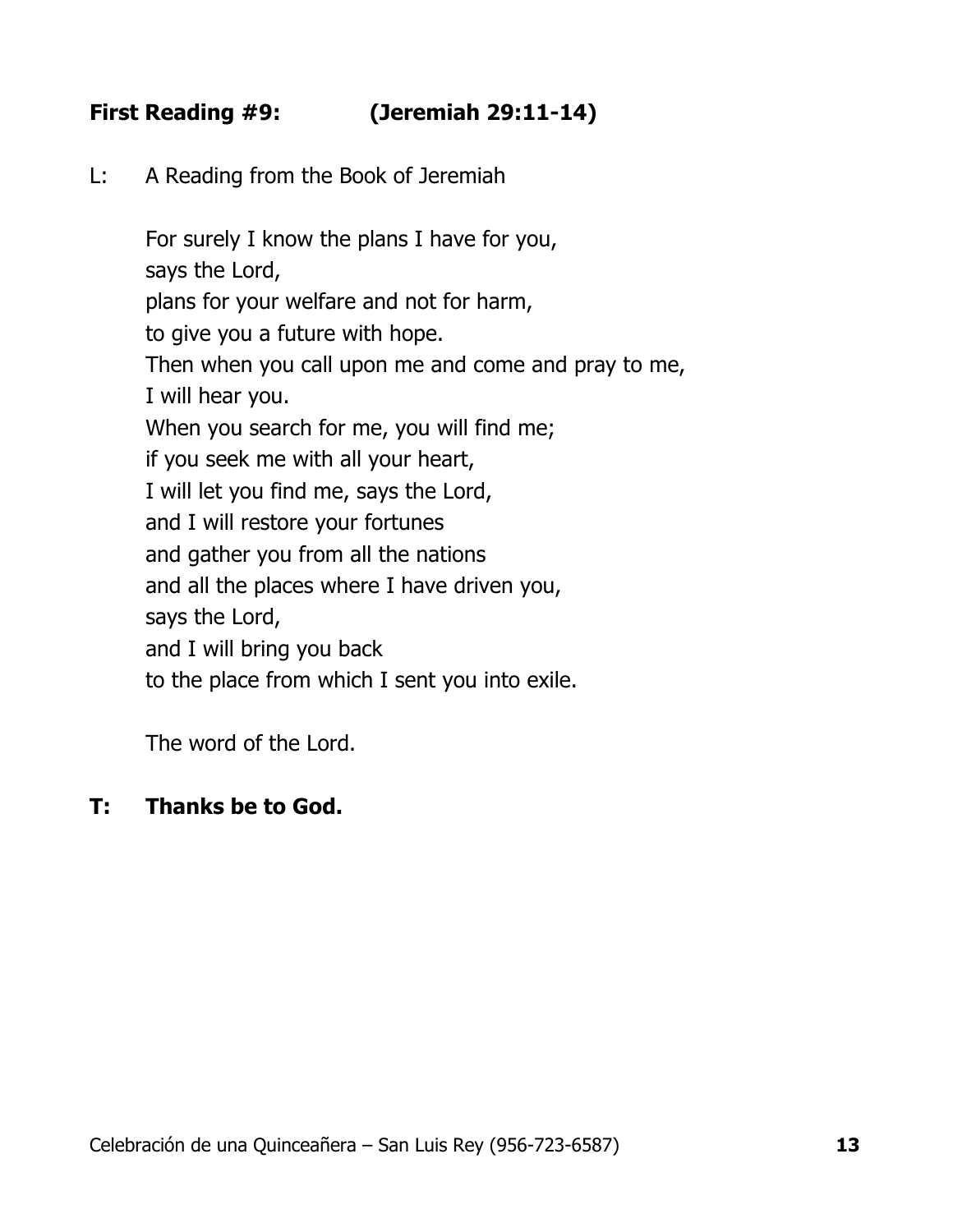**First Reading #9: (Jeremiah 29:11-14)**

L: A Reading from the Book of Jeremiah

For surely I know the plans I have for you,
says the Lord,
plans for your welfare and not for harm,
to give you a future with hope.
Then when you call upon me and come and pray to me,
I will hear you.
When you search for me, you will find me;
if you seek me with all your heart,
I will let you find me, says the Lord,
and I will restore your fortunes
and gather you from all the nations
and all the places where I have driven you,
says the Lord,
and I will bring you back
to the place from which I sent you into exile.

The word of the Lord.

**T: Thanks be to God.**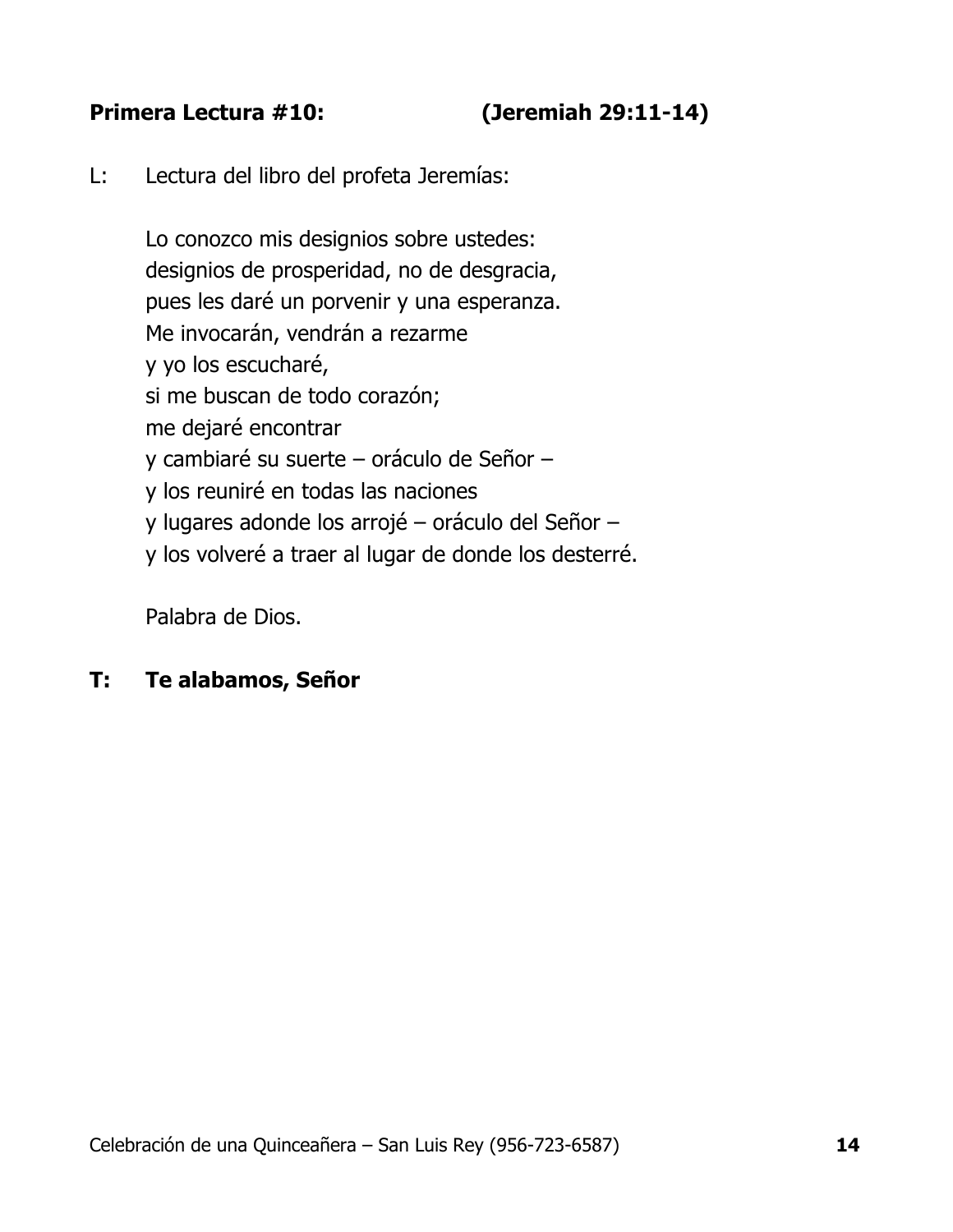**Primera Lectura #10: (Jeremiah 29:11-14)**

L: Lectura del libro del profeta Jeremías:

Lo conozco mis designios sobre ustedes:
designios de prosperidad, no de desgracia,
pues les daré un porvenir y una esperanza.
Me invocarán, vendrán a rezarme
y yo los escucharé,
si me buscan de todo corazón;
me dejaré encontrar
y cambiaré su suerte – oráculo de Señor –
y los reuniré en todas las naciones
y lugares adonde los arrojé – oráculo del Señor –
y los volveré a traer al lugar de donde los desterré.

Palabra de Dios.

**T: Te alabamos, Señor**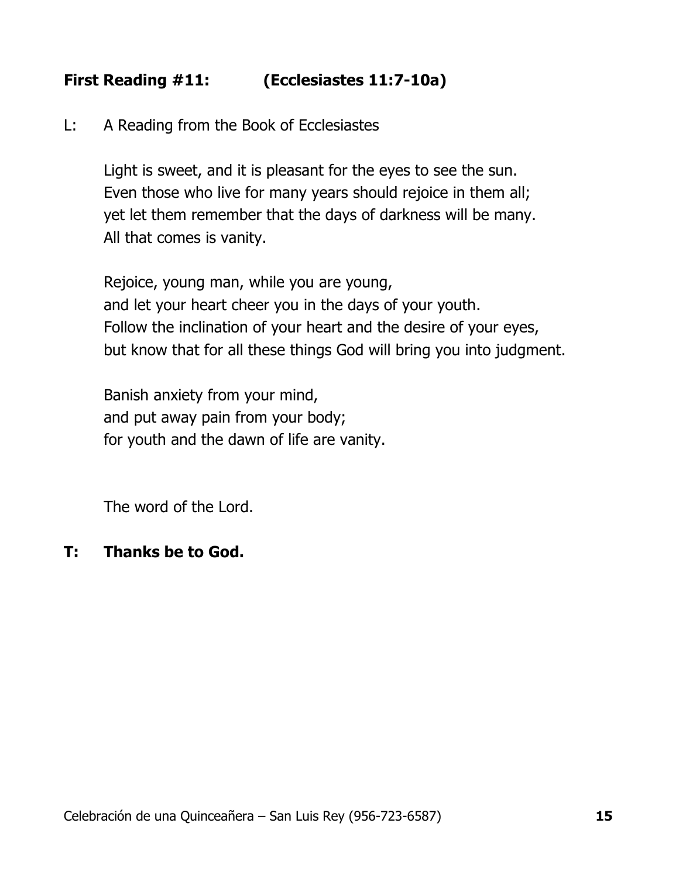**First Reading #11: (Ecclesiastes 11:7-10a)**

L: A Reading from the Book of Ecclesiastes

Light is sweet, and it is pleasant for the eyes to see the sun.
Even those who live for many years should rejoice in them all;
yet let them remember that the days of darkness will be many.
All that comes is vanity.

Rejoice, young man, while you are young,
and let your heart cheer you in the days of your youth.
Follow the inclination of your heart and the desire of your eyes,
but know that for all these things God will bring you into judgment.

Banish anxiety from your mind,
and put away pain from your body;
for youth and the dawn of life are vanity.

The word of the Lord.

**T: Thanks be to God.**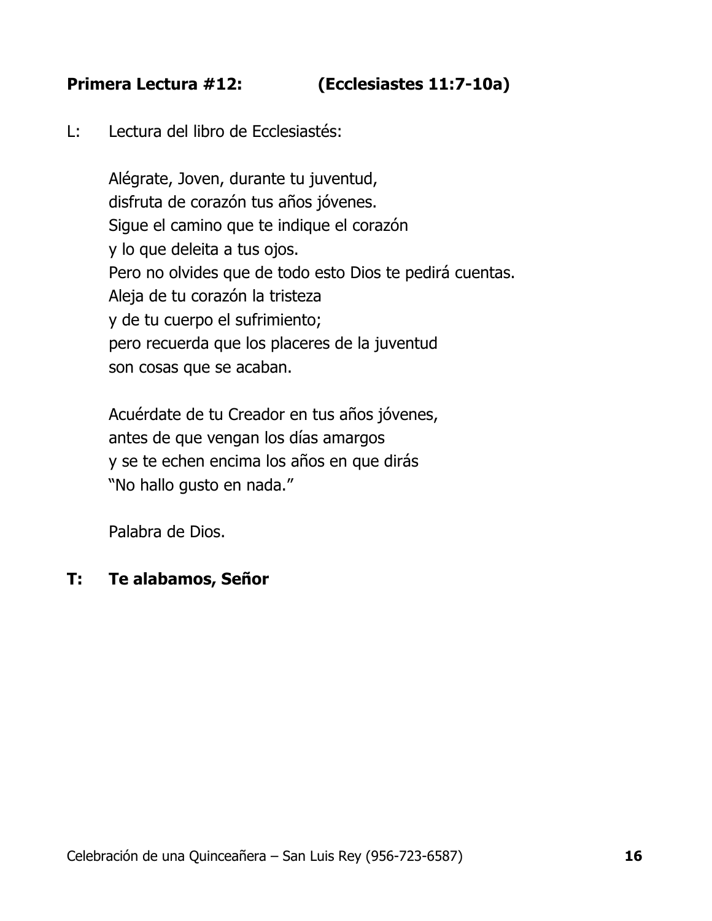**Primera Lectura #12: (Ecclesiastes 11:7-10a)**

L: Lectura del libro de Ecclesiastés:

Alégrate, Joven, durante tu juventud,
disfruta de corazón tus años jóvenes.
Sigue el camino que te indique el corazón
y lo que deleita a tus ojos.
Pero no olvides que de todo esto Dios te pedirá cuentas.
Aleja de tu corazón la tristeza
y de tu cuerpo el sufrimiento;
pero recuerda que los placeres de la juventud
son cosas que se acaban.

Acuérdate de tu Creador en tus años jóvenes,
antes de que vengan los días amargos
y se te echen encima los años en que dirás
"No hallo gusto en nada."

Palabra de Dios.

**T: Te alabamos, Señor**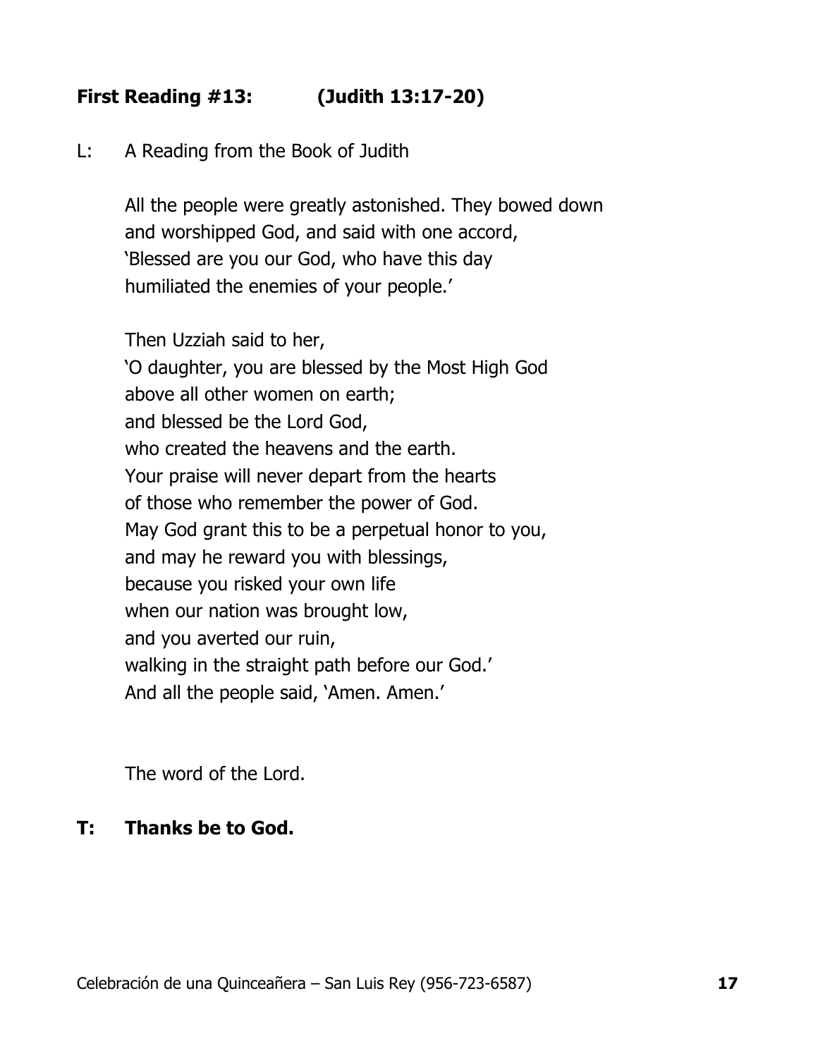**First Reading #13: (Judith 13:17-20)**

L: A Reading from the Book of Judith

All the people were greatly astonished. They bowed down
and worshipped God, and said with one accord,
'Blessed are you our God, who have this day
humiliated the enemies of your people.'

Then Uzziah said to her,
'O daughter, you are blessed by the Most High God
above all other women on earth;
and blessed be the Lord God,
who created the heavens and the earth.
Your praise will never depart from the hearts
of those who remember the power of God.
May God grant this to be a perpetual honor to you,
and may he reward you with blessings,
because you risked your own life
when our nation was brought low,
and you averted our ruin,
walking in the straight path before our God.'
And all the people said, 'Amen. Amen.'

The word of the Lord.

**T: Thanks be to God.**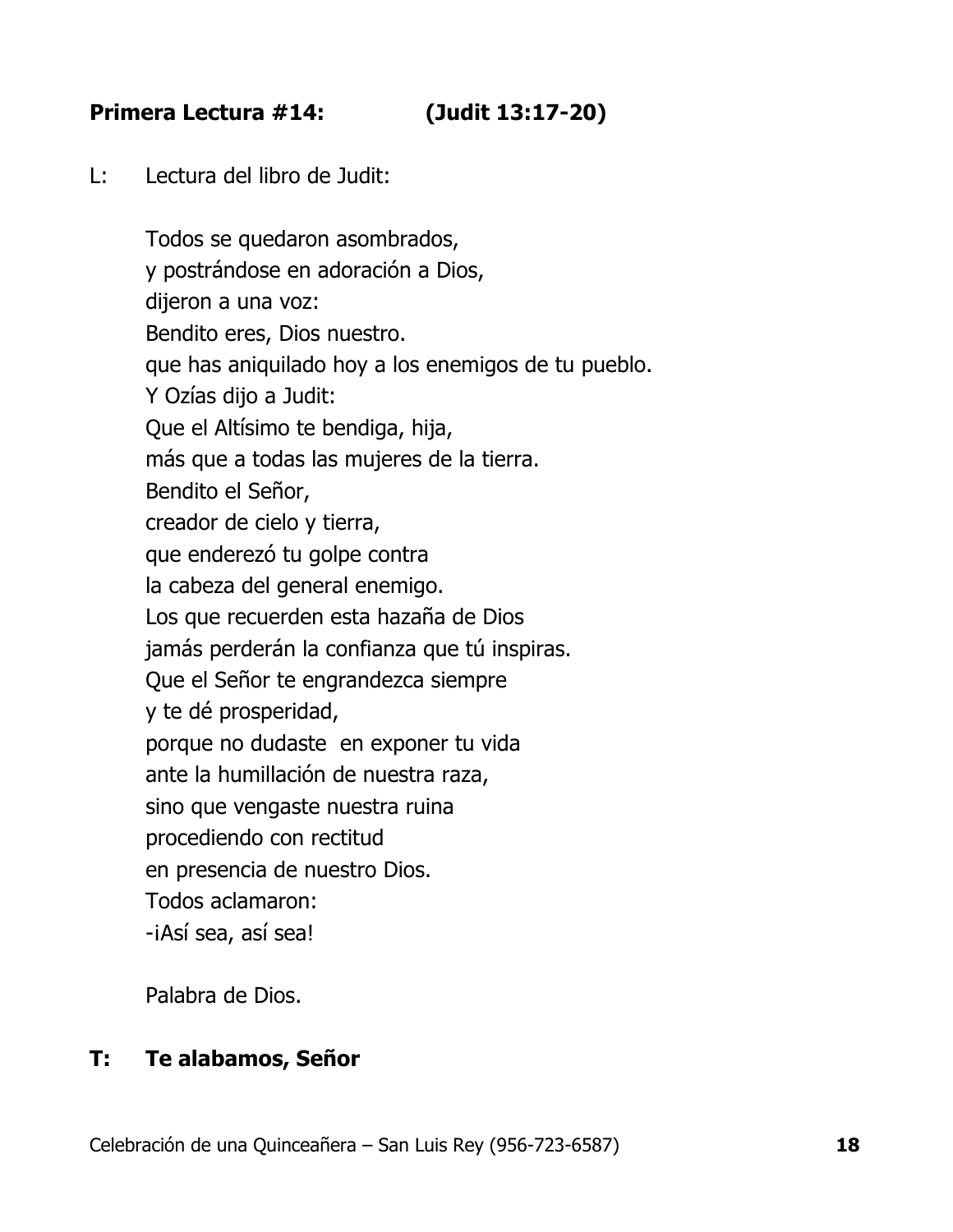**Primera Lectura #14: (Judit 13:17-20)**

L: Lectura del libro de Judit:

Todos se quedaron asombrados,
y postrándose en adoración a Dios,
dijeron a una voz:
Bendito eres, Dios nuestro.
que has aniquilado hoy a los enemigos de tu pueblo.
Y Ozías dijo a Judit:
Que el Altísimo te bendiga, hija,
más que a todas las mujeres de la tierra.
Bendito el Señor,
creador de cielo y tierra,
que enderezó tu golpe contra
la cabeza del general enemigo.
Los que recuerden esta hazaña de Dios
jamás perderán la confianza que tú inspiras.
Que el Señor te engrandezca siempre
y te dé prosperidad,
porque no dudaste en exponer tu vida
ante la humillación de nuestra raza,
sino que vengaste nuestra ruina
procediendo con rectitud
en presencia de nuestro Dios.
Todos aclamaron:
-¡Así sea, así sea!

Palabra de Dios.

**T: Te alabamos, Señor**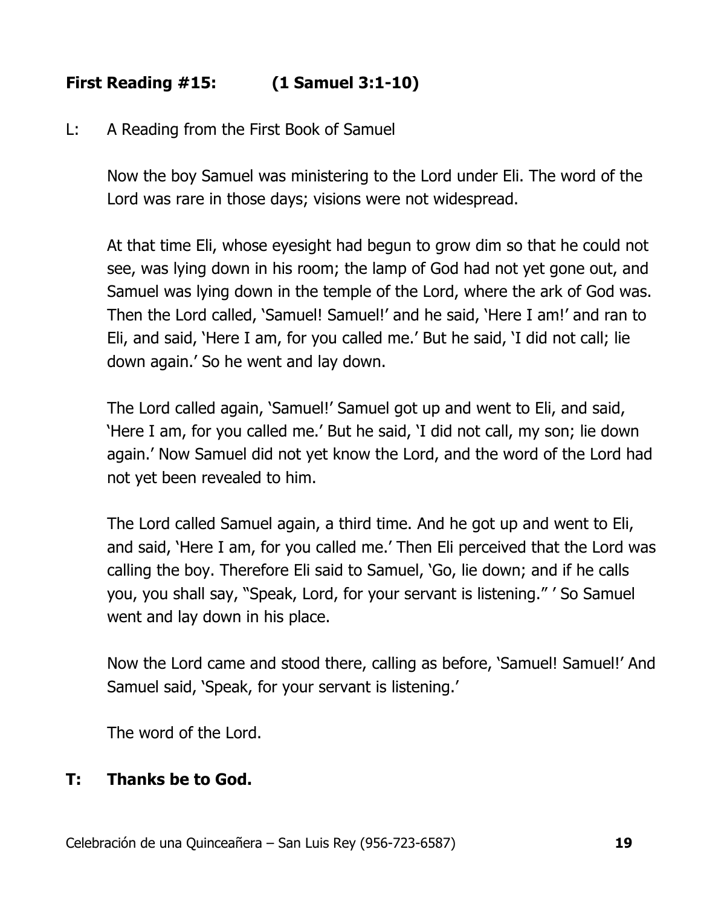**First Reading #15: (1 Samuel 3:1-10)**

L: A Reading from the First Book of Samuel

Now the boy Samuel was ministering to the Lord under Eli. The word of the Lord was rare in those days; visions were not widespread.

At that time Eli, whose eyesight had begun to grow dim so that he could not see, was lying down in his room; the lamp of God had not yet gone out, and Samuel was lying down in the temple of the Lord, where the ark of God was. Then the Lord called, 'Samuel! Samuel!' and he said, 'Here I am!' and ran to Eli, and said, 'Here I am, for you called me.' But he said, 'I did not call; lie down again.' So he went and lay down.

The Lord called again, 'Samuel!' Samuel got up and went to Eli, and said, 'Here I am, for you called me.' But he said, 'I did not call, my son; lie down again.' Now Samuel did not yet know the Lord, and the word of the Lord had not yet been revealed to him.

The Lord called Samuel again, a third time. And he got up and went to Eli, and said, 'Here I am, for you called me.' Then Eli perceived that the Lord was calling the boy. Therefore Eli said to Samuel, 'Go, lie down; and if he calls you, you shall say, "Speak, Lord, for your servant is listening." ' So Samuel went and lay down in his place.

Now the Lord came and stood there, calling as before, 'Samuel! Samuel!' And Samuel said, 'Speak, for your servant is listening.'

The word of the Lord.

**T: Thanks be to God.**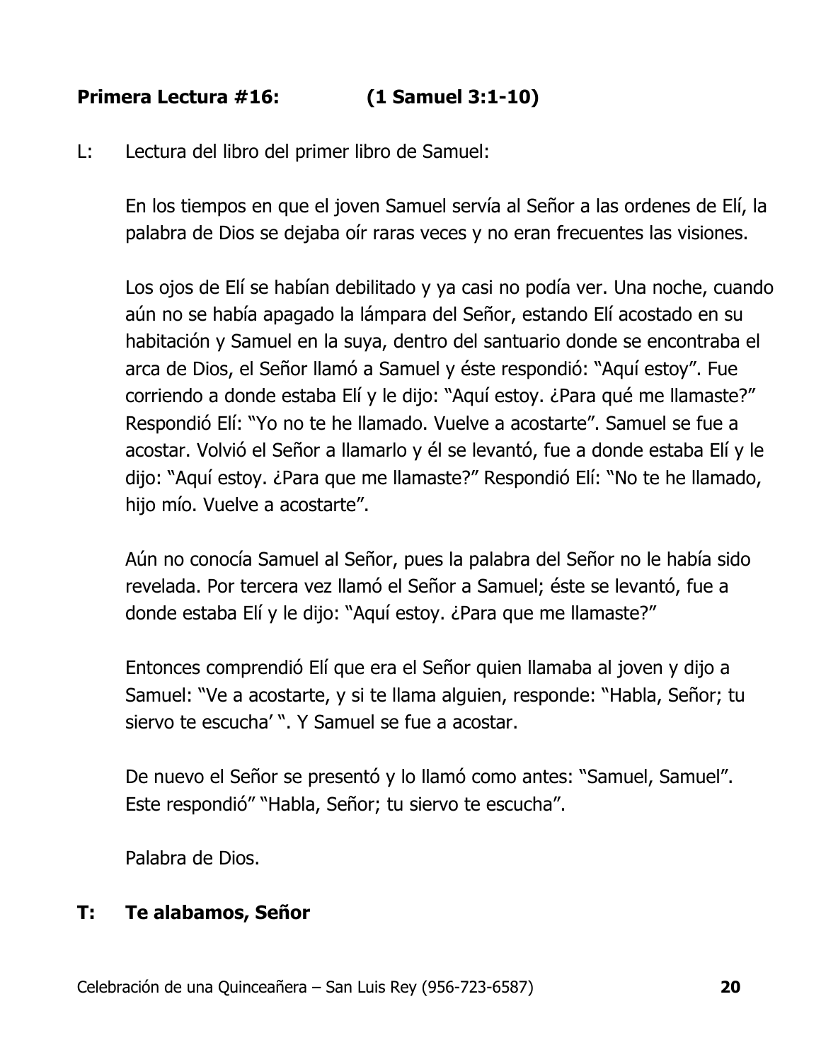**Primera Lectura #16: (1 Samuel 3:1-10)**

L: Lectura del libro del primer libro de Samuel:

En los tiempos en que el joven Samuel servía al Señor a las ordenes de Elí, la palabra de Dios se dejaba oír raras veces y no eran frecuentes las visiones.

Los ojos de Elí se habían debilitado y ya casi no podía ver. Una noche, cuando aún no se había apagado la lámpara del Señor, estando Elí acostado en su habitación y Samuel en la suya, dentro del santuario donde se encontraba el arca de Dios, el Señor llamó a Samuel y éste respondió: "Aquí estoy". Fue corriendo a donde estaba Elí y le dijo: "Aquí estoy. ¿Para qué me llamaste?" Respondió Elí: "Yo no te he llamado. Vuelve a acostarte". Samuel se fue a acostar. Volvió el Señor a llamarlo y él se levantó, fue a donde estaba Elí y le dijo: "Aquí estoy. ¿Para que me llamaste?" Respondió Elí: "No te he llamado, hijo mío. Vuelve a acostarte".

Aún no conocía Samuel al Señor, pues la palabra del Señor no le había sido revelada. Por tercera vez llamó el Señor a Samuel; éste se levantó, fue a donde estaba Elí y le dijo: "Aquí estoy. ¿Para que me llamaste?"

Entonces comprendió Elí que era el Señor quien llamaba al joven y dijo a Samuel: "Ve a acostarte, y si te llama alguien, responde: "Habla, Señor; tu siervo te escucha' ". Y Samuel se fue a acostar.

De nuevo el Señor se presentó y lo llamó como antes: "Samuel, Samuel". Este respondió" "Habla, Señor; tu siervo te escucha".

Palabra de Dios.

**T: Te alabamos, Señor**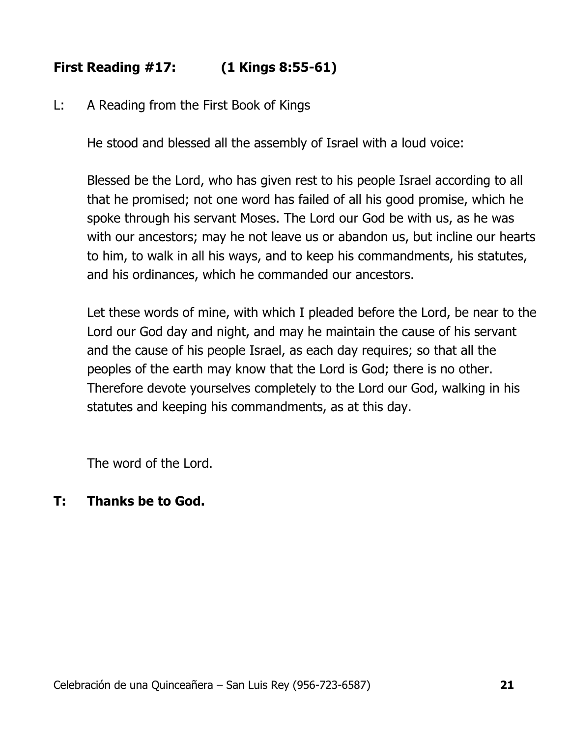**First Reading #17: (1 Kings 8:55-61)**

L: A Reading from the First Book of Kings

He stood and blessed all the assembly of Israel with a loud voice:

Blessed be the Lord, who has given rest to his people Israel according to all that he promised; not one word has failed of all his good promise, which he spoke through his servant Moses. The Lord our God be with us, as he was with our ancestors; may he not leave us or abandon us, but incline our hearts to him, to walk in all his ways, and to keep his commandments, his statutes, and his ordinances, which he commanded our ancestors.

Let these words of mine, with which I pleaded before the Lord, be near to the Lord our God day and night, and may he maintain the cause of his servant and the cause of his people Israel, as each day requires; so that all the peoples of the earth may know that the Lord is God; there is no other. Therefore devote yourselves completely to the Lord our God, walking in his statutes and keeping his commandments, as at this day.

The word of the Lord.

**T: Thanks be to God.**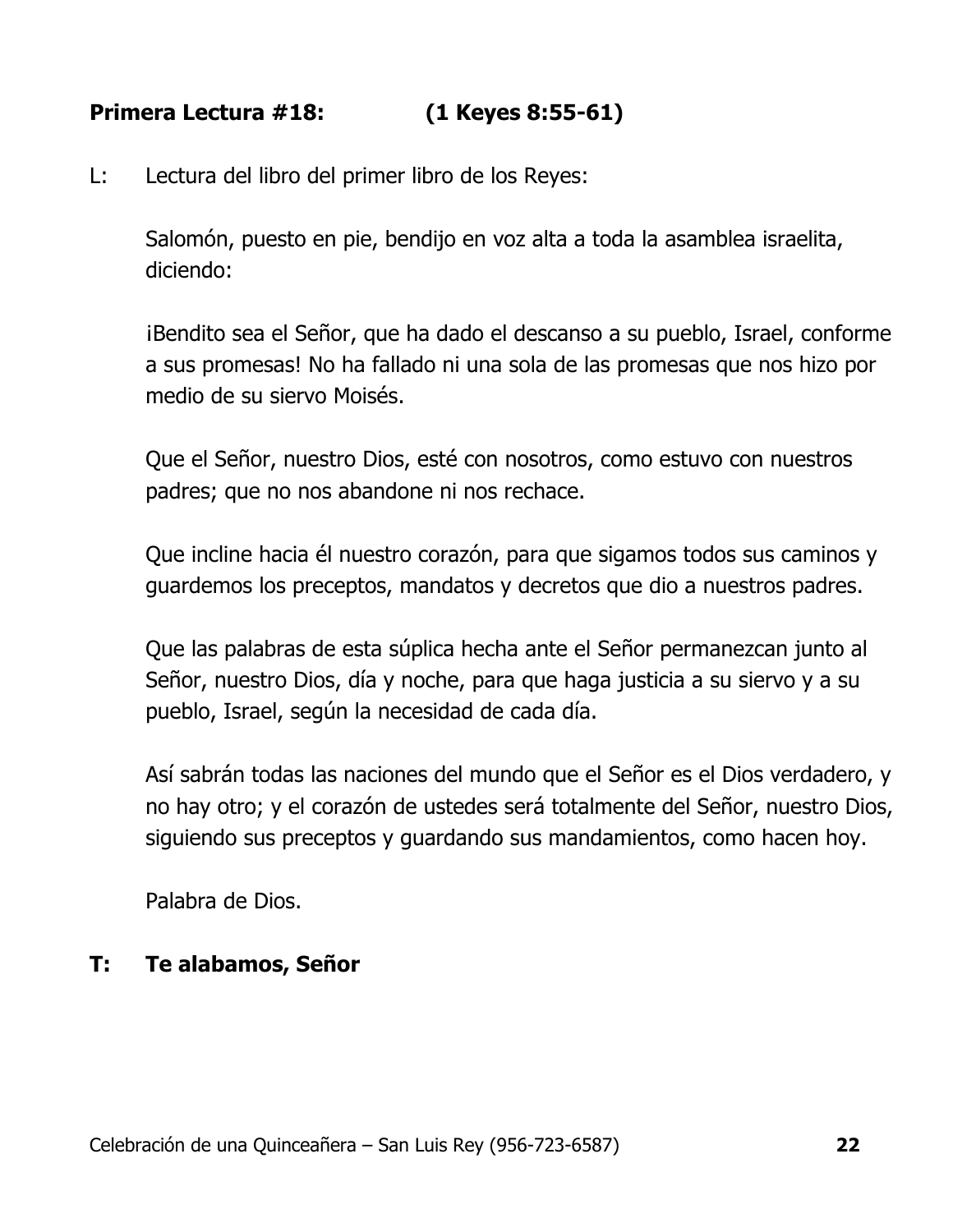**Primera Lectura #18: (1 Keyes 8:55-61)**

L: Lectura del libro del primer libro de los Reyes:

Salomón, puesto en pie, bendijo en voz alta a toda la asamblea israelita, diciendo:

¡Bendito sea el Señor, que ha dado el descanso a su pueblo, Israel, conforme a sus promesas! No ha fallado ni una sola de las promesas que nos hizo por medio de su siervo Moisés.

Que el Señor, nuestro Dios, esté con nosotros, como estuvo con nuestros padres; que no nos abandone ni nos rechace.

Que incline hacia él nuestro corazón, para que sigamos todos sus caminos y guardemos los preceptos, mandatos y decretos que dio a nuestros padres.

Que las palabras de esta súplica hecha ante el Señor permanezcan junto al Señor, nuestro Dios, día y noche, para que haga justicia a su siervo y a su pueblo, Israel, según la necesidad de cada día.

Así sabrán todas las naciones del mundo que el Señor es el Dios verdadero, y no hay otro; y el corazón de ustedes será totalmente del Señor, nuestro Dios, siguiendo sus preceptos y guardando sus mandamientos, como hacen hoy.

Palabra de Dios.

**T: Te alabamos, Señor**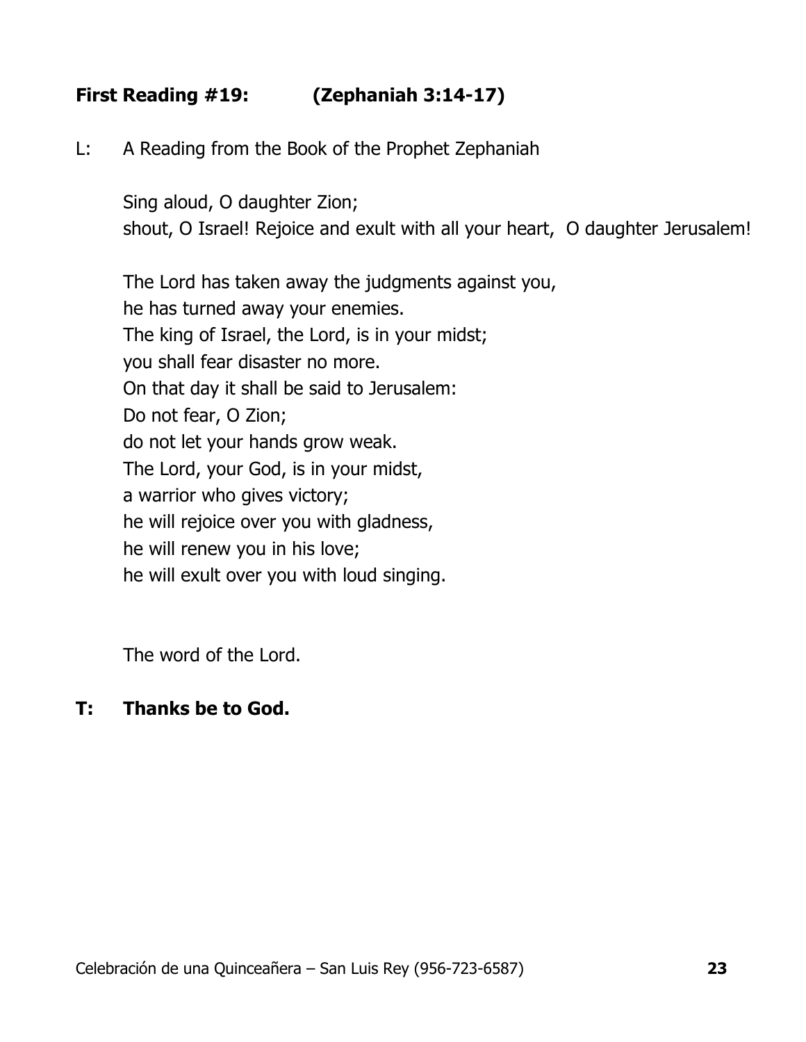**First Reading #19: (Zephaniah 3:14-17)**

L: A Reading from the Book of the Prophet Zephaniah

Sing aloud, O daughter Zion;
shout, O Israel! Rejoice and exult with all your heart, O daughter Jerusalem!

The Lord has taken away the judgments against you,
he has turned away your enemies.
The king of Israel, the Lord, is in your midst;
you shall fear disaster no more.
On that day it shall be said to Jerusalem:
Do not fear, O Zion;
do not let your hands grow weak.
The Lord, your God, is in your midst,
a warrior who gives victory;
he will rejoice over you with gladness,
he will renew you in his love;
he will exult over you with loud singing.

The word of the Lord.

**T: Thanks be to God.**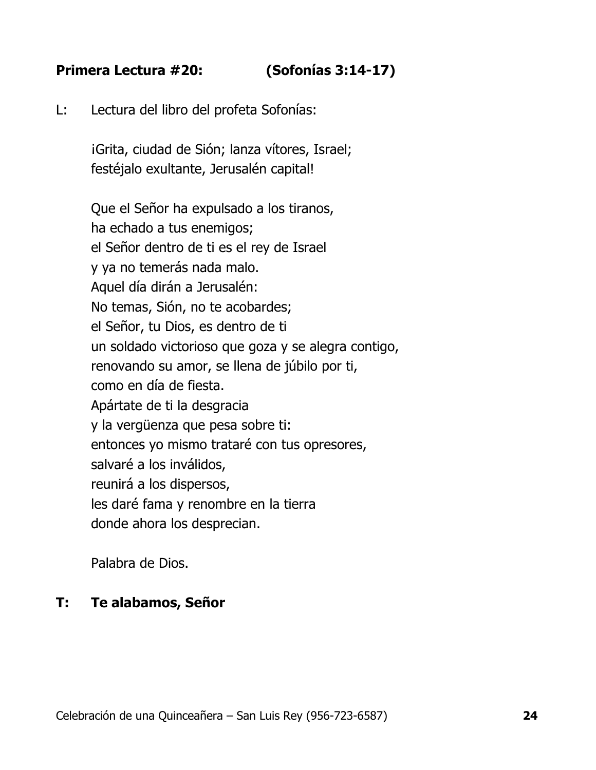**Primera Lectura #20: (Sofonías 3:14-17)**

L: Lectura del libro del profeta Sofonías:

¡Grita, ciudad de Sión; lanza vítores, Israel;
festéjalo exultante, Jerusalén capital!

Que el Señor ha expulsado a los tiranos,
ha echado a tus enemigos;
el Señor dentro de ti es el rey de Israel
y ya no temerás nada malo.
Aquel día dirán a Jerusalén:
No temas, Sión, no te acobardes;
el Señor, tu Dios, es dentro de ti
un soldado victorioso que goza y se alegra contigo,
renovando su amor, se llena de júbilo por ti,
como en día de fiesta.
Apártate de ti la desgracia
y la vergüenza que pesa sobre ti:
entonces yo mismo trataré con tus opresores,
salvaré a los inválidos,
reunirá a los dispersos,
les daré fama y renombre en la tierra
donde ahora los desprecian.

Palabra de Dios.

**T: Te alabamos, Señor**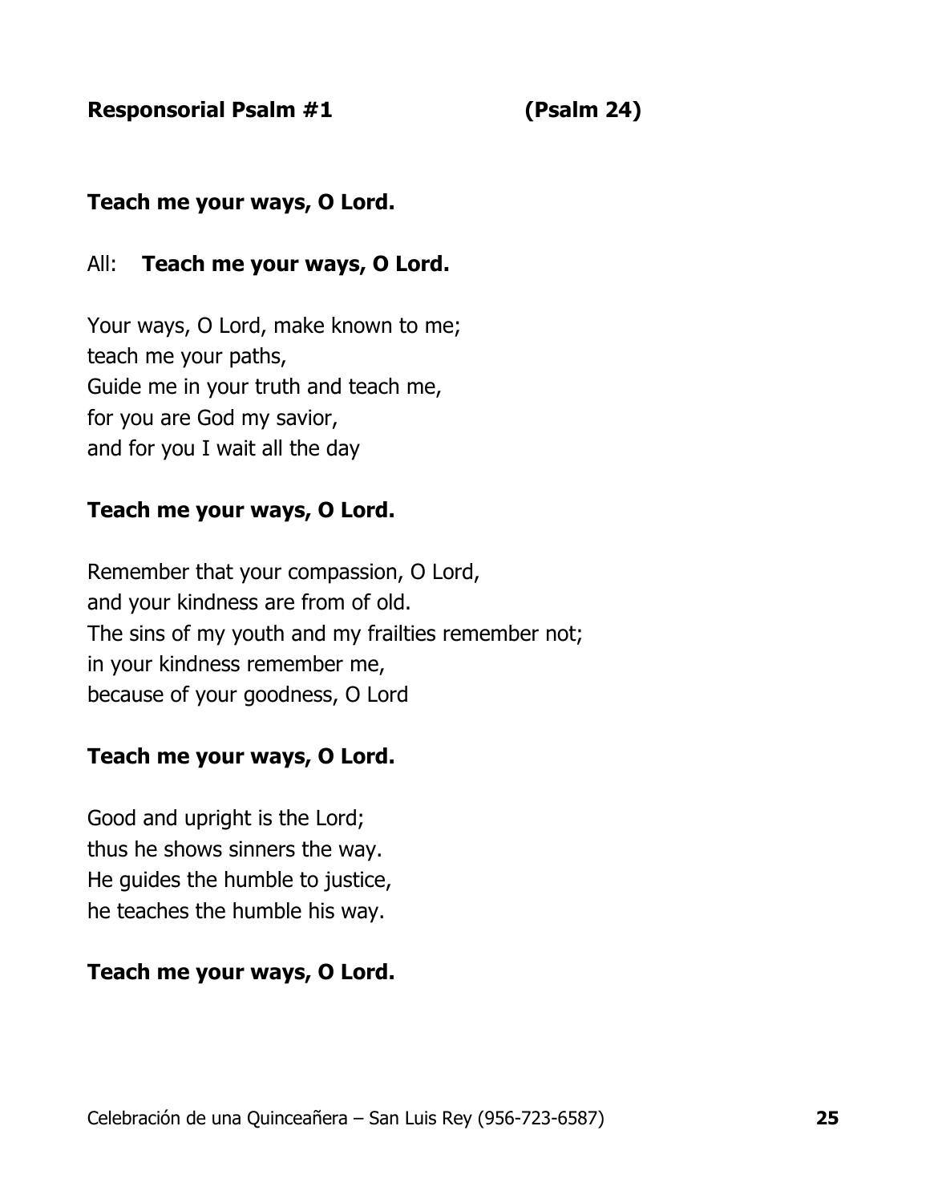**Responsorial Psalm #1 (Psalm 24)**

**Teach me your ways, O Lord.**

All: **Teach me your ways, O Lord.**

Your ways, O Lord, make known to me;
teach me your paths,
Guide me in your truth and teach me,
for you are God my savior,
and for you I wait all the day

**Teach me your ways, O Lord.**

Remember that your compassion, O Lord,
and your kindness are from of old.
The sins of my youth and my frailties remember not;
in your kindness remember me,
because of your goodness, O Lord

**Teach me your ways, O Lord.**

Good and upright is the Lord;
thus he shows sinners the way.
He guides the humble to justice,
he teaches the humble his way.

**Teach me your ways, O Lord.**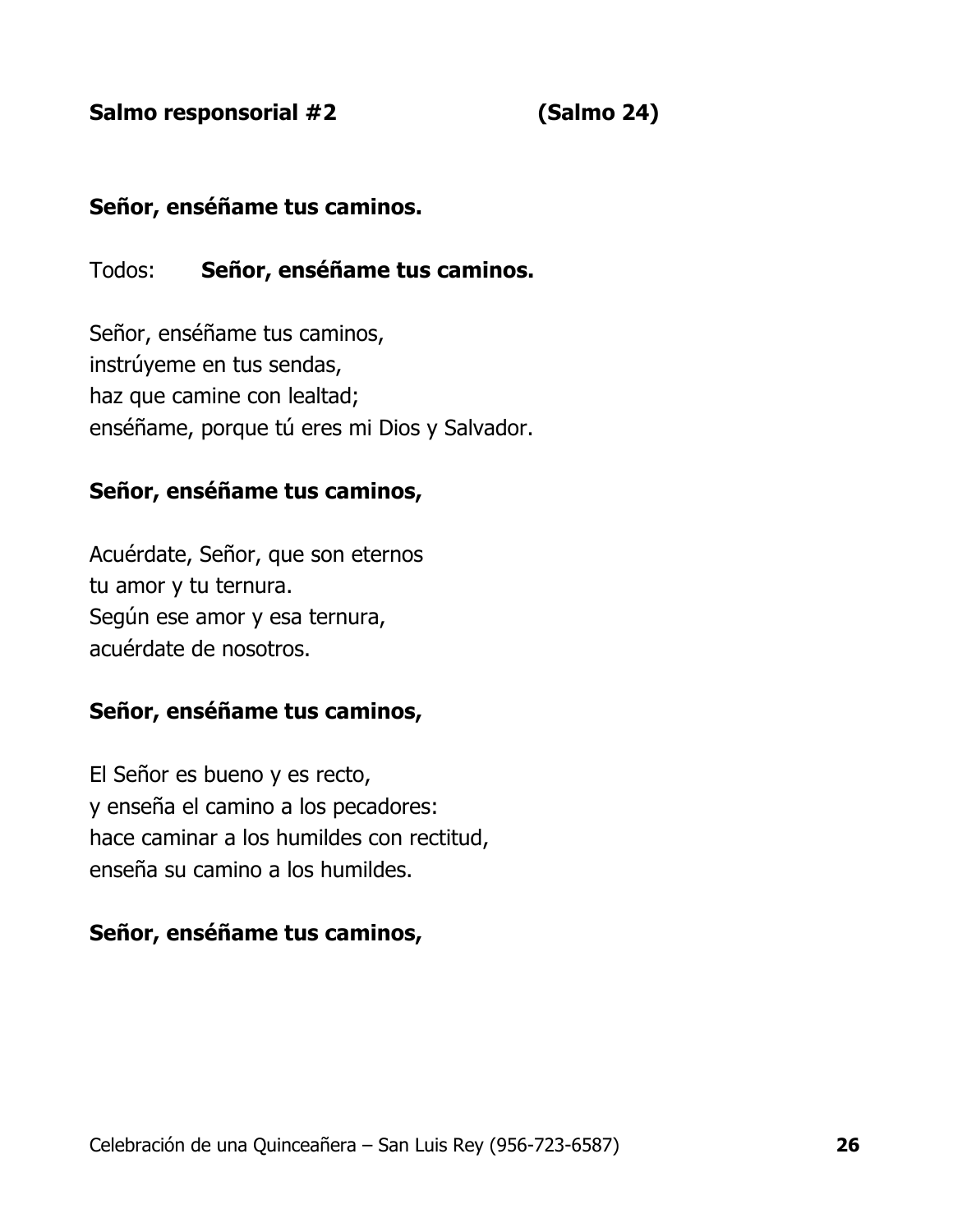**Salmo responsorial #2 (Salmo 24)**

**Señor, enséñame tus caminos.**

Todos: **Señor, enséñame tus caminos.**

Señor, enséñame tus caminos,
instrúyeme en tus sendas,
haz que camine con lealtad;
enséñame, porque tú eres mi Dios y Salvador.

**Señor, enséñame tus caminos,**

Acuérdate, Señor, que son eternos
tu amor y tu ternura.
Según ese amor y esa ternura,
acuérdate de nosotros.

**Señor, enséñame tus caminos,**

El Señor es bueno y es recto,
y enseña el camino a los pecadores:
hace caminar a los humildes con rectitud,
enseña su camino a los humildes.

**Señor, enséñame tus caminos,**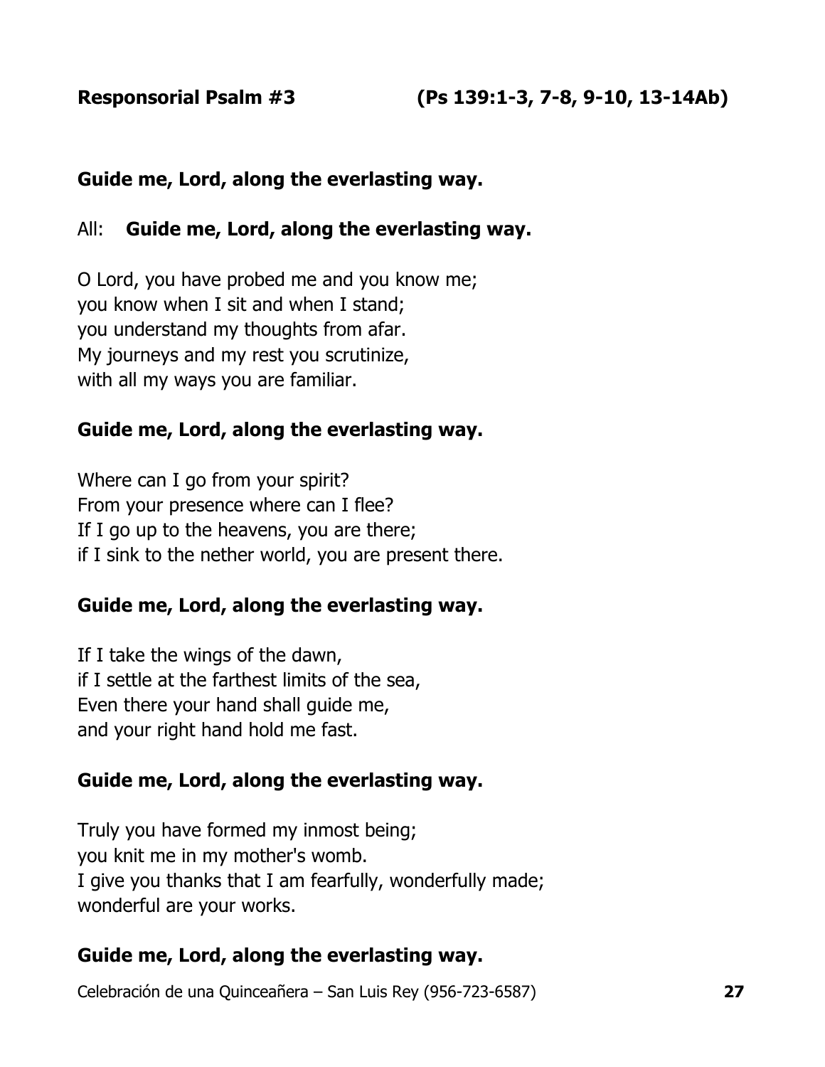**Responsorial Psalm #3 (Ps 139:1-3, 7-8, 9-10, 13-14Ab)**

**Guide me, Lord, along the everlasting way.**

All: **Guide me, Lord, along the everlasting way.**

O Lord, you have probed me and you know me;
you know when I sit and when I stand;
you understand my thoughts from afar.
My journeys and my rest you scrutinize,
with all my ways you are familiar.

**Guide me, Lord, along the everlasting way.**

Where can I go from your spirit?
From your presence where can I flee?
If I go up to the heavens, you are there;
if I sink to the nether world, you are present there.

**Guide me, Lord, along the everlasting way.**

If I take the wings of the dawn,
if I settle at the farthest limits of the sea,
Even there your hand shall guide me,
and your right hand hold me fast.

**Guide me, Lord, along the everlasting way.**

Truly you have formed my inmost being;
you knit me in my mother's womb.
I give you thanks that I am fearfully, wonderfully made;
wonderful are your works.

**Guide me, Lord, along the everlasting way.**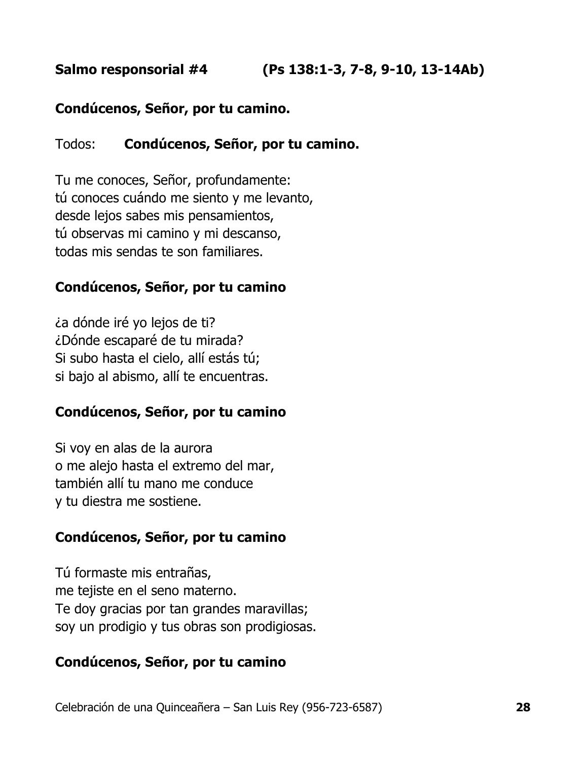**Salmo responsorial #4 (Ps 138:1-3, 7-8, 9-10, 13-14Ab)**

**Condúcenos, Señor, por tu camino.**

Todos: **Condúcenos, Señor, por tu camino.**

Tu me conoces, Señor, profundamente:
tú conoces cuándo me siento y me levanto,
desde lejos sabes mis pensamientos,
tú observas mi camino y mi descanso,
todas mis sendas te son familiares.

**Condúcenos, Señor, por tu camino**

¿a dónde iré yo lejos de ti?
¿Dónde escaparé de tu mirada?
Si subo hasta el cielo, allí estás tú;
si bajo al abismo, allí te encuentras.

**Condúcenos, Señor, por tu camino**

Si voy en alas de la aurora
o me alejo hasta el extremo del mar,
también allí tu mano me conduce
y tu diestra me sostiene.

**Condúcenos, Señor, por tu camino**

Tú formaste mis entrañas,
me tejiste en el seno materno.
Te doy gracias por tan grandes maravillas;
soy un prodigio y tus obras son prodigiosas.

**Condúcenos, Señor, por tu camino**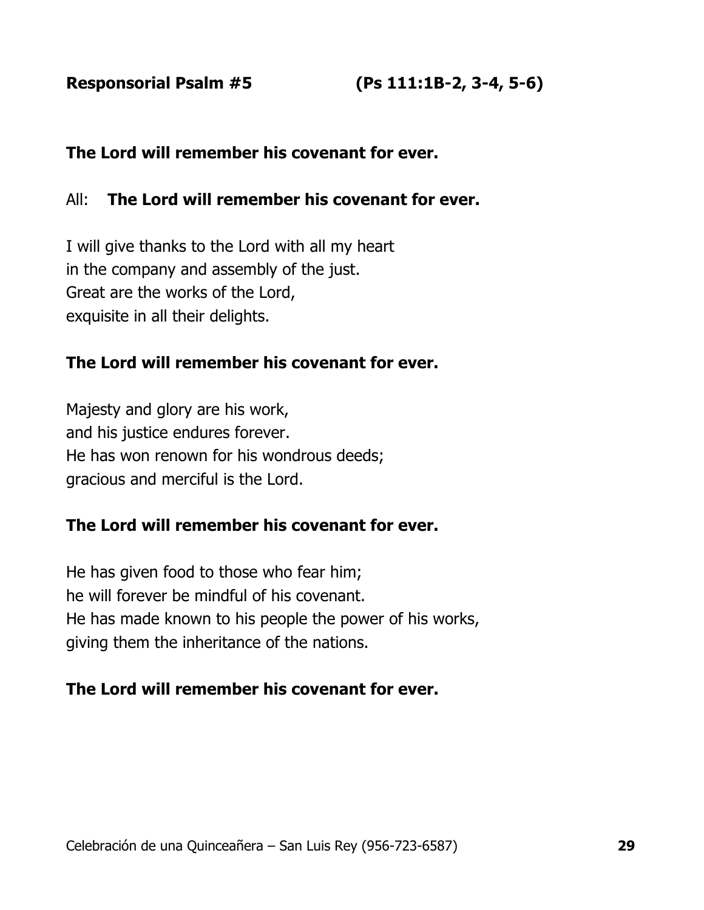**Responsorial Psalm #5 (Ps 111:1B-2, 3-4, 5-6)**

**The Lord will remember his covenant for ever.**

All: **The Lord will remember his covenant for ever.**

I will give thanks to the Lord with all my heart
in the company and assembly of the just.
Great are the works of the Lord,
exquisite in all their delights.

**The Lord will remember his covenant for ever.**

Majesty and glory are his work,
and his justice endures forever.
He has won renown for his wondrous deeds;
gracious and merciful is the Lord.

**The Lord will remember his covenant for ever.**

He has given food to those who fear him;
he will forever be mindful of his covenant.
He has made known to his people the power of his works,
giving them the inheritance of the nations.

**The Lord will remember his covenant for ever.**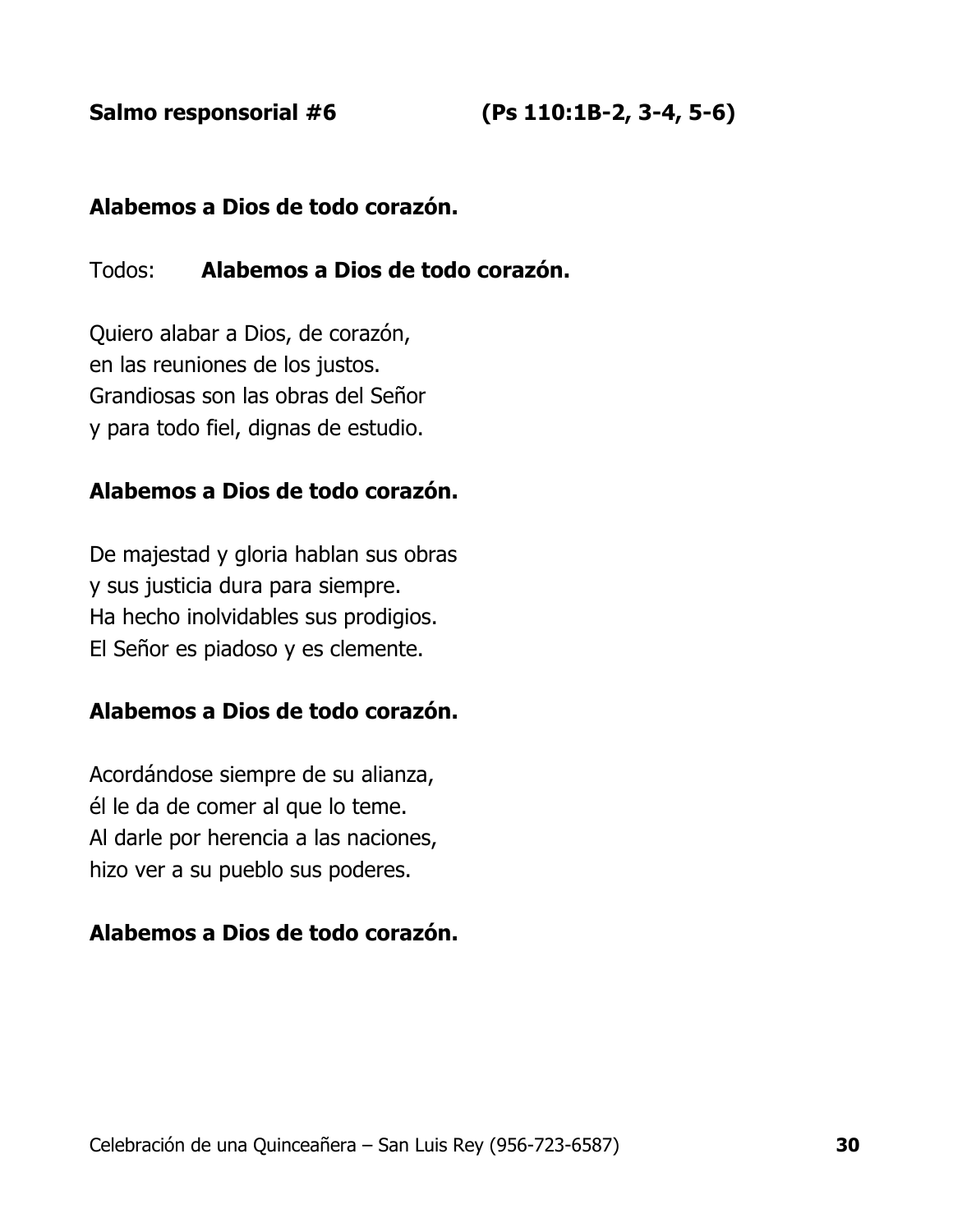**Salmo responsorial #6 (Ps 110:1B-2, 3-4, 5-6)**

**Alabemos a Dios de todo corazón.**

Todos: **Alabemos a Dios de todo corazón.**

Quiero alabar a Dios, de corazón,
en las reuniones de los justos.
Grandiosas son las obras del Señor
y para todo fiel, dignas de estudio.

**Alabemos a Dios de todo corazón.**

De majestad y gloria hablan sus obras
y sus justicia dura para siempre.
Ha hecho inolvidables sus prodigios.
El Señor es piadoso y es clemente.

**Alabemos a Dios de todo corazón.**

Acordándose siempre de su alianza,
él le da de comer al que lo teme.
Al darle por herencia a las naciones,
hizo ver a su pueblo sus poderes.

**Alabemos a Dios de todo corazón.**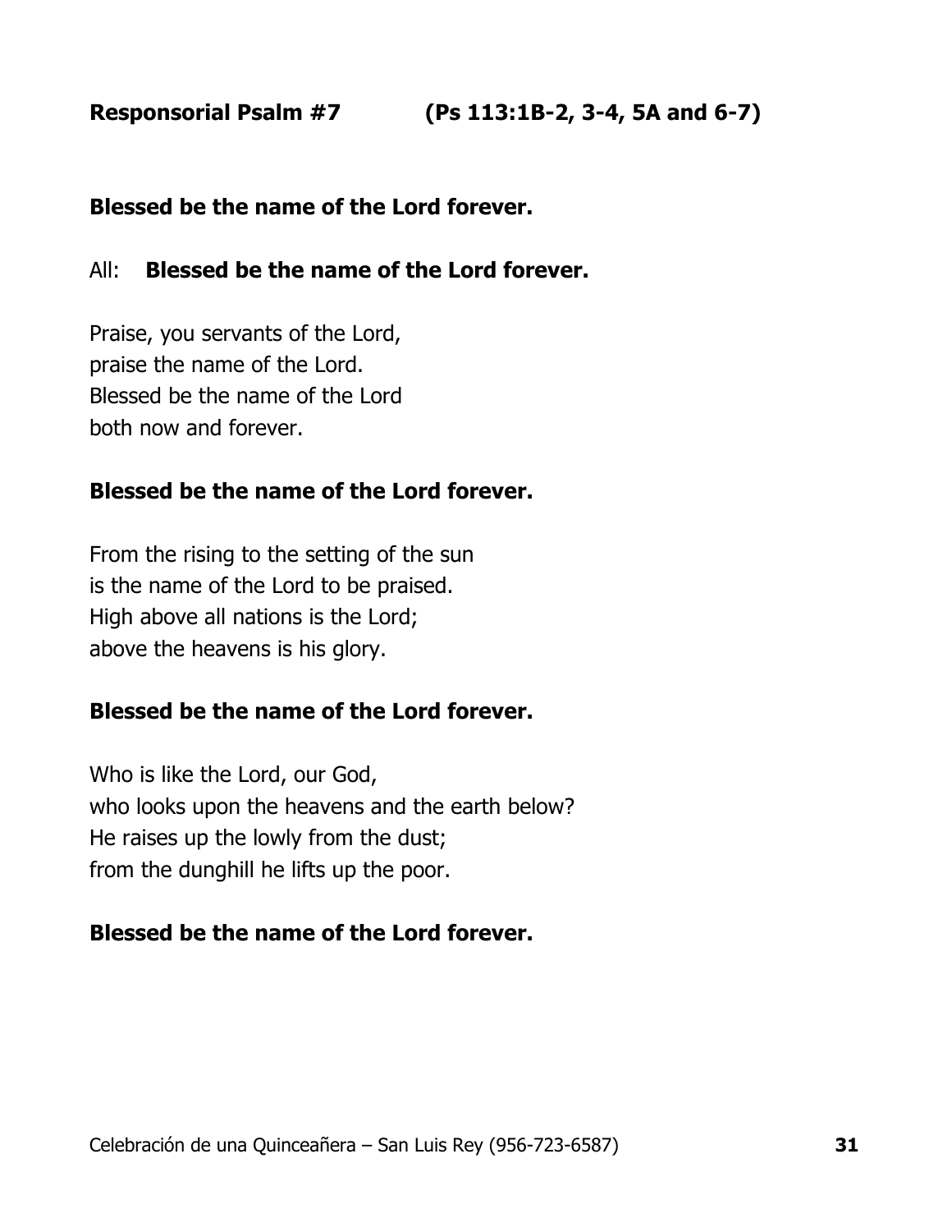**Responsorial Psalm #7 (Ps 113:1B-2, 3-4, 5A and 6-7)**

**Blessed be the name of the Lord forever.**

All: **Blessed be the name of the Lord forever.**

Praise, you servants of the Lord,
praise the name of the Lord.
Blessed be the name of the Lord
both now and forever.

**Blessed be the name of the Lord forever.**

From the rising to the setting of the sun
is the name of the Lord to be praised.
High above all nations is the Lord;
above the heavens is his glory.

**Blessed be the name of the Lord forever.**

Who is like the Lord, our God,
who looks upon the heavens and the earth below?
He raises up the lowly from the dust;
from the dunghill he lifts up the poor.

**Blessed be the name of the Lord forever.**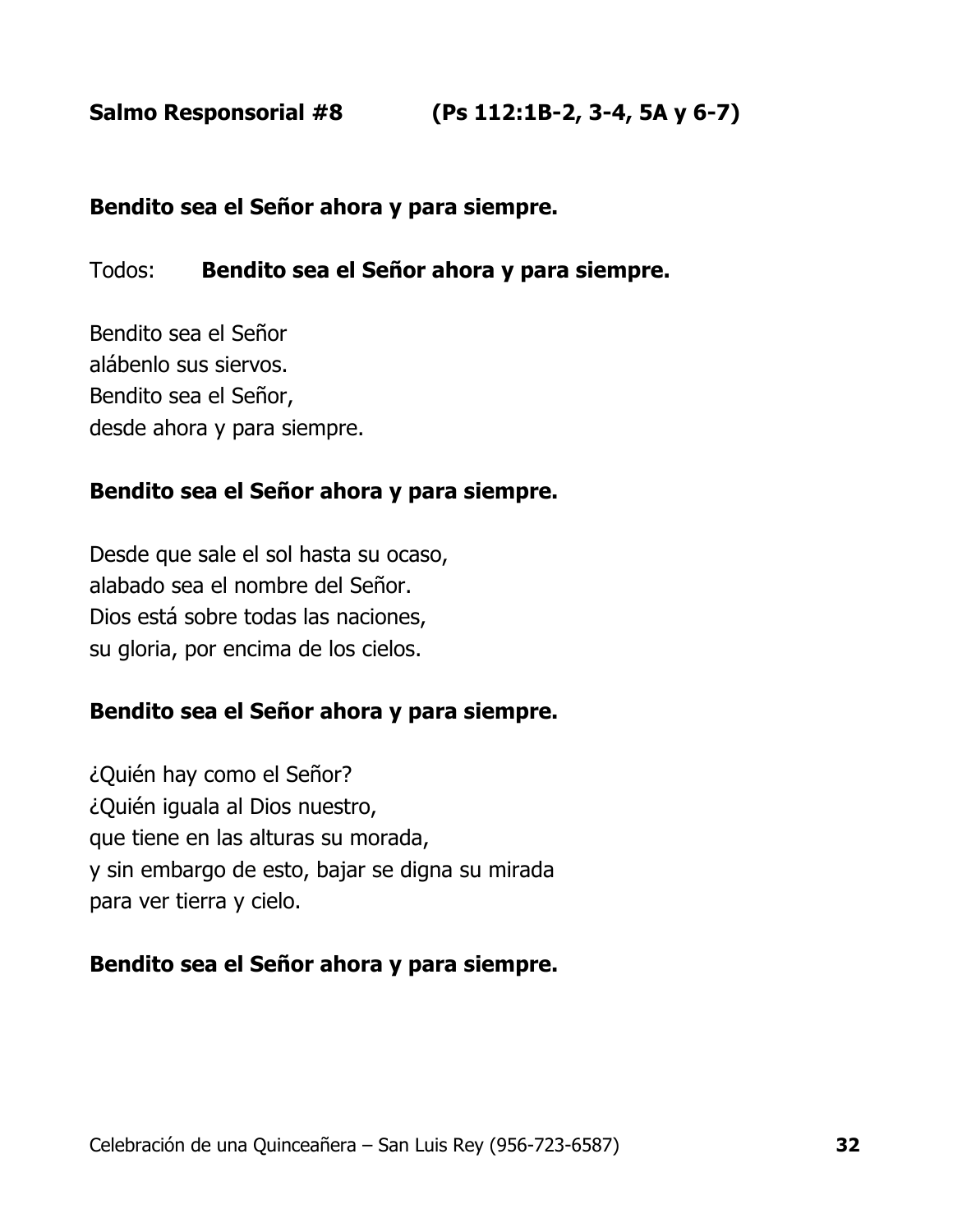**Salmo Responsorial #8 (Ps 112:1B-2, 3-4, 5A y 6-7)**

**Bendito sea el Señor ahora y para siempre.**

Todos: **Bendito sea el Señor ahora y para siempre.**

Bendito sea el Señor
alábenlo sus siervos.
Bendito sea el Señor,
desde ahora y para siempre.

**Bendito sea el Señor ahora y para siempre.**

Desde que sale el sol hasta su ocaso,
alabado sea el nombre del Señor.
Dios está sobre todas las naciones,
su gloria, por encima de los cielos.

**Bendito sea el Señor ahora y para siempre.**

¿Quién hay como el Señor?
¿Quién iguala al Dios nuestro,
que tiene en las alturas su morada,
y sin embargo de esto, bajar se digna su mirada
para ver tierra y cielo.

**Bendito sea el Señor ahora y para siempre.**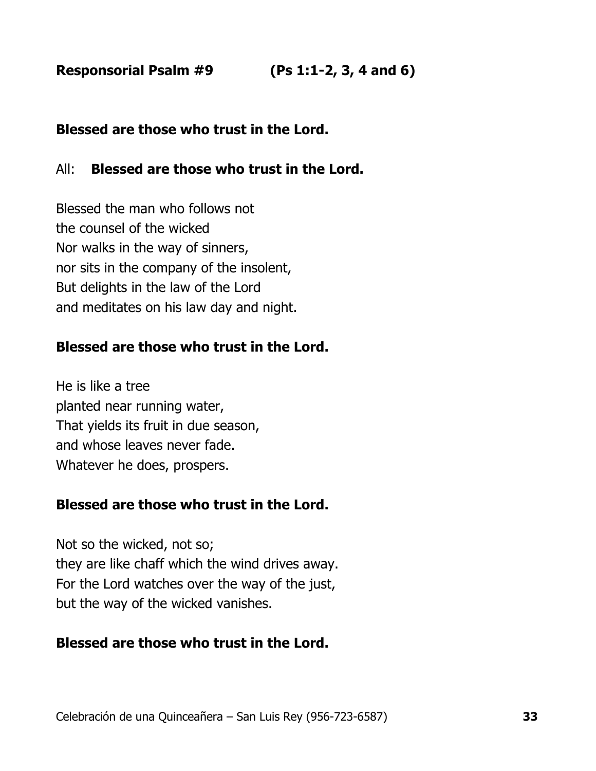**Responsorial Psalm #9 (Ps 1:1-2, 3, 4 and 6)**

**Blessed are those who trust in the Lord.**

All: **Blessed are those who trust in the Lord.**

Blessed the man who follows not
the counsel of the wicked
Nor walks in the way of sinners,
nor sits in the company of the insolent,
But delights in the law of the Lord
and meditates on his law day and night.

**Blessed are those who trust in the Lord.**

He is like a tree
planted near running water,
That yields its fruit in due season,
and whose leaves never fade.
Whatever he does, prospers.

**Blessed are those who trust in the Lord.**

Not so the wicked, not so;
they are like chaff which the wind drives away.
For the Lord watches over the way of the just,
but the way of the wicked vanishes.

**Blessed are those who trust in the Lord.**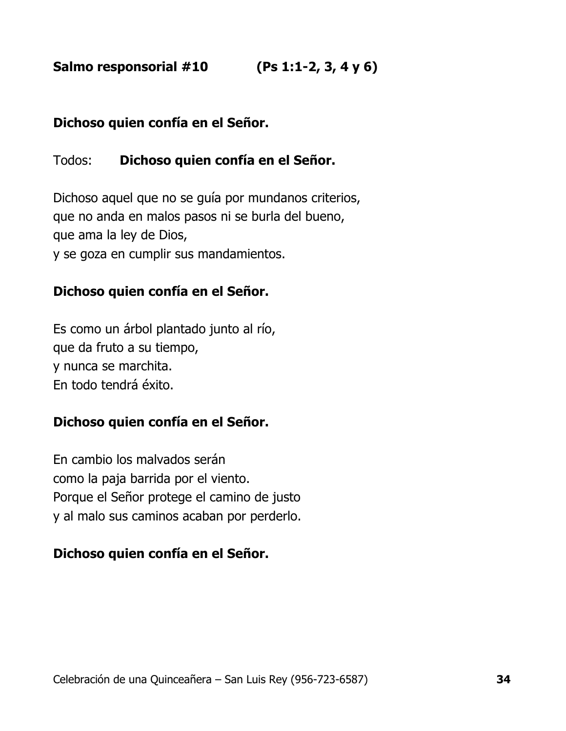**Salmo responsorial #10 (Ps 1:1-2, 3, 4 y 6)**

**Dichoso quien confía en el Señor.**

Todos: **Dichoso quien confía en el Señor.**

Dichoso aquel que no se guía por mundanos criterios,
que no anda en malos pasos ni se burla del bueno,
que ama la ley de Dios,
y se goza en cumplir sus mandamientos.

**Dichoso quien confía en el Señor.**

Es como un árbol plantado junto al río,
que da fruto a su tiempo,
y nunca se marchita.
En todo tendrá éxito.

**Dichoso quien confía en el Señor.**

En cambio los malvados serán
como la paja barrida por el viento.
Porque el Señor protege el camino de justo
y al malo sus caminos acaban por perderlo.

**Dichoso quien confía en el Señor.**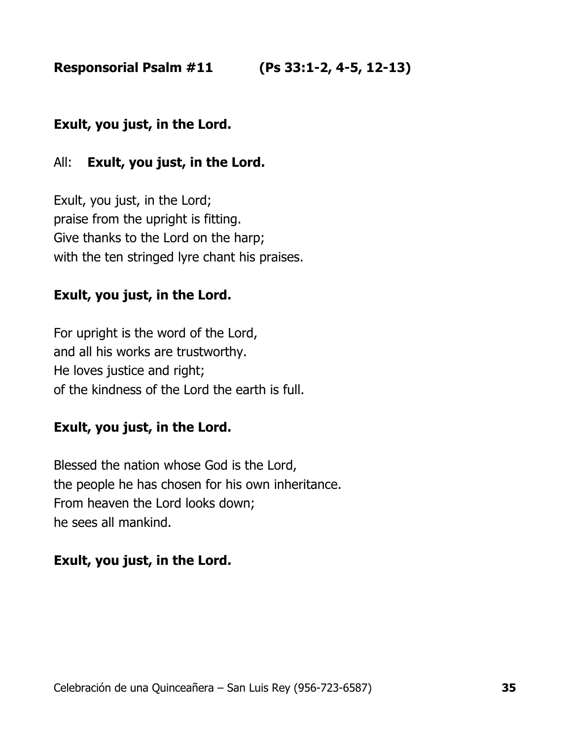**Responsorial Psalm #11 (Ps 33:1-2, 4-5, 12-13)**

**Exult, you just, in the Lord.**

All: **Exult, you just, in the Lord.**

Exult, you just, in the Lord;  
praise from the upright is fitting.  
Give thanks to the Lord on the harp;  
with the ten stringed lyre chant his praises.

**Exult, you just, in the Lord.**

For upright is the word of the Lord,  
and all his works are trustworthy.  
He loves justice and right;  
of the kindness of the Lord the earth is full.

**Exult, you just, in the Lord.**

Blessed the nation whose God is the Lord,  
the people he has chosen for his own inheritance.  
From heaven the Lord looks down;  
he sees all mankind.

**Exult, you just, in the Lord.**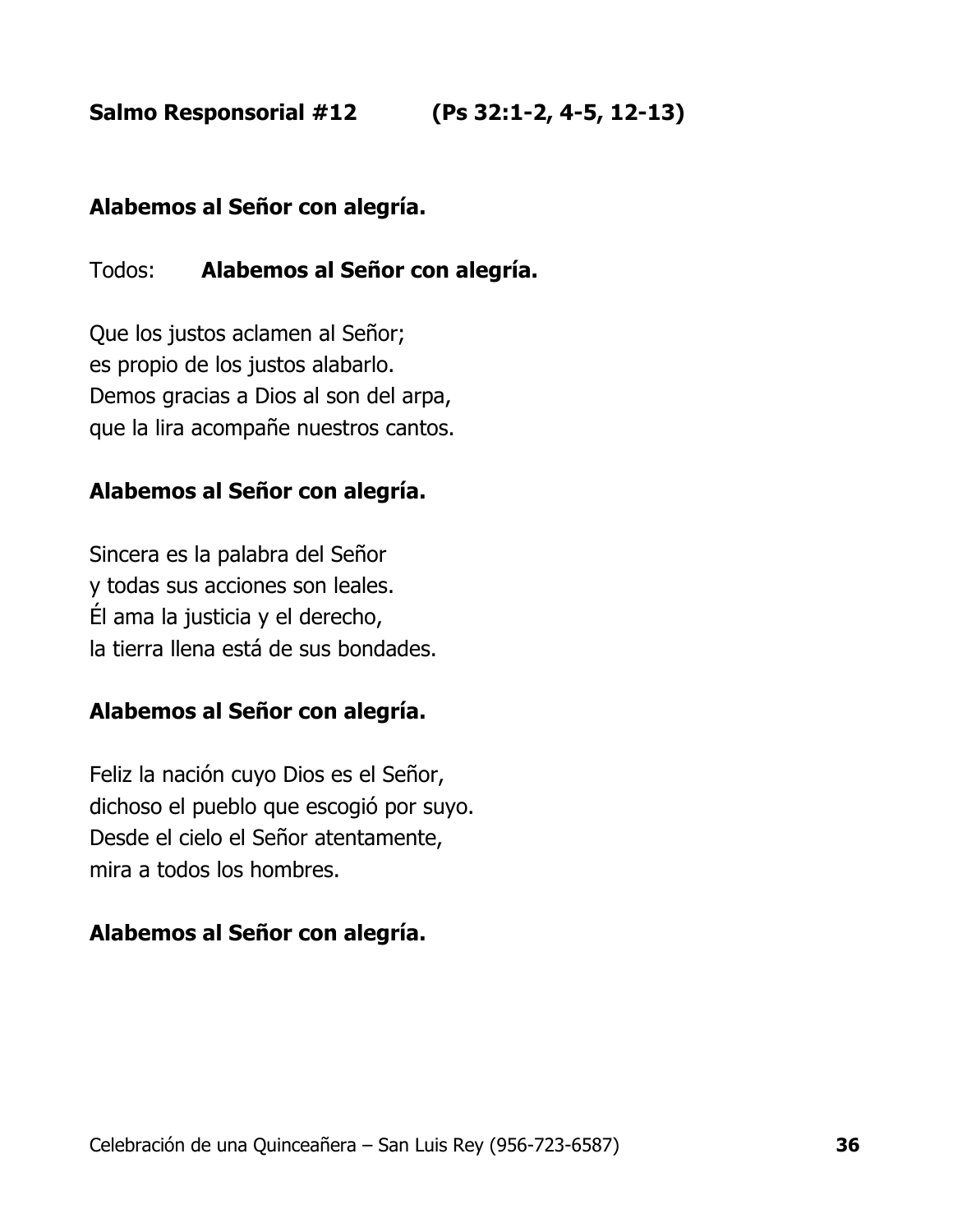**Salmo Responsorial #12 (Ps 32:1-2, 4-5, 12-13)**

**Alabemos al Señor con alegría.**

Todos: **Alabemos al Señor con alegría.**

Que los justos aclamen al Señor;
es propio de los justos alabarlo.
Demos gracias a Dios al son del arpa,
que la lira acompañe nuestros cantos.

**Alabemos al Señor con alegría.**

Sincera es la palabra del Señor
y todas sus acciones son leales.
Él ama la justicia y el derecho,
la tierra llena está de sus bondades.

**Alabemos al Señor con alegría.**

Feliz la nación cuyo Dios es el Señor,
dichoso el pueblo que escogió por suyo.
Desde el cielo el Señor atentamente,
mira a todos los hombres.

**Alabemos al Señor con alegría.**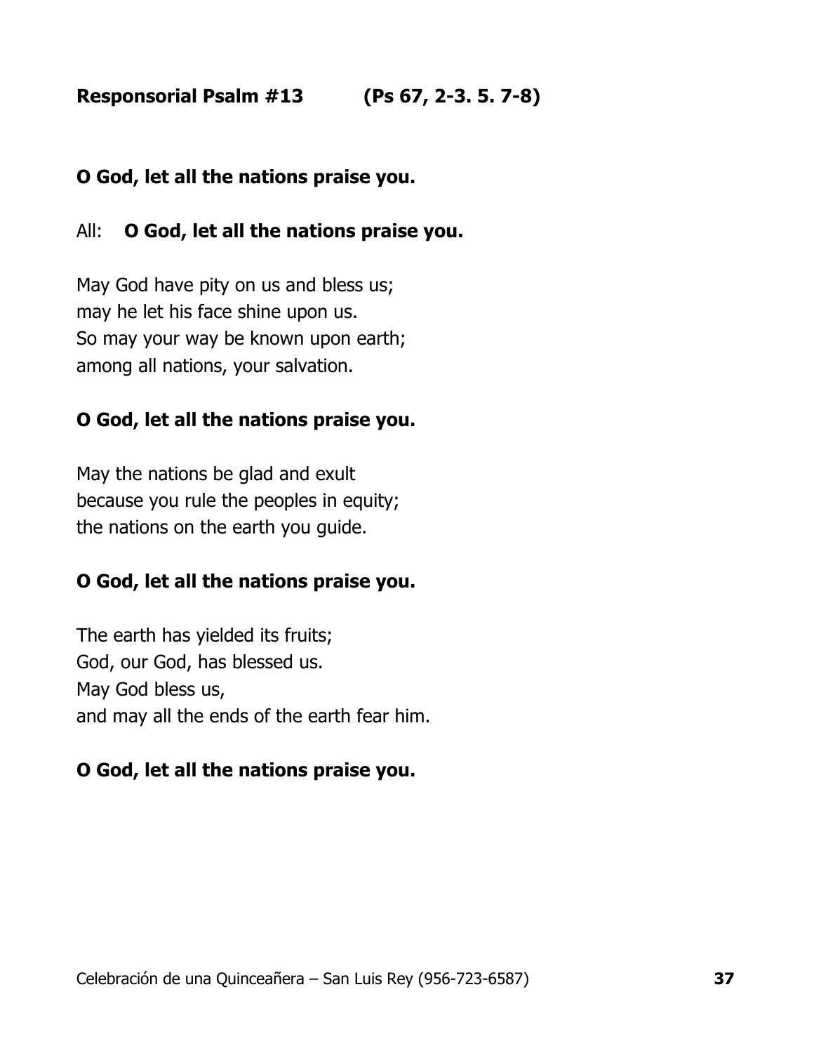**Responsorial Psalm #13 (Ps 67, 2-3. 5. 7-8)**

**O God, let all the nations praise you.**

All: **O God, let all the nations praise you.**

May God have pity on us and bless us;
may he let his face shine upon us.
So may your way be known upon earth;
among all nations, your salvation.

**O God, let all the nations praise you.**

May the nations be glad and exult
because you rule the peoples in equity;
the nations on the earth you guide.

**O God, let all the nations praise you.**

The earth has yielded its fruits;
God, our God, has blessed us.
May God bless us,
and may all the ends of the earth fear him.

**O God, let all the nations praise you.**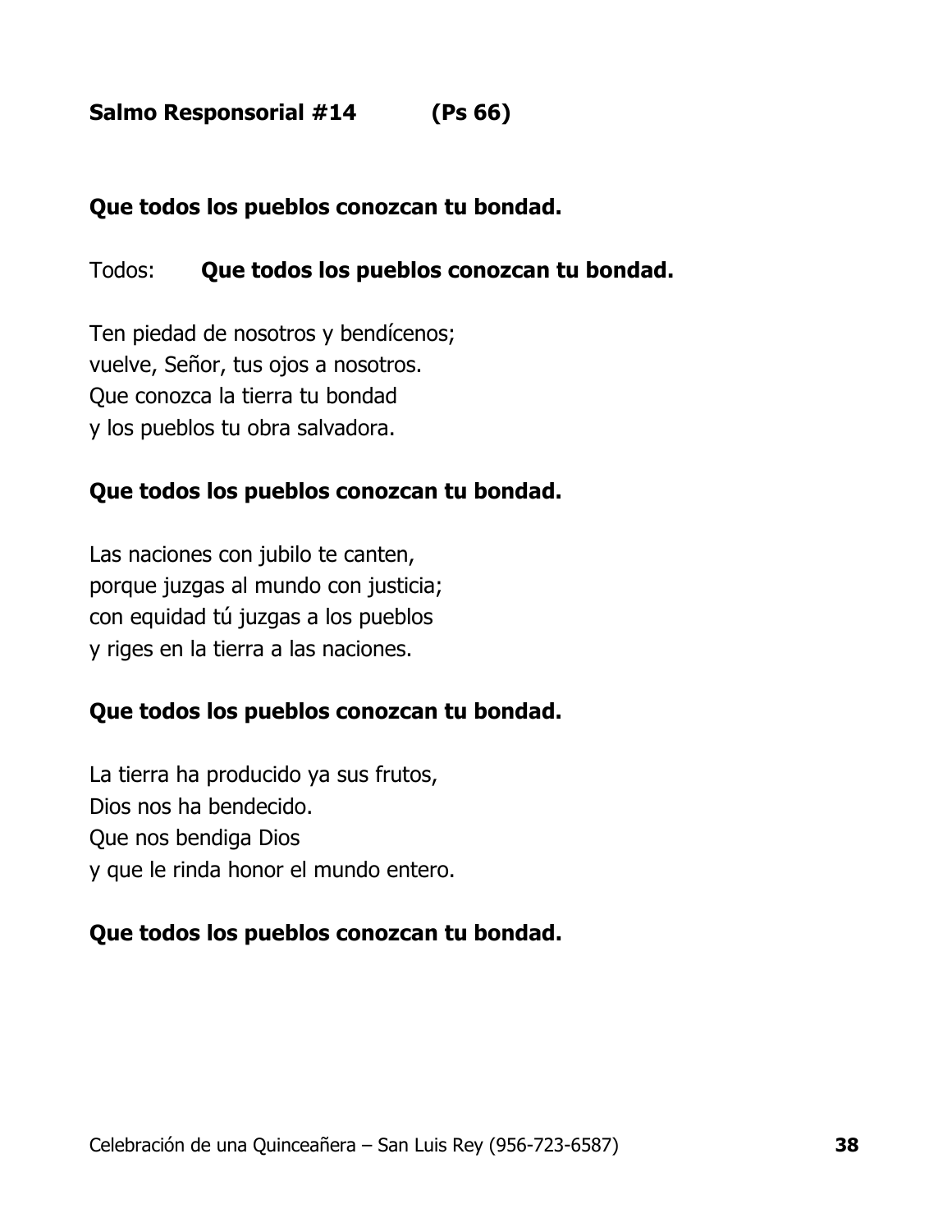**Salmo Responsorial #14 (Ps 66)**

**Que todos los pueblos conozcan tu bondad.**

Todos: **Que todos los pueblos conozcan tu bondad.**

Ten piedad de nosotros y bendícenos;
vuelve, Señor, tus ojos a nosotros.
Que conozca la tierra tu bondad
y los pueblos tu obra salvadora.

**Que todos los pueblos conozcan tu bondad.**

Las naciones con jubilo te canten,
porque juzgas al mundo con justicia;
con equidad tú juzgas a los pueblos
y riges en la tierra a las naciones.

**Que todos los pueblos conozcan tu bondad.**

La tierra ha producido ya sus frutos,
Dios nos ha bendecido.
Que nos bendiga Dios
y que le rinda honor el mundo entero.

**Que todos los pueblos conozcan tu bondad.**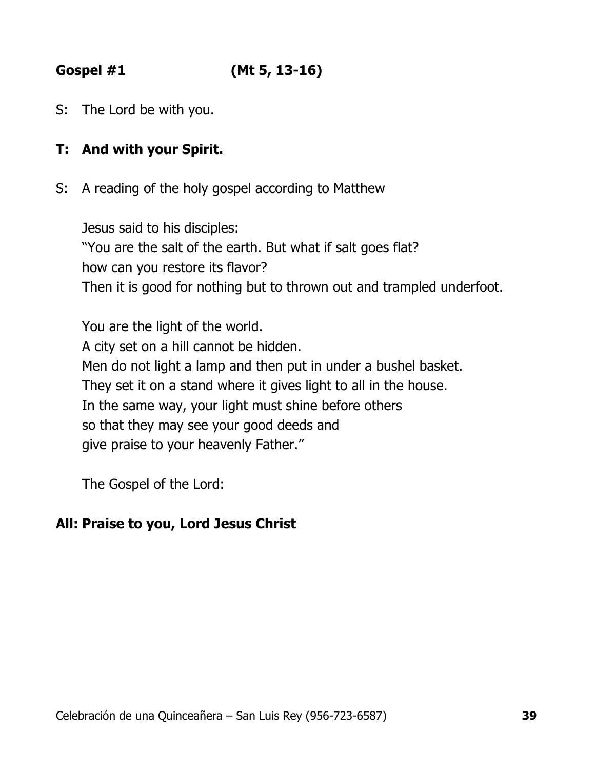**Gospel #1 (Mt 5, 13-16)**

S: The Lord be with you.

**T: And with your Spirit.**

S: A reading of the holy gospel according to Matthew

Jesus said to his disciples:
"You are the salt of the earth. But what if salt goes flat?
how can you restore its flavor?
Then it is good for nothing but to thrown out and trampled underfoot.

You are the light of the world.
A city set on a hill cannot be hidden.
Men do not light a lamp and then put in under a bushel basket.
They set it on a stand where it gives light to all in the house.
In the same way, your light must shine before others
so that they may see your good deeds and
give praise to your heavenly Father."

The Gospel of the Lord:

**All: Praise to you, Lord Jesus Christ**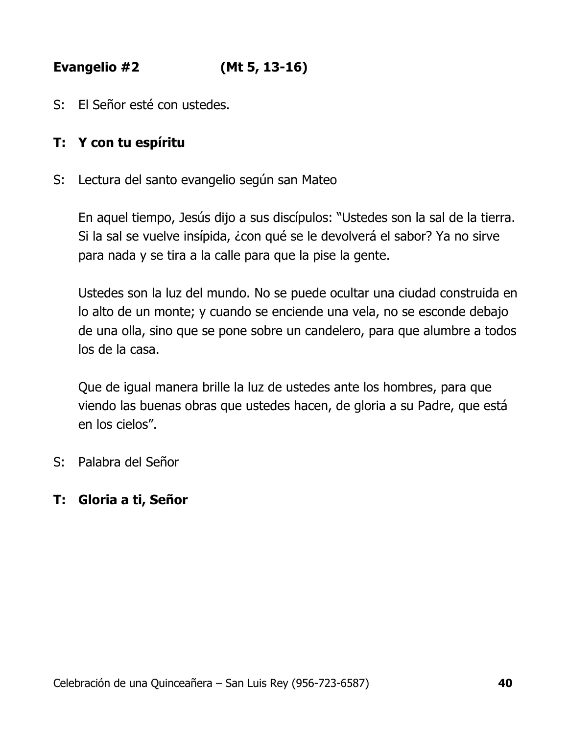**Evangelio #2 (Mt 5, 13-16)**

S: El Señor esté con ustedes.

**T: Y con tu espíritu**

S: Lectura del santo evangelio según san Mateo

En aquel tiempo, Jesús dijo a sus discípulos: "Ustedes son la sal de la tierra. Si la sal se vuelve insípida, ¿con qué se le devolverá el sabor? Ya no sirve para nada y se tira a la calle para que la pise la gente.

Ustedes son la luz del mundo. No se puede ocultar una ciudad construida en lo alto de un monte; y cuando se enciende una vela, no se esconde debajo de una olla, sino que se pone sobre un candelero, para que alumbre a todos los de la casa.

Que de igual manera brille la luz de ustedes ante los hombres, para que viendo las buenas obras que ustedes hacen, de gloria a su Padre, que está en los cielos".

S: Palabra del Señor

**T: Gloria a ti, Señor**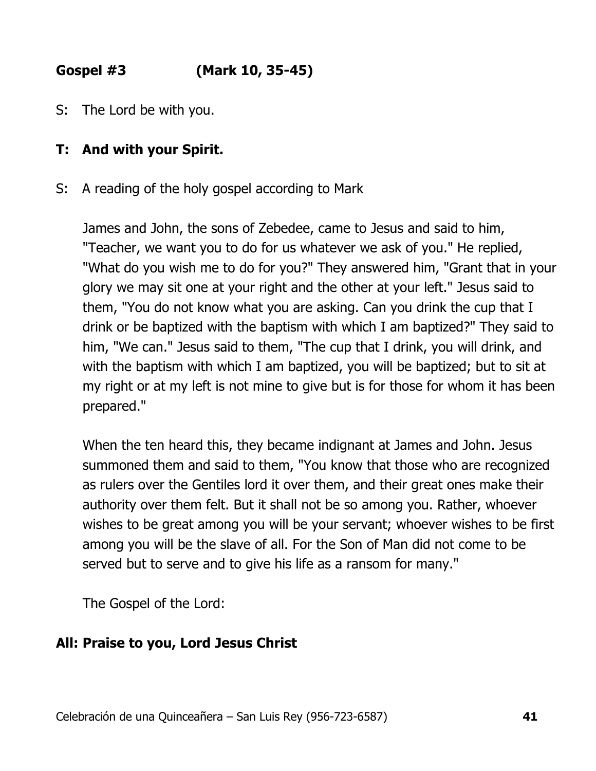**Gospel #3 (Mark 10, 35-45)**

S: The Lord be with you.

**T: And with your Spirit.**

S: A reading of the holy gospel according to Mark

James and John, the sons of Zebedee, came to Jesus and said to him, "Teacher, we want you to do for us whatever we ask of you." He replied, "What do you wish me to do for you?" They answered him, "Grant that in your glory we may sit one at your right and the other at your left." Jesus said to them, "You do not know what you are asking. Can you drink the cup that I drink or be baptized with the baptism with which I am baptized?" They said to him, "We can." Jesus said to them, "The cup that I drink, you will drink, and with the baptism with which I am baptized, you will be baptized; but to sit at my right or at my left is not mine to give but is for those for whom it has been prepared."

When the ten heard this, they became indignant at James and John. Jesus summoned them and said to them, "You know that those who are recognized as rulers over the Gentiles lord it over them, and their great ones make their authority over them felt. But it shall not be so among you. Rather, whoever wishes to be great among you will be your servant; whoever wishes to be first among you will be the slave of all. For the Son of Man did not come to be served but to serve and to give his life as a ransom for many."

The Gospel of the Lord:

**All: Praise to you, Lord Jesus Christ**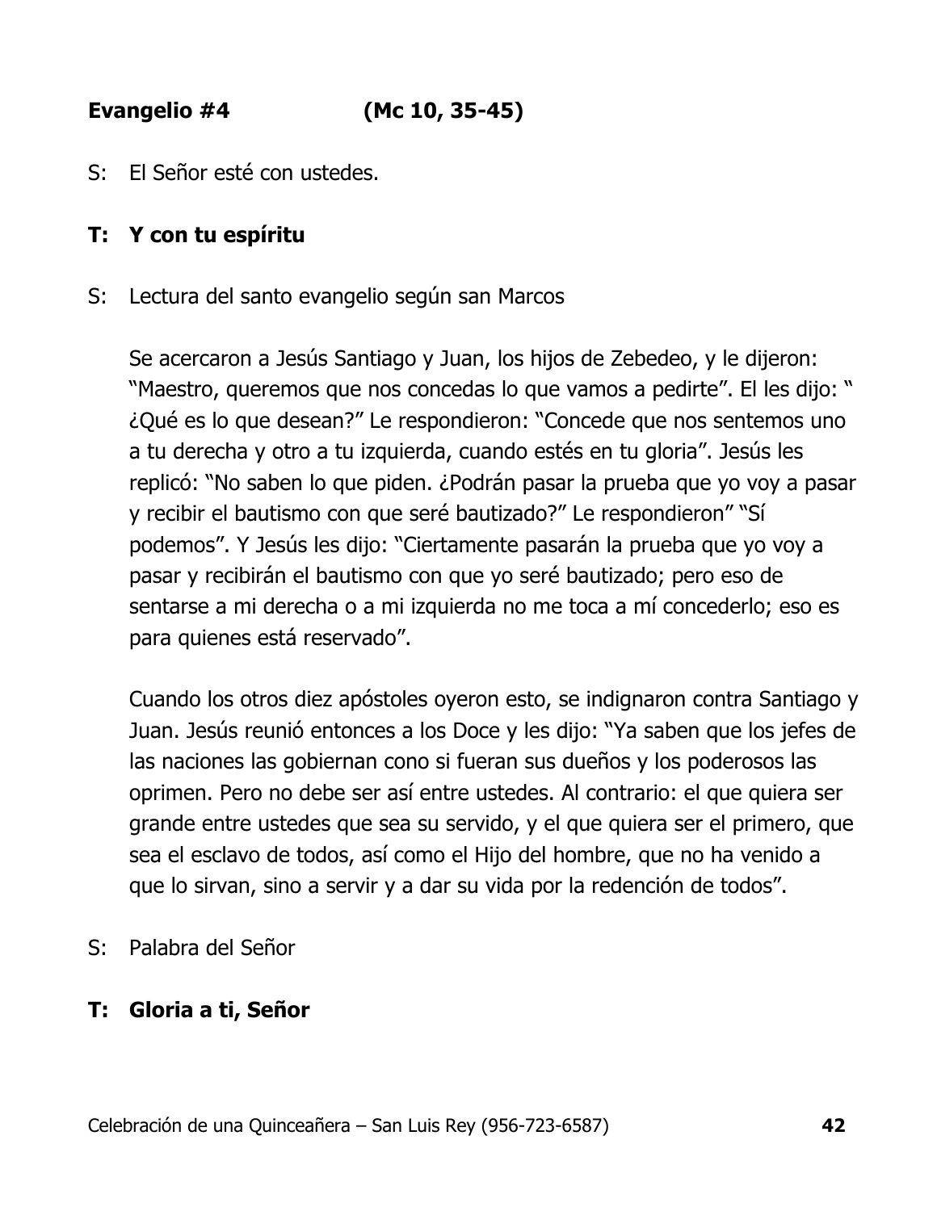**Evangelio #4 (Mc 10, 35-45)**

S: El Señor esté con ustedes.

**T: Y con tu espíritu**

S: Lectura del santo evangelio según san Marcos

Se acercaron a Jesús Santiago y Juan, los hijos de Zebedeo, y le dijeron: "Maestro, queremos que nos concedas lo que vamos a pedirte". El les dijo: " ¿Qué es lo que desean?" Le respondieron: "Concede que nos sentemos uno a tu derecha y otro a tu izquierda, cuando estés en tu gloria". Jesús les replicó: "No saben lo que piden. ¿Podrán pasar la prueba que yo voy a pasar y recibir el bautismo con que seré bautizado?" Le respondieron" "Sí podemos". Y Jesús les dijo: "Ciertamente pasarán la prueba que yo voy a pasar y recibirán el bautismo con que yo seré bautizado; pero eso de sentarse a mi derecha o a mi izquierda no me toca a mí concederlo; eso es para quienes está reservado".

Cuando los otros diez apóstoles oyeron esto, se indignaron contra Santiago y Juan. Jesús reunió entonces a los Doce y les dijo: "Ya saben que los jefes de las naciones las gobiernan cono si fueran sus dueños y los poderosos las oprimen. Pero no debe ser así entre ustedes. Al contrario: el que quiera ser grande entre ustedes que sea su servido, y el que quiera ser el primero, que sea el esclavo de todos, así como el Hijo del hombre, que no ha venido a que lo sirvan, sino a servir y a dar su vida por la redención de todos".

S: Palabra del Señor

**T: Gloria a ti, Señor**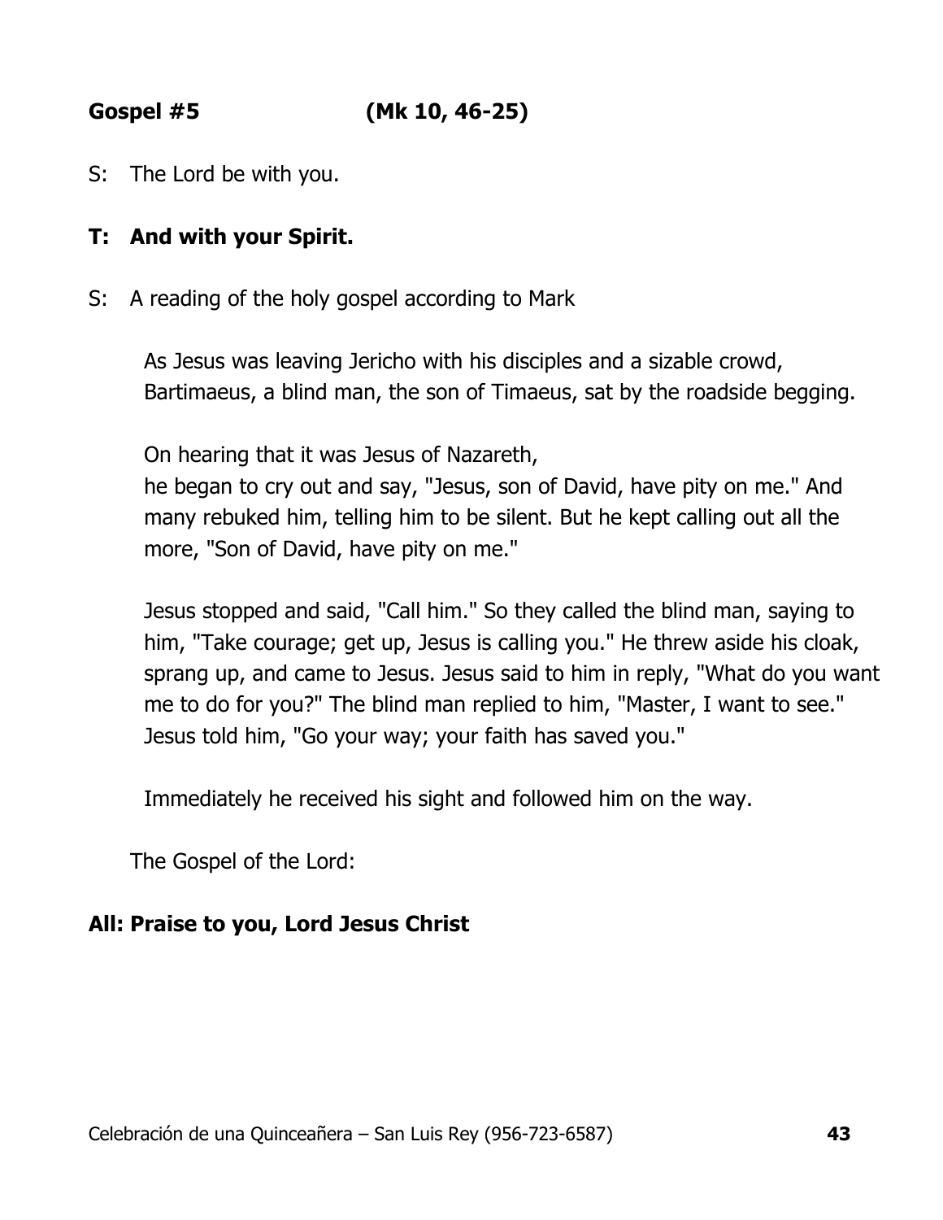**Gospel #5 (Mk 10, 46-25)**

S: The Lord be with you.

**T: And with your Spirit.**

S: A reading of the holy gospel according to Mark

As Jesus was leaving Jericho with his disciples and a sizable crowd, Bartimaeus, a blind man, the son of Timaeus, sat by the roadside begging.

On hearing that it was Jesus of Nazareth,
he began to cry out and say, "Jesus, son of David, have pity on me." And many rebuked him, telling him to be silent. But he kept calling out all the more, "Son of David, have pity on me."

Jesus stopped and said, "Call him." So they called the blind man, saying to him, "Take courage; get up, Jesus is calling you." He threw aside his cloak, sprang up, and came to Jesus. Jesus said to him in reply, "What do you want me to do for you?" The blind man replied to him, "Master, I want to see." Jesus told him, "Go your way; your faith has saved you."

Immediately he received his sight and followed him on the way.

The Gospel of the Lord:

**All: Praise to you, Lord Jesus Christ**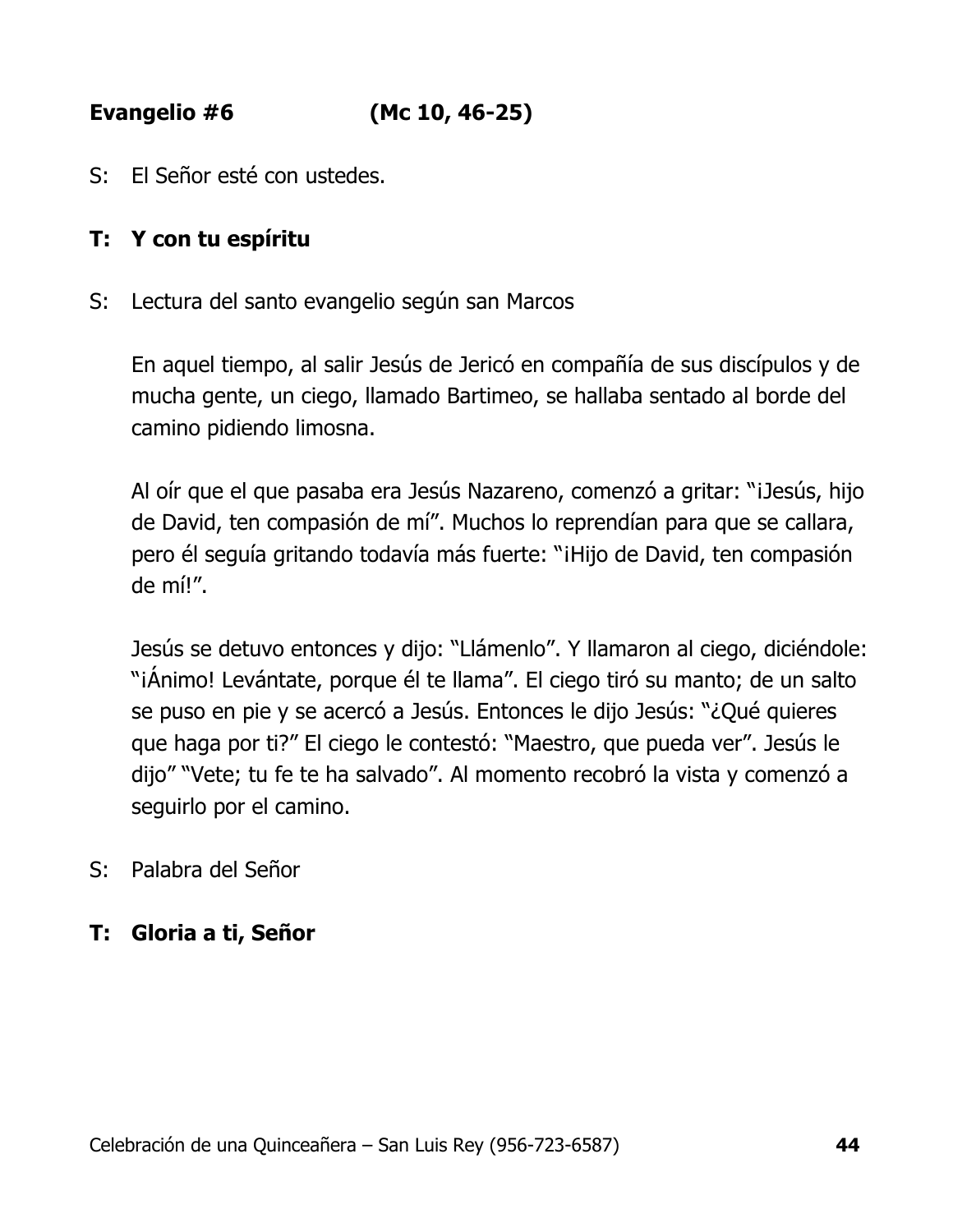**Evangelio #6 (Mc 10, 46-25)**

S: El Señor esté con ustedes.

**T: Y con tu espíritu**

S: Lectura del santo evangelio según san Marcos

En aquel tiempo, al salir Jesús de Jericó en compañía de sus discípulos y de mucha gente, un ciego, llamado Bartimeo, se hallaba sentado al borde del camino pidiendo limosna.

Al oír que el que pasaba era Jesús Nazareno, comenzó a gritar: "¡Jesús, hijo de David, ten compasión de mí". Muchos lo reprendían para que se callara, pero él seguía gritando todavía más fuerte: "¡Hijo de David, ten compasión de mí!".

Jesús se detuvo entonces y dijo: "Llámenlo". Y llamaron al ciego, diciéndole: "¡Ánimo! Levántate, porque él te llama". El ciego tiró su manto; de un salto se puso en pie y se acercó a Jesús. Entonces le dijo Jesús: "¿Qué quieres que haga por ti?" El ciego le contestó: "Maestro, que pueda ver". Jesús le dijo" "Vete; tu fe te ha salvado". Al momento recobró la vista y comenzó a seguirlo por el camino.

S: Palabra del Señor

**T: Gloria a ti, Señor**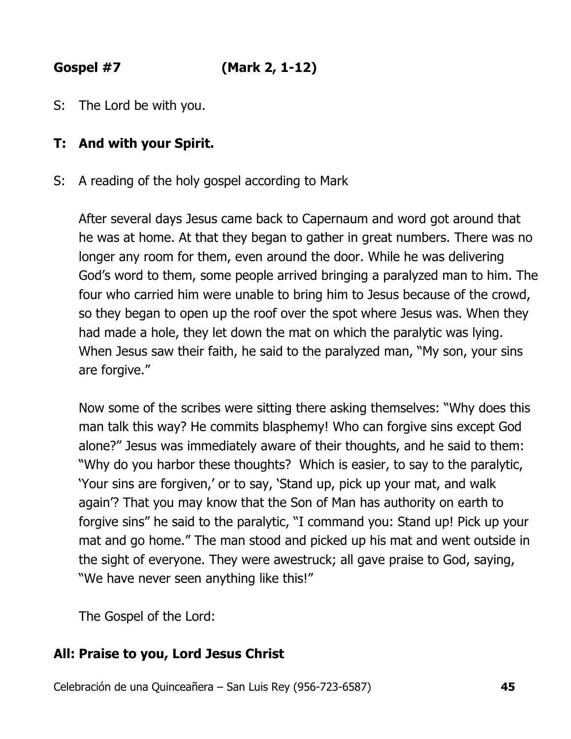**Gospel #7 (Mark 2, 1-12)**

S: The Lord be with you.

**T: And with your Spirit.**

S: A reading of the holy gospel according to Mark

After several days Jesus came back to Capernaum and word got around that he was at home. At that they began to gather in great numbers. There was no longer any room for them, even around the door. While he was delivering God's word to them, some people arrived bringing a paralyzed man to him. The four who carried him were unable to bring him to Jesus because of the crowd, so they began to open up the roof over the spot where Jesus was. When they had made a hole, they let down the mat on which the paralytic was lying. When Jesus saw their faith, he said to the paralyzed man, "My son, your sins are forgive."

Now some of the scribes were sitting there asking themselves: "Why does this man talk this way? He commits blasphemy! Who can forgive sins except God alone?" Jesus was immediately aware of their thoughts, and he said to them: "Why do you harbor these thoughts? Which is easier, to say to the paralytic, 'Your sins are forgiven,' or to say, 'Stand up, pick up your mat, and walk again'? That you may know that the Son of Man has authority on earth to forgive sins" he said to the paralytic, "I command you: Stand up! Pick up your mat and go home." The man stood and picked up his mat and went outside in the sight of everyone. They were awestruck; all gave praise to God, saying, "We have never seen anything like this!"

The Gospel of the Lord:

**All: Praise to you, Lord Jesus Christ**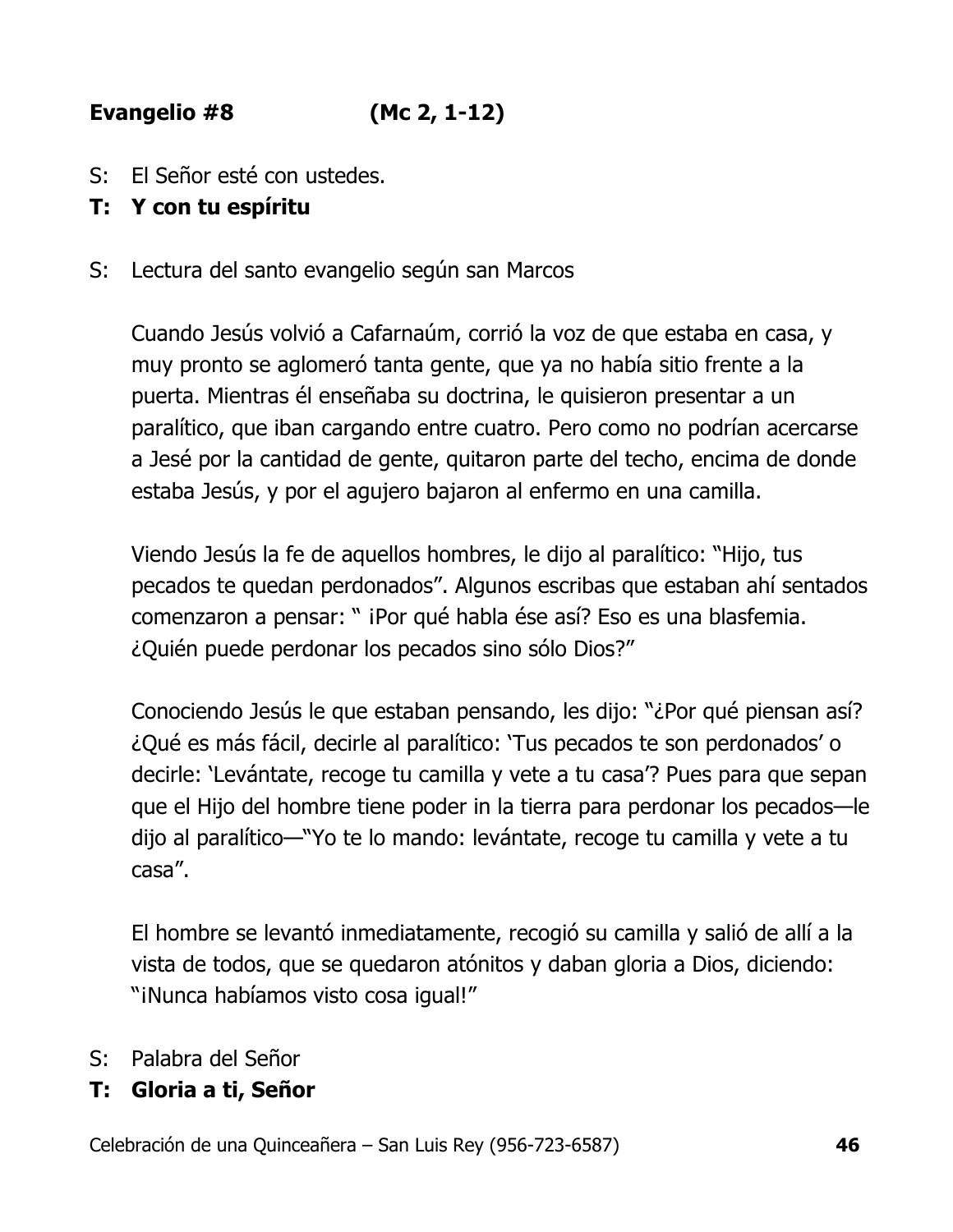**Evangelio #8 (Mc 2, 1-12)**

S: El Señor esté con ustedes.

**T: Y con tu espíritu**

S: Lectura del santo evangelio según san Marcos

Cuando Jesús volvió a Cafarnaúm, corrió la voz de que estaba en casa, y muy pronto se aglomeró tanta gente, que ya no había sitio frente a la puerta. Mientras él enseñaba su doctrina, le quisieron presentar a un paralítico, que iban cargando entre cuatro. Pero como no podrían acercarse a Jesé por la cantidad de gente, quitaron parte del techo, encima de donde estaba Jesús, y por el agujero bajaron al enfermo en una camilla.

Viendo Jesús la fe de aquellos hombres, le dijo al paralítico: "Hijo, tus pecados te quedan perdonados". Algunos escribas que estaban ahí sentados comenzaron a pensar: " ¡Por qué habla ése así? Eso es una blasfemia. ¿Quién puede perdonar los pecados sino sólo Dios?"

Conociendo Jesús le que estaban pensando, les dijo: "¿Por qué piensan así? ¿Qué es más fácil, decirle al paralítico: 'Tus pecados te son perdonados' o decirle: 'Levántate, recoge tu camilla y vete a tu casa'? Pues para que sepan que el Hijo del hombre tiene poder in la tierra para perdonar los pecados—le dijo al paralítico—"Yo te lo mando: levántate, recoge tu camilla y vete a tu casa".

El hombre se levantó inmediatamente, recogió su camilla y salió de allí a la vista de todos, que se quedaron atónitos y daban gloria a Dios, diciendo: "¡Nunca habíamos visto cosa igual!"

S: Palabra del Señor

**T: Gloria a ti, Señor**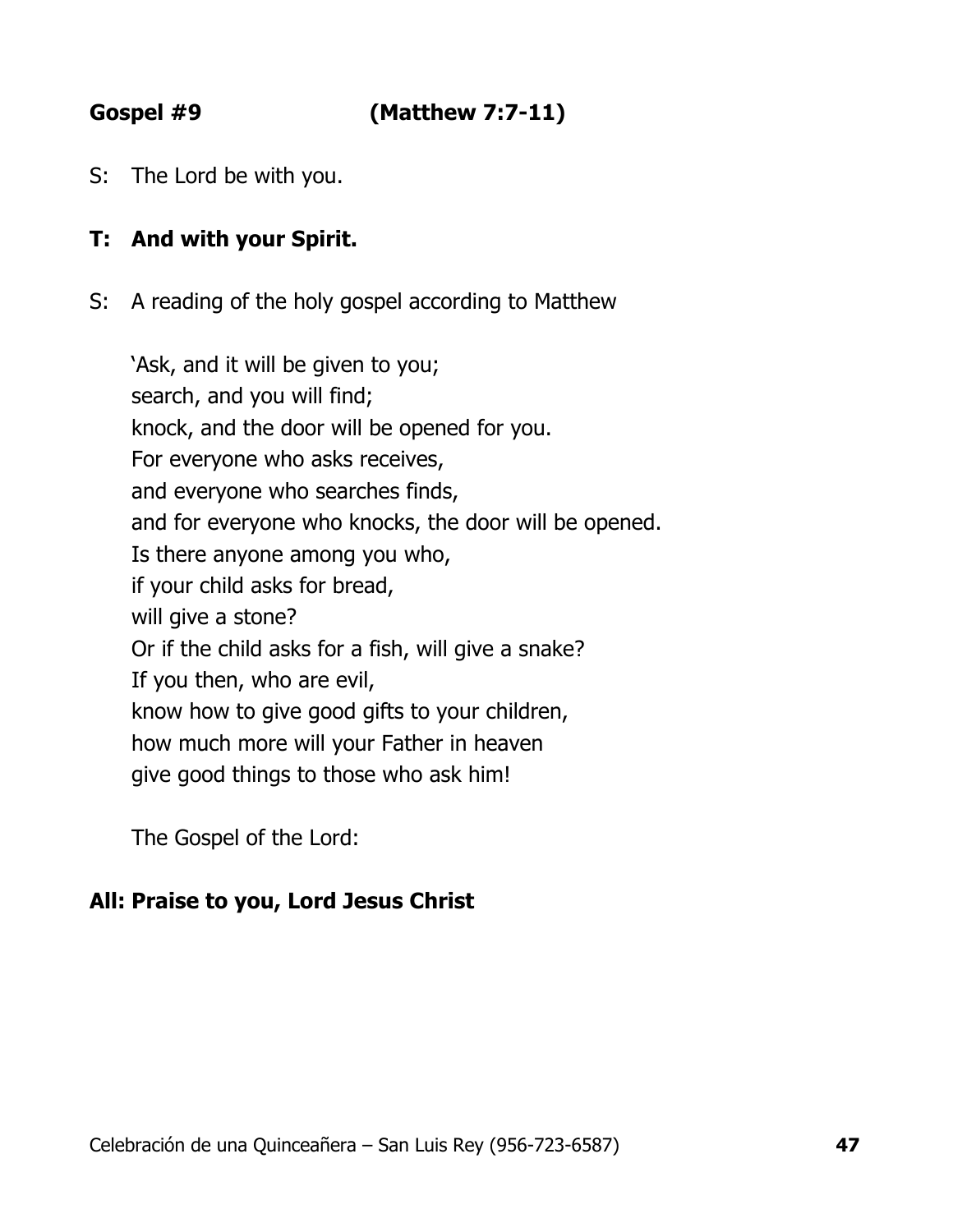**Gospel #9 (Matthew 7:7-11)**

S: The Lord be with you.

**T: And with your Spirit.**

S: A reading of the holy gospel according to Matthew

'Ask, and it will be given to you;
search, and you will find;
knock, and the door will be opened for you.
For everyone who asks receives,
and everyone who searches finds,
and for everyone who knocks, the door will be opened.
Is there anyone among you who,
if your child asks for bread,
will give a stone?
Or if the child asks for a fish, will give a snake?
If you then, who are evil,
know how to give good gifts to your children,
how much more will your Father in heaven
give good things to those who ask him!

The Gospel of the Lord:

**All: Praise to you, Lord Jesus Christ**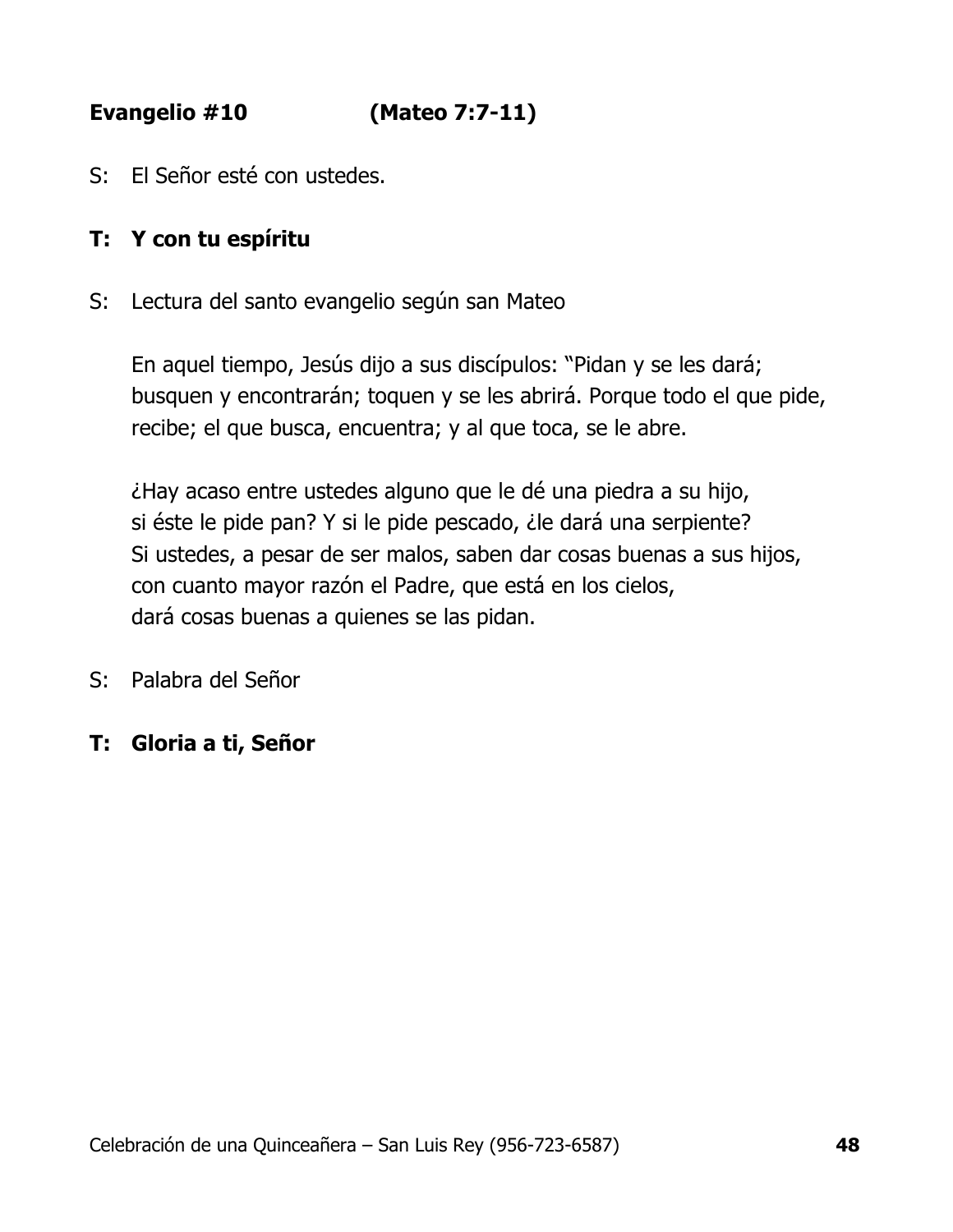**Evangelio #10 (Mateo 7:7-11)**

S: El Señor esté con ustedes.

**T: Y con tu espíritu**

S: Lectura del santo evangelio según san Mateo

En aquel tiempo, Jesús dijo a sus discípulos: "Pidan y se les dará; busquen y encontrarán; toquen y se les abrirá. Porque todo el que pide, recibe; el que busca, encuentra; y al que toca, se le abre.

¿Hay acaso entre ustedes alguno que le dé una piedra a su hijo,
si éste le pide pan? Y si le pide pescado, ¿le dará una serpiente?
Si ustedes, a pesar de ser malos, saben dar cosas buenas a sus hijos,
con cuanto mayor razón el Padre, que está en los cielos,
dará cosas buenas a quienes se las pidan.

S: Palabra del Señor

**T: Gloria a ti, Señor**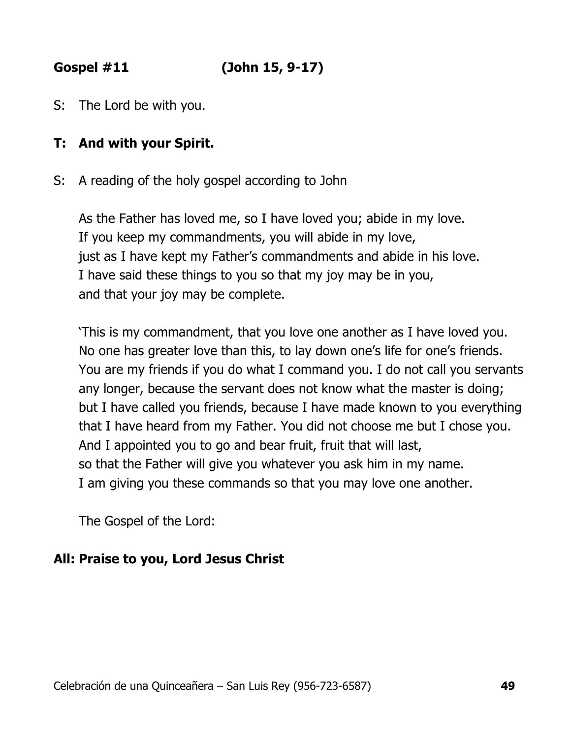**Gospel #11 (John 15, 9-17)**

S: The Lord be with you.

**T: And with your Spirit.**

S: A reading of the holy gospel according to John

As the Father has loved me, so I have loved you; abide in my love.
If you keep my commandments, you will abide in my love,
just as I have kept my Father's commandments and abide in his love.
I have said these things to you so that my joy may be in you,
and that your joy may be complete.

'This is my commandment, that you love one another as I have loved you. No one has greater love than this, to lay down one's life for one's friends. You are my friends if you do what I command you. I do not call you servants any longer, because the servant does not know what the master is doing; but I have called you friends, because I have made known to you everything that I have heard from my Father. You did not choose me but I chose you. And I appointed you to go and bear fruit, fruit that will last,
so that the Father will give you whatever you ask him in my name.
I am giving you these commands so that you may love one another.

The Gospel of the Lord:

**All: Praise to you, Lord Jesus Christ**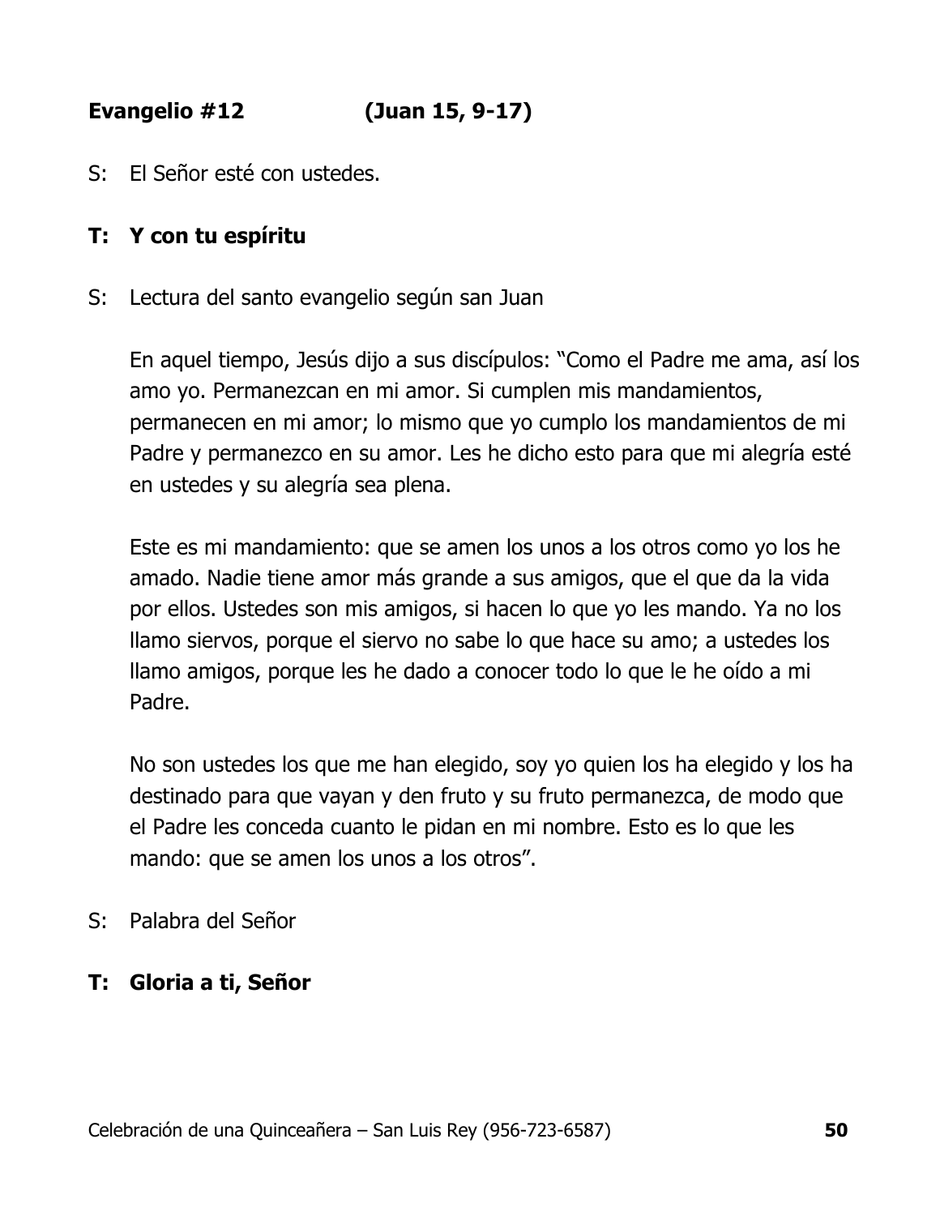**Evangelio #12 (Juan 15, 9-17)**

S: El Señor esté con ustedes.

**T: Y con tu espíritu**

S: Lectura del santo evangelio según san Juan

En aquel tiempo, Jesús dijo a sus discípulos: "Como el Padre me ama, así los amo yo. Permanezcan en mi amor. Si cumplen mis mandamientos, permanecen en mi amor; lo mismo que yo cumplo los mandamientos de mi Padre y permanezco en su amor. Les he dicho esto para que mi alegría esté en ustedes y su alegría sea plena.

Este es mi mandamiento: que se amen los unos a los otros como yo los he amado. Nadie tiene amor más grande a sus amigos, que el que da la vida por ellos. Ustedes son mis amigos, si hacen lo que yo les mando. Ya no los llamo siervos, porque el siervo no sabe lo que hace su amo; a ustedes los llamo amigos, porque les he dado a conocer todo lo que le he oído a mi Padre.

No son ustedes los que me han elegido, soy yo quien los ha elegido y los ha destinado para que vayan y den fruto y su fruto permanezca, de modo que el Padre les conceda cuanto le pidan en mi nombre. Esto es lo que les mando: que se amen los unos a los otros".

S: Palabra del Señor

**T: Gloria a ti, Señor**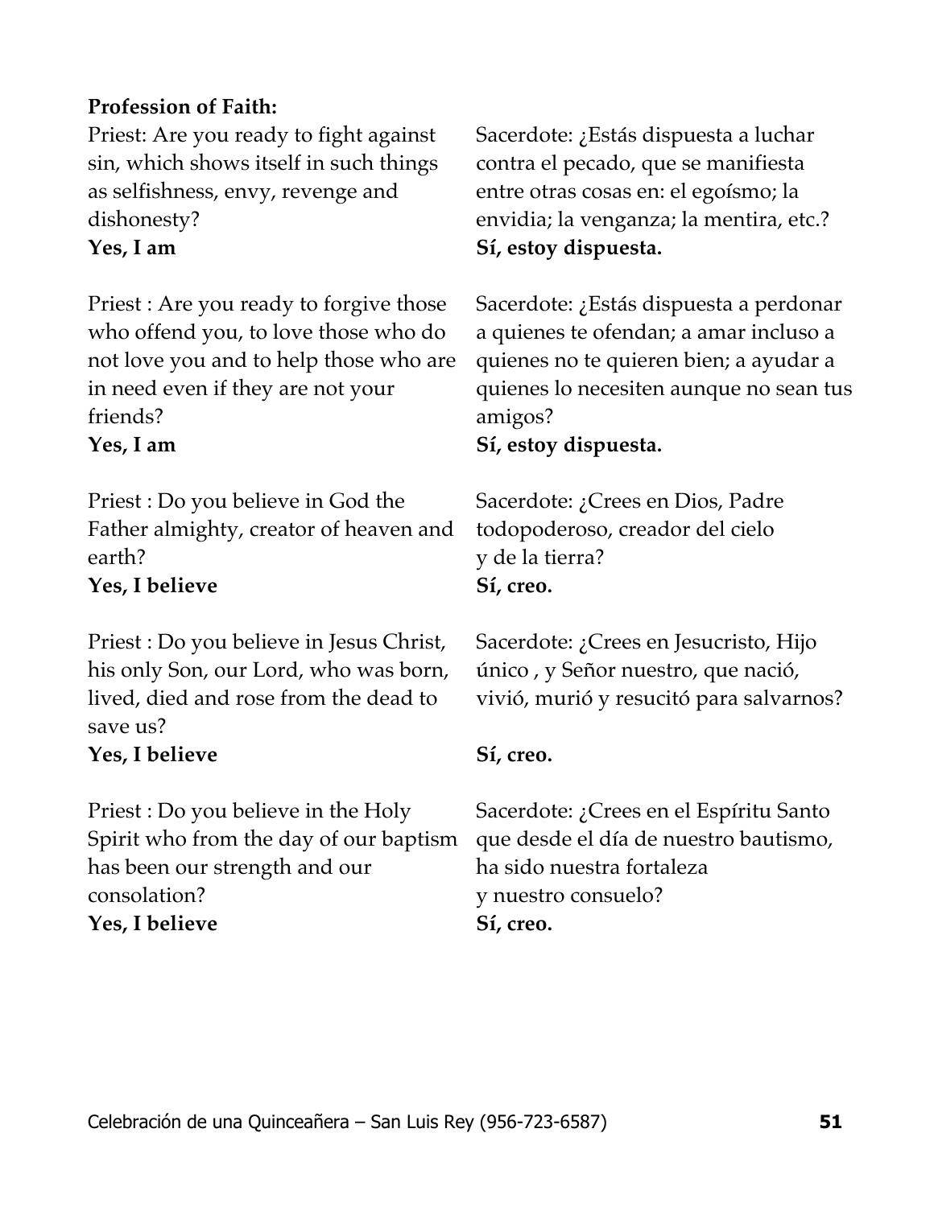**Profession of Faith:**

Priest: Are you ready to fight against sin, which shows itself in such things as selfishness, envy, revenge and dishonesty?
**Yes, I am**

Sacerdote: ¿Estás dispuesta a luchar contra el pecado, que se manifiesta entre otras cosas en: el egoísmo; la envidia; la venganza; la mentira, etc.?
**Sí, estoy dispuesta.**

Priest : Are you ready to forgive those who offend you, to love those who do not love you and to help those who are in need even if they are not your friends?
**Yes, I am**

Sacerdote: ¿Estás dispuesta a perdonar a quienes te ofendan; a amar incluso a quienes no te quieren bien; a ayudar a quienes lo necesiten aunque no sean tus amigos?
**Sí, estoy dispuesta.**

Priest : Do you believe in God the Father almighty, creator of heaven and earth?
**Yes, I believe**

Sacerdote: ¿Crees en Dios, Padre todopoderoso, creador del cielo y de la tierra?
**Sí, creo.**

Priest : Do you believe in Jesus Christ, his only Son, our Lord, who was born, lived, died and rose from the dead to save us?
**Yes, I believe**

Sacerdote: ¿Crees en Jesucristo, Hijo único , y Señor nuestro, que nació, vivió, murió y resucitó para salvarnos?
**Sí, creo.**

Priest : Do you believe in the Holy Spirit who from the day of our baptism has been our strength and our consolation?
**Yes, I believe**

Sacerdote: ¿Crees en el Espíritu Santo que desde el día de nuestro bautismo, ha sido nuestra fortaleza y nuestro consuelo?
**Sí, creo.**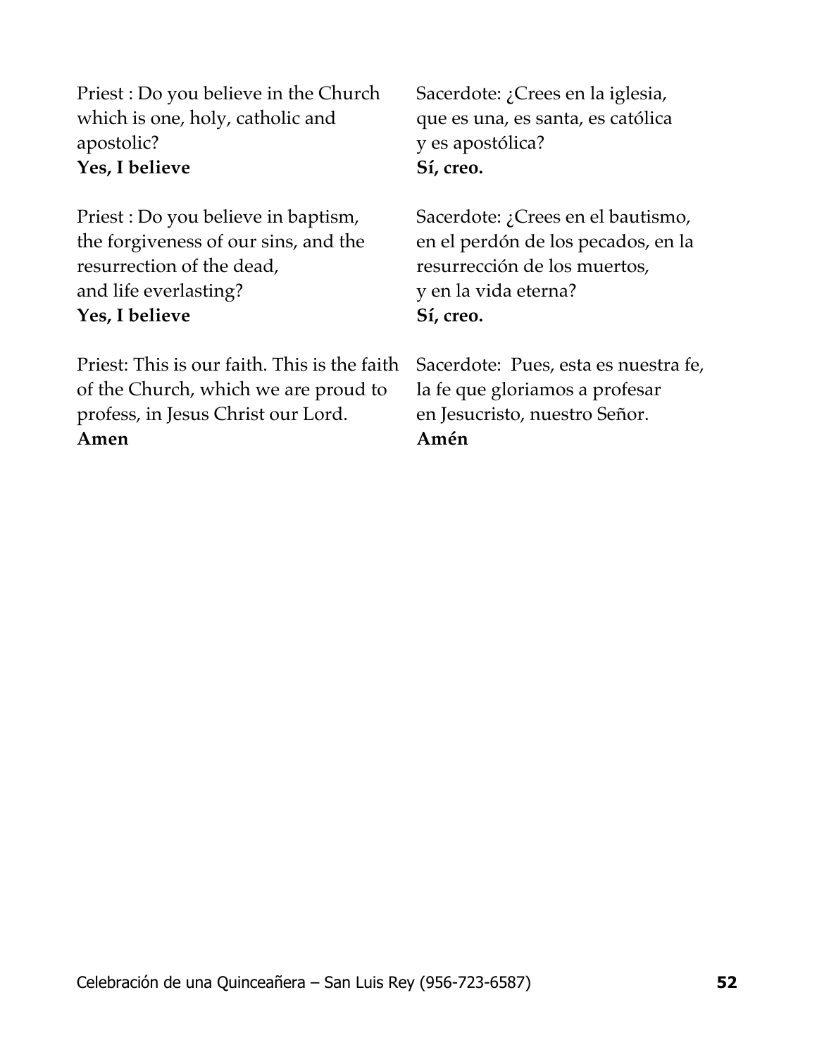Priest : Do you believe in the Church which is one, holy, catholic and apostolic?
**Yes, I believe**

Priest : Do you believe in baptism, the forgiveness of our sins, and the resurrection of the dead, and life everlasting?
**Yes, I believe**

Priest: This is our faith. This is the faith of the Church, which we are proud to profess, in Jesus Christ our Lord.
**Amen**

Sacerdote: ¿Crees en la iglesia, que es una, es santa, es católica y es apostólica?
**Sí, creo.**

Sacerdote: ¿Crees en el bautismo, en el perdón de los pecados, en la resurrección de los muertos, y en la vida eterna?
**Sí, creo.**

Sacerdote: Pues, esta es nuestra fe, la fe que gloriamos a profesar en Jesucristo, nuestro Señor.
**Amén**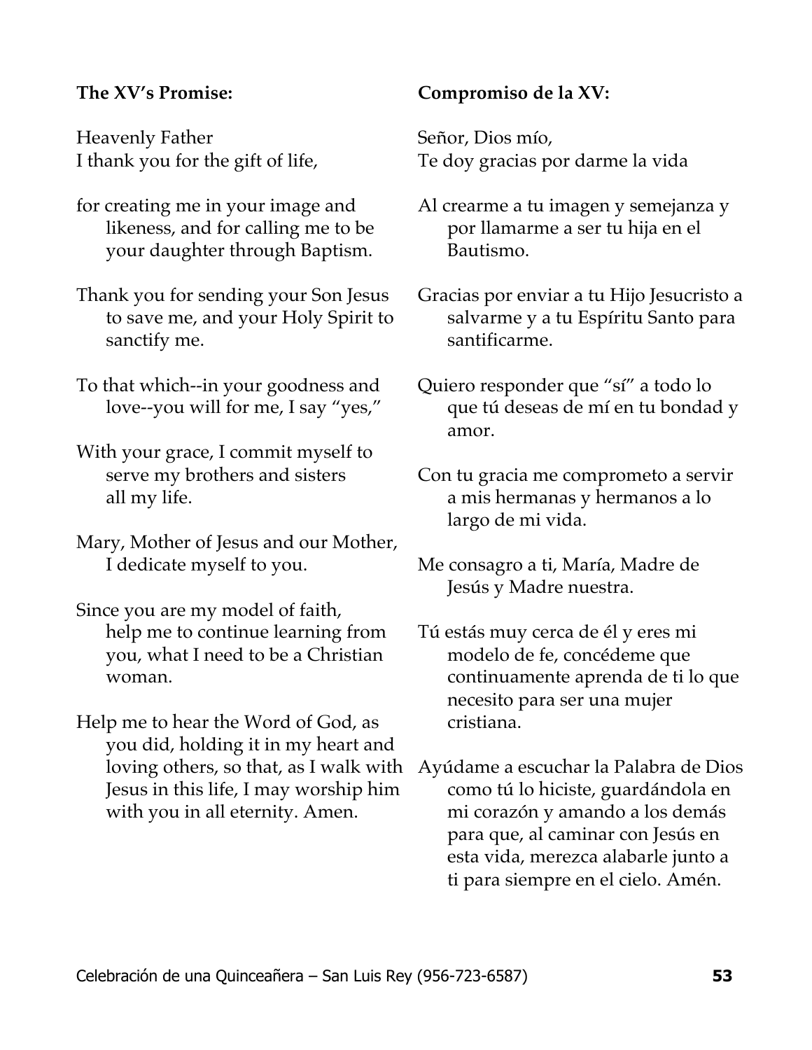**The XV's Promise:**

Heavenly Father
I thank you for the gift of life,

for creating me in your image and likeness, and for calling me to be your daughter through Baptism.

Thank you for sending your Son Jesus to save me, and your Holy Spirit to sanctify me.

To that which--in your goodness and love--you will for me, I say "yes,"

With your grace, I commit myself to serve my brothers and sisters all my life.

Mary, Mother of Jesus and our Mother, I dedicate myself to you.

Since you are my model of faith, help me to continue learning from you, what I need to be a Christian woman.

Help me to hear the Word of God, as you did, holding it in my heart and loving others, so that, as I walk with Jesus in this life, I may worship him with you in all eternity. Amen.

**Compromiso de la XV:**

Señor, Dios mío,
Te doy gracias por darme la vida

Al crearme a tu imagen y semejanza y por llamarme a ser tu hija en el Bautismo.

Gracias por enviar a tu Hijo Jesucristo a salvarme y a tu Espíritu Santo para santificarme.

Quiero responder que "sí" a todo lo que tú deseas de mí en tu bondad y amor.

Con tu gracia me comprometo a servir a mis hermanas y hermanos a lo largo de mi vida.

Me consagro a ti, María, Madre de Jesús y Madre nuestra.

Tú estás muy cerca de él y eres mi modelo de fe, concédeme que continuamente aprenda de ti lo que necesito para ser una mujer cristiana.

Ayúdame a escuchar la Palabra de Dios como tú lo hiciste, guardándola en mi corazón y amando a los demás para que, al caminar con Jesús en esta vida, merezca alabarle junto a ti para siempre en el cielo. Amén.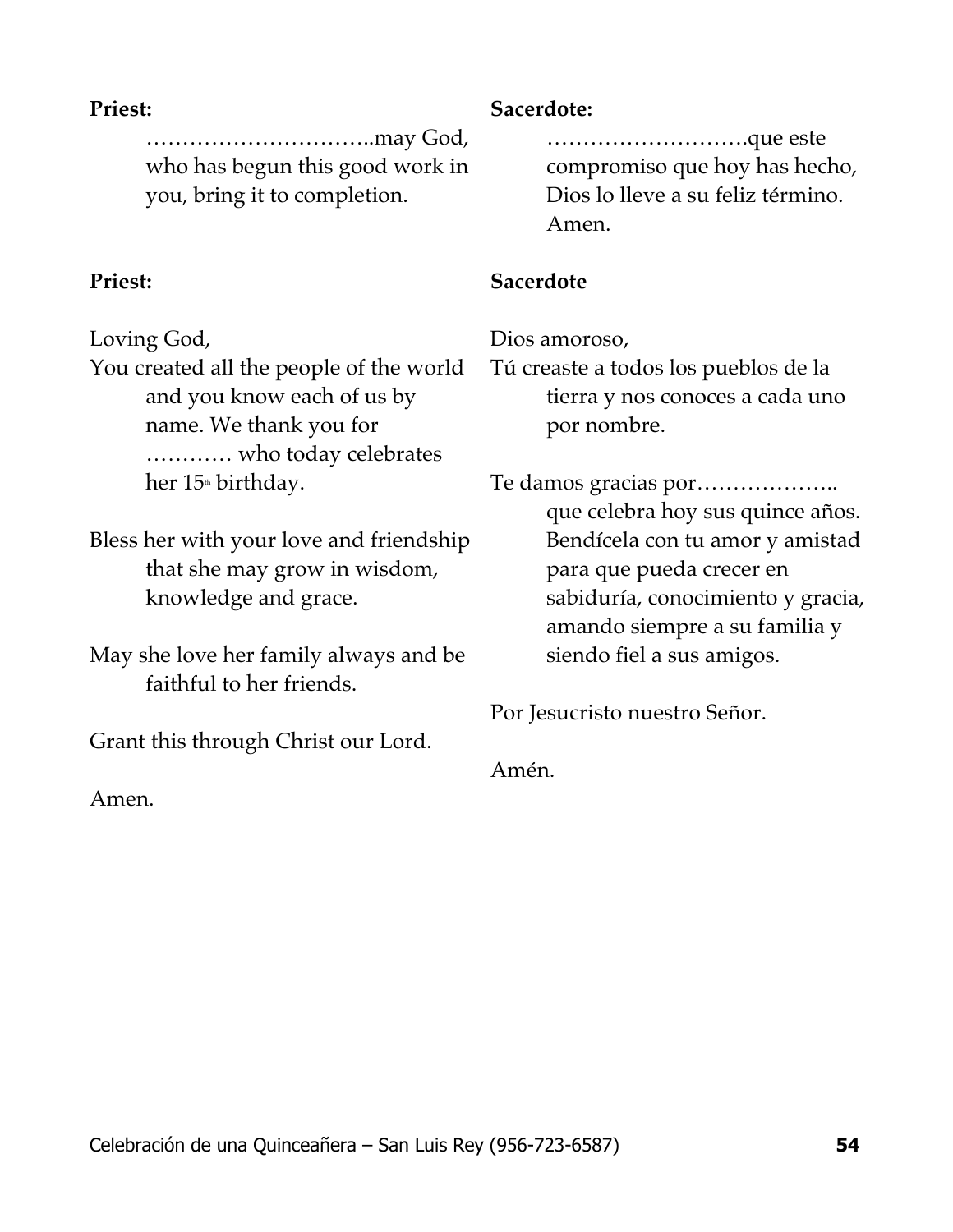**Priest:**

…………………………..may God, who has begun this good work in you, bring it to completion.

**Priest:**

Loving God,

You created all the people of the world and you know each of us by name. We thank you for ………… who today celebrates her 15th birthday.

Bless her with your love and friendship that she may grow in wisdom, knowledge and grace.

May she love her family always and be faithful to her friends.

Grant this through Christ our Lord.

Amen.

**Sacerdote:**

……………………….que este compromiso que hoy has hecho, Dios lo lleve a su feliz término. Amen.

**Sacerdote**

Dios amoroso,

Tú creaste a todos los pueblos de la tierra y nos conoces a cada uno por nombre.

Te damos gracias por……………….. que celebra hoy sus quince años. Bendícela con tu amor y amistad para que pueda crecer en sabiduría, conocimiento y gracia, amando siempre a su familia y siendo fiel a sus amigos.

Por Jesucristo nuestro Señor.

Amén.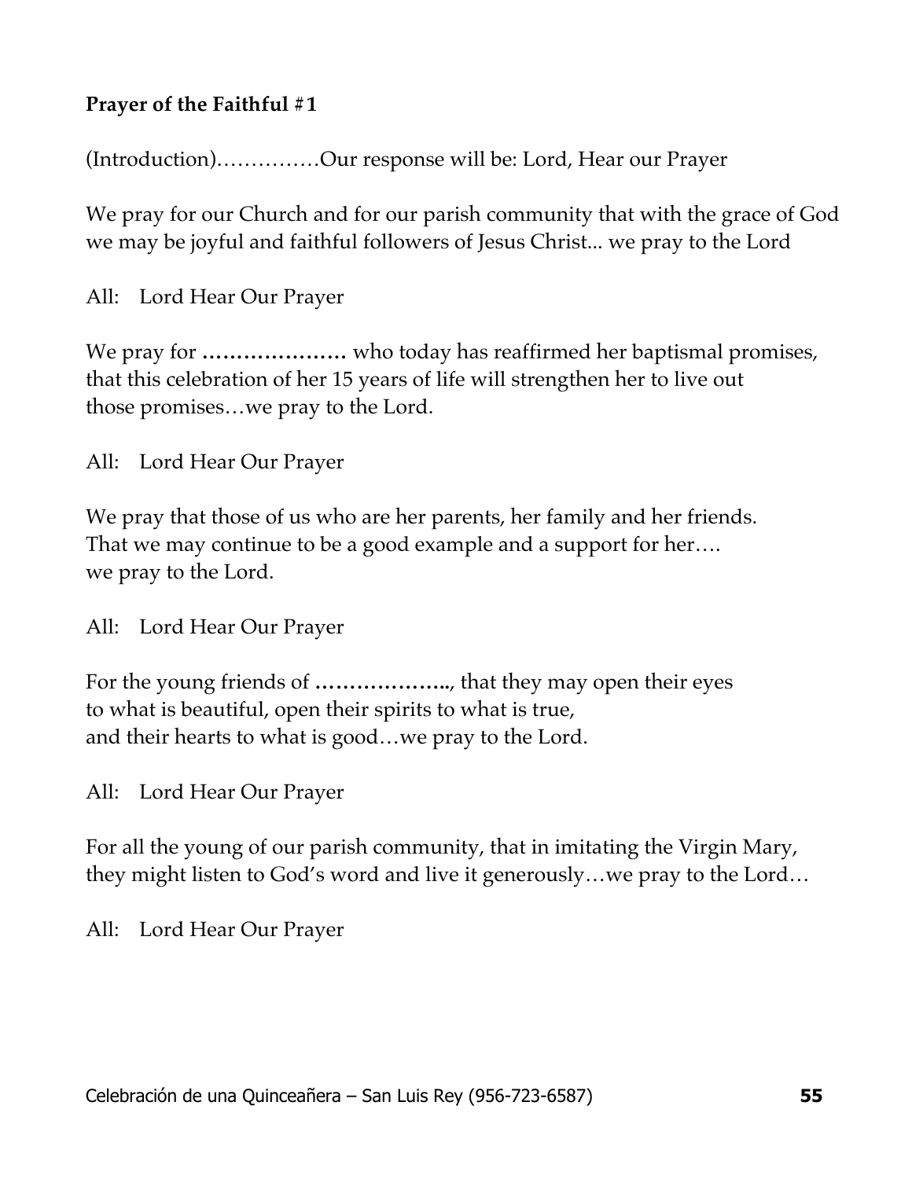**Prayer of the Faithful #1**

(Introduction)……………Our response will be: Lord, Hear our Prayer

We pray for our Church and for our parish community that with the grace of God we may be joyful and faithful followers of Jesus Christ... we pray to the Lord

All: Lord Hear Our Prayer

We pray for **…………………** who today has reaffirmed her baptismal promises, that this celebration of her 15 years of life will strengthen her to live out those promises…we pray to the Lord.

All: Lord Hear Our Prayer

We pray that those of us who are her parents, her family and her friends. That we may continue to be a good example and a support for her…. we pray to the Lord.

All: Lord Hear Our Prayer

For the young friends of **………………..**, that they may open their eyes to what is beautiful, open their spirits to what is true, and their hearts to what is good…we pray to the Lord.

All: Lord Hear Our Prayer

For all the young of our parish community, that in imitating the Virgin Mary, they might listen to God's word and live it generously…we pray to the Lord…

All: Lord Hear Our Prayer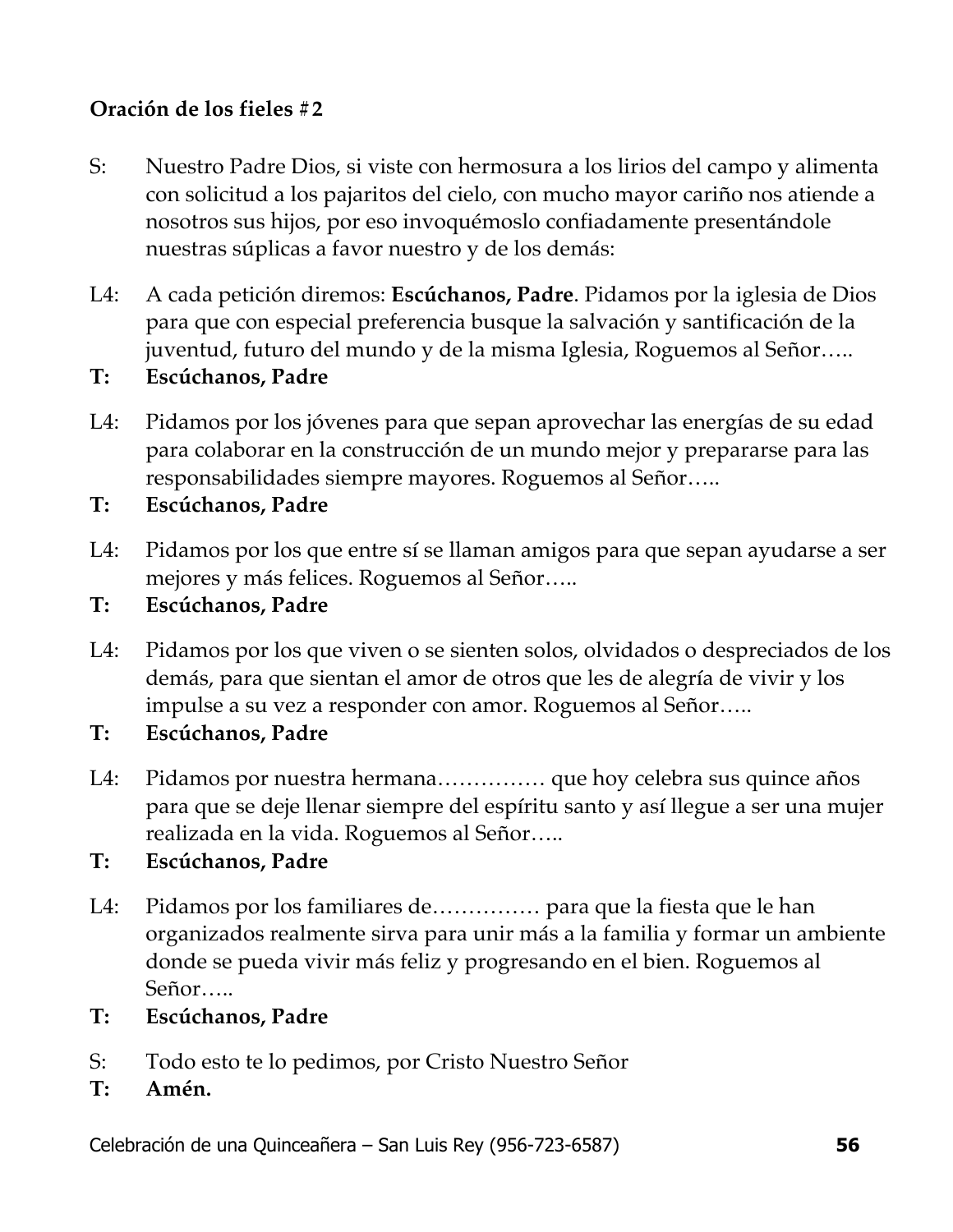**Oración de los fieles #2**

S: Nuestro Padre Dios, si viste con hermosura a los lirios del campo y alimenta con solicitud a los pajaritos del cielo, con mucho mayor cariño nos atiende a nosotros sus hijos, por eso invoquémoslo confiadamente presentándole nuestras súplicas a favor nuestro y de los demás:

L4: A cada petición diremos: **Escúchanos, Padre**. Pidamos por la iglesia de Dios para que con especial preferencia busque la salvación y santificación de la juventud, futuro del mundo y de la misma Iglesia, Roguemos al Señor…..

**T: Escúchanos, Padre**

L4: Pidamos por los jóvenes para que sepan aprovechar las energías de su edad para colaborar en la construcción de un mundo mejor y prepararse para las responsabilidades siempre mayores. Roguemos al Señor…..

**T: Escúchanos, Padre**

L4: Pidamos por los que entre sí se llaman amigos para que sepan ayudarse a ser mejores y más felices. Roguemos al Señor…..

**T: Escúchanos, Padre**

L4: Pidamos por los que viven o se sienten solos, olvidados o despreciados de los demás, para que sientan el amor de otros que les de alegría de vivir y los impulse a su vez a responder con amor. Roguemos al Señor…..

**T: Escúchanos, Padre**

L4: Pidamos por nuestra hermana…………… que hoy celebra sus quince años para que se deje llenar siempre del espíritu santo y así llegue a ser una mujer realizada en la vida. Roguemos al Señor…..

**T: Escúchanos, Padre**

L4: Pidamos por los familiares de…………… para que la fiesta que le han organizados realmente sirva para unir más a la familia y formar un ambiente donde se pueda vivir más feliz y progresando en el bien. Roguemos al Señor…..

**T: Escúchanos, Padre**

S: Todo esto te lo pedimos, por Cristo Nuestro Señor

**T: Amén.**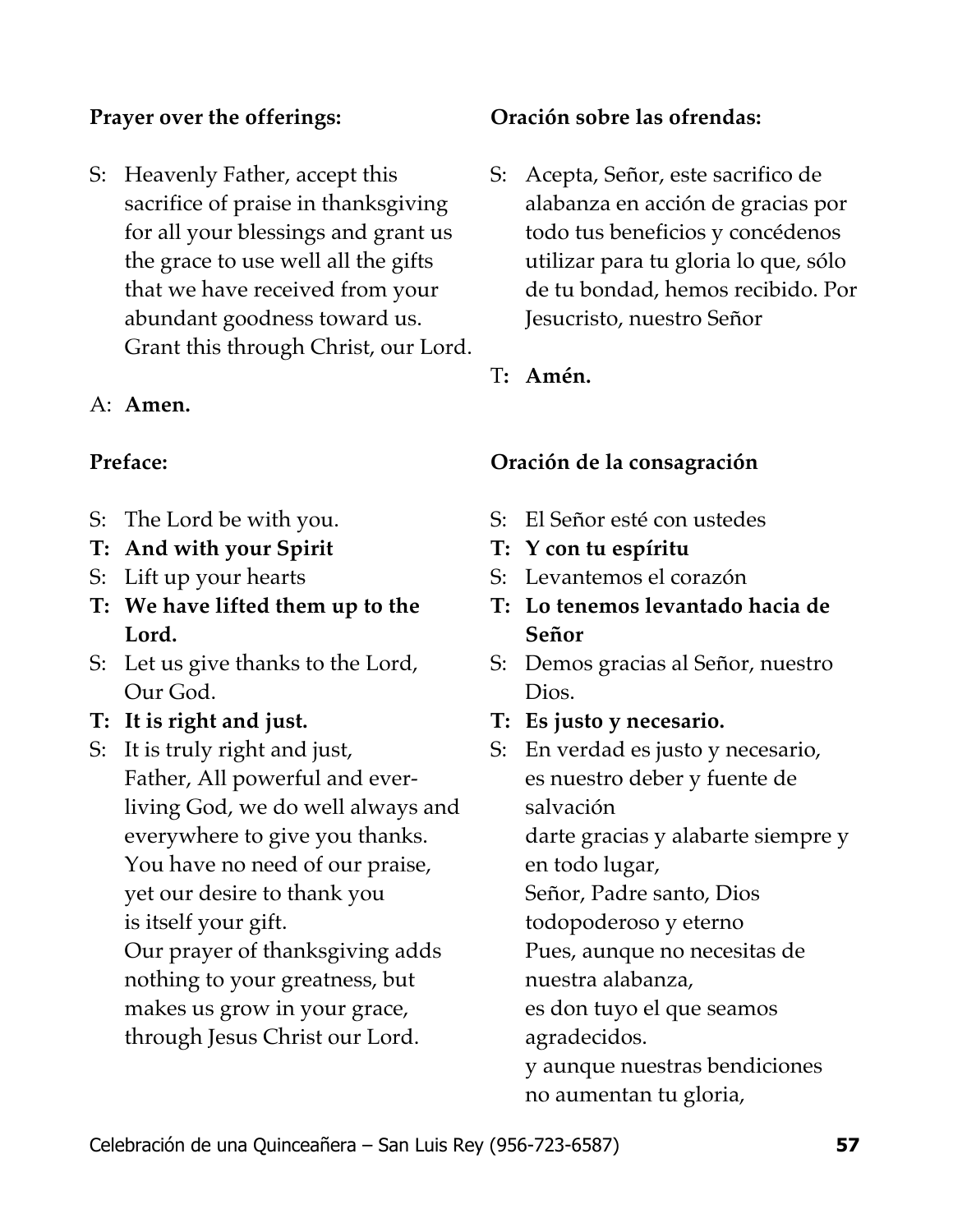**Prayer over the offerings:**

S: Heavenly Father, accept this sacrifice of praise in thanksgiving for all your blessings and grant us the grace to use well all the gifts that we have received from your abundant goodness toward us. Grant this through Christ, our Lord.

A: **Amen.**

**Preface:**

S: The Lord be with you.
**T: And with your Spirit**
S: Lift up your hearts
**T: We have lifted them up to the Lord.**
S: Let us give thanks to the Lord, Our God.
**T: It is right and just.**
S: It is truly right and just, Father, All powerful and ever-living God, we do well always and everywhere to give you thanks. You have no need of our praise, yet our desire to thank you is itself your gift. Our prayer of thanksgiving adds nothing to your greatness, but makes us grow in your grace, through Jesus Christ our Lord.

**Oración sobre las ofrendas:**

S: Acepta, Señor, este sacrifico de alabanza en acción de gracias por todo tus beneficios y concédenos utilizar para tu gloria lo que, sólo de tu bondad, hemos recibido. Por Jesucristo, nuestro Señor

T**: Amén.**

**Oración de la consagración**

S: El Señor esté con ustedes
**T: Y con tu espíritu**
S: Levantemos el corazón
**T: Lo tenemos levantado hacia de Señor**
S: Demos gracias al Señor, nuestro Dios.
**T: Es justo y necesario.**
S: En verdad es justo y necesario, es nuestro deber y fuente de salvación
darte gracias y alabarte siempre y en todo lugar,
Señor, Padre santo, Dios todopoderoso y eterno
Pues, aunque no necesitas de nuestra alabanza,
es don tuyo el que seamos agradecidos.
y aunque nuestras bendiciones no aumentan tu gloria,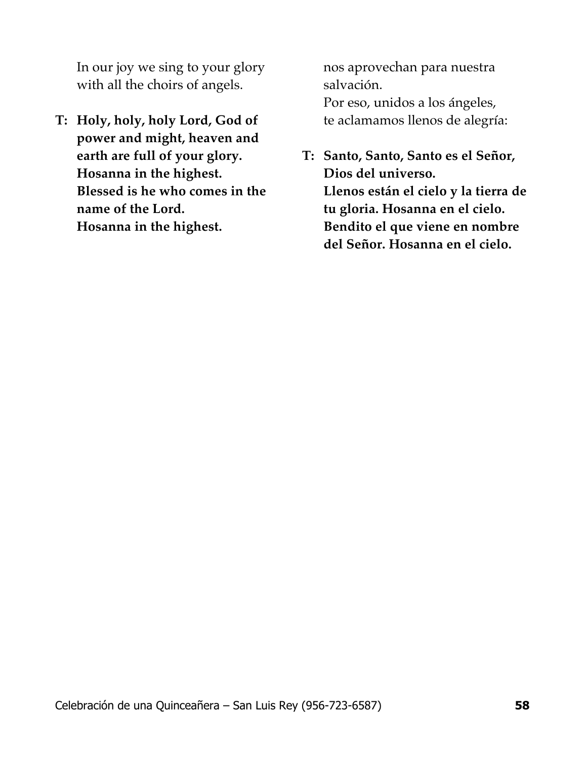In our joy we sing to your glory
with all the choirs of angels.

**T: Holy, holy, holy Lord, God of power and might, heaven and earth are full of your glory. Hosanna in the highest. Blessed is he who comes in the name of the Lord. Hosanna in the highest.**

nos aprovechan para nuestra
salvación.
Por eso, unidos a los ángeles,
te aclamamos llenos de alegría:

**T: Santo, Santo, Santo es el Señor, Dios del universo. Llenos están el cielo y la tierra de tu gloria. Hosanna en el cielo. Bendito el que viene en nombre del Señor. Hosanna en el cielo.**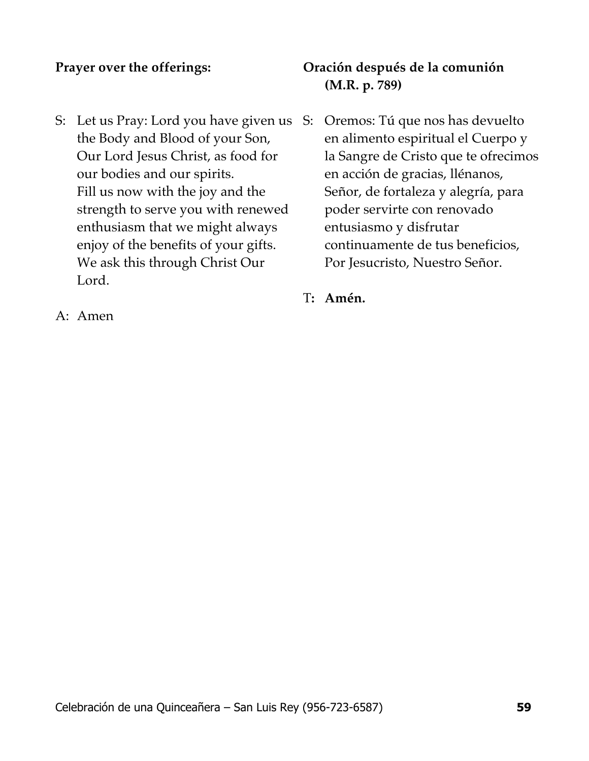**Prayer over the offerings:**

S: Let us Pray: Lord you have given us the Body and Blood of your Son, Our Lord Jesus Christ, as food for our bodies and our spirits.
Fill us now with the joy and the strength to serve you with renewed enthusiasm that we might always enjoy of the benefits of your gifts. We ask this through Christ Our Lord.

A: Amen

**Oración después de la comunión (M.R. p. 789)**

S: Oremos: Tú que nos has devuelto en alimento espiritual el Cuerpo y la Sangre de Cristo que te ofrecimos en acción de gracias, llénanos, Señor, de fortaleza y alegría, para poder servirte con renovado entusiasmo y disfrutar continuamente de tus beneficios, Por Jesucristo, Nuestro Señor.

T**: Amén.**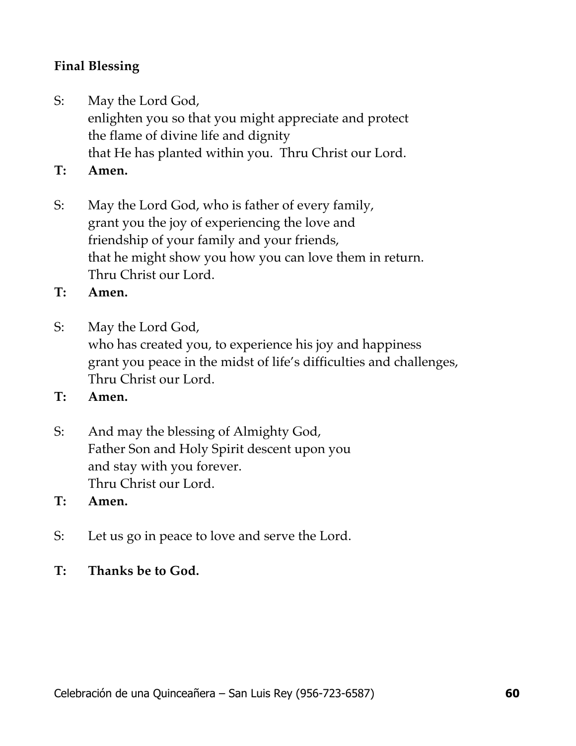**Final Blessing**

S: May the Lord God,
enlighten you so that you might appreciate and protect
the flame of divine life and dignity
that He has planted within you. Thru Christ our Lord.

**T: Amen.**

S: May the Lord God, who is father of every family,
grant you the joy of experiencing the love and
friendship of your family and your friends,
that he might show you how you can love them in return.
Thru Christ our Lord.

**T: Amen.**

S: May the Lord God,
who has created you, to experience his joy and happiness
grant you peace in the midst of life's difficulties and challenges,
Thru Christ our Lord.

**T: Amen.**

S: And may the blessing of Almighty God,
Father Son and Holy Spirit descent upon you
and stay with you forever.
Thru Christ our Lord.

**T: Amen.**

S: Let us go in peace to love and serve the Lord.

**T: Thanks be to God.**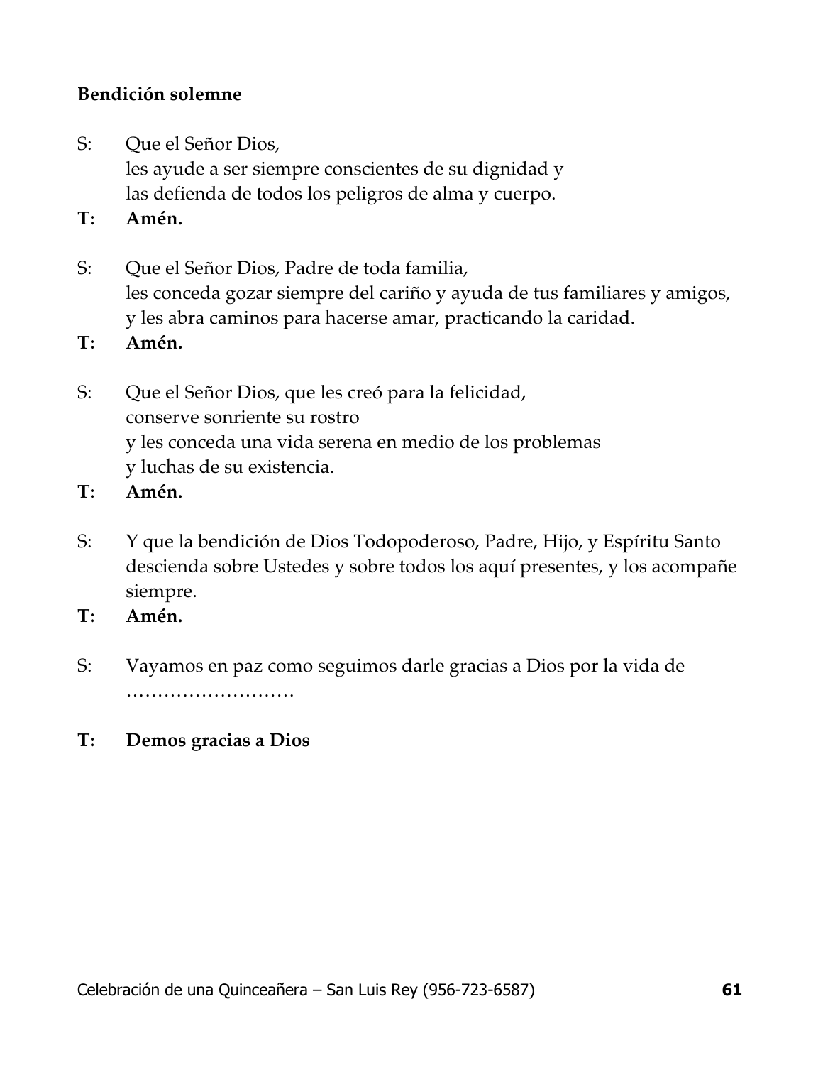**Bendición solemne**

S: Que el Señor Dios,
les ayude a ser siempre conscientes de su dignidad y
las defienda de todos los peligros de alma y cuerpo.

**T: Amén.**

S: Que el Señor Dios, Padre de toda familia,
les conceda gozar siempre del cariño y ayuda de tus familiares y amigos,
y les abra caminos para hacerse amar, practicando la caridad.

**T: Amén.**

S: Que el Señor Dios, que les creó para la felicidad,
conserve sonriente su rostro
y les conceda una vida serena en medio de los problemas
y luchas de su existencia.

**T: Amén.**

S: Y que la bendición de Dios Todopoderoso, Padre, Hijo, y Espíritu Santo descienda sobre Ustedes y sobre todos los aquí presentes, y los acompañe siempre.

**T: Amén.**

S: Vayamos en paz como seguimos darle gracias a Dios por la vida de ………………………

**T: Demos gracias a Dios**